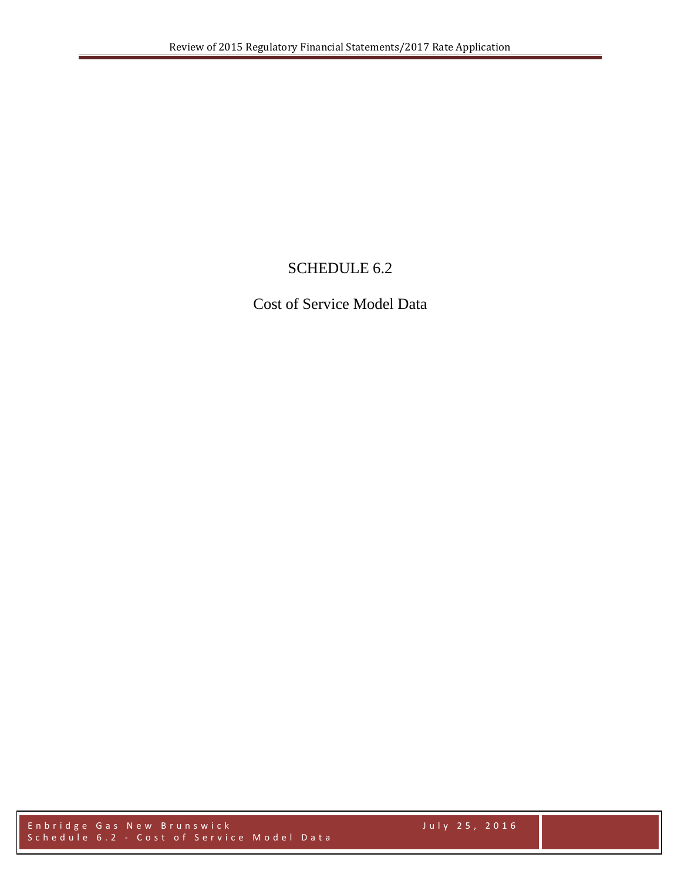# SCHEDULE 6.2

## Cost of Service Model Data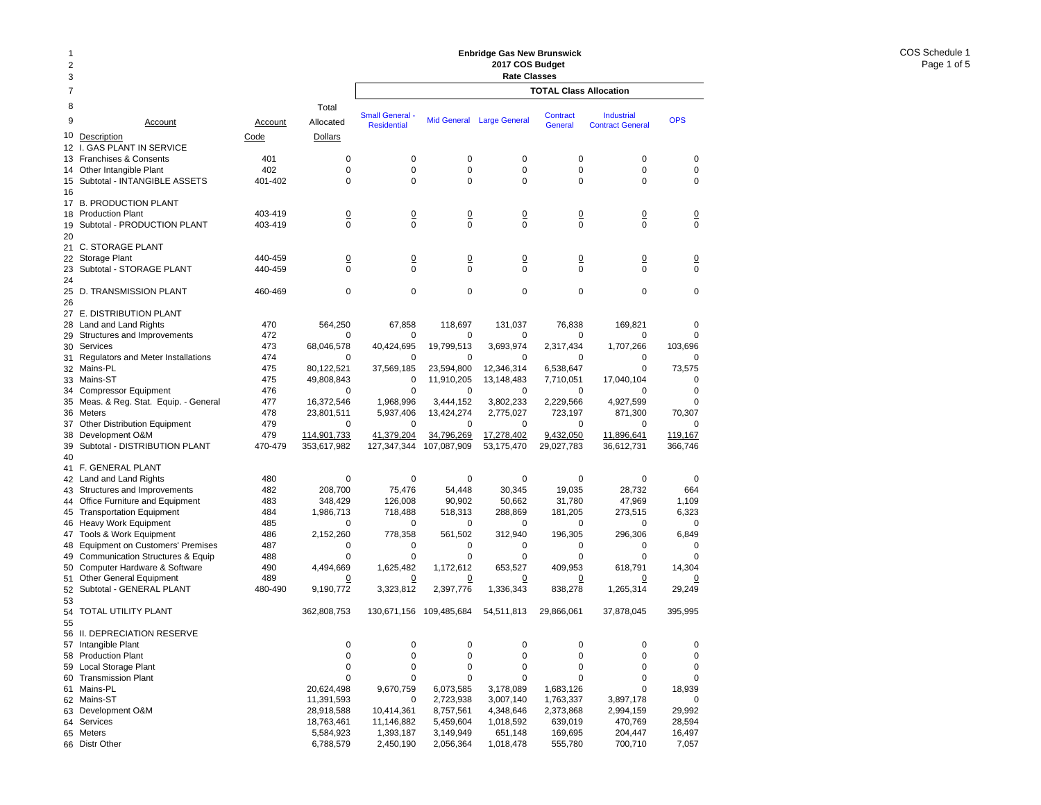**Enbridge Gas New Brunswick**
**2017 COS Budget**
**Rate Classes**

COS Schedule 1

| Line | Account Description | Account Code | Total Allocated Dollars | Small General - Residential | Mid General | Large General | Contract General | Industrial Contract General | OPS |
|---|---|---|---|---|---|---|---|---|---|
| | | | | **TOTAL Class Allocation** | | | | | |
| 12 | I. GAS PLANT IN SERVICE | | | | | | | | |
| 13 | Franchises & Consents | 401 | 0 | 0 | 0 | 0 | 0 | 0 | 0 |
| 14 | Other Intangible Plant | 402 | 0 | 0 | 0 | 0 | 0 | 0 | 0 |
| 15 | Subtotal - INTANGIBLE ASSETS | 401-402 | 0 | 0 | 0 | 0 | 0 | 0 | 0 |
| 16 | | | | | | | | | |
| 17 | B. PRODUCTION PLANT | | | | | | | | |
| 18 | Production Plant | 403-419 | 0 | 0 | 0 | 0 | 0 | 0 | 0 |
| 19 | Subtotal - PRODUCTION PLANT | 403-419 | 0 | 0 | 0 | 0 | 0 | 0 | 0 |
| 20 | | | | | | | | | |
| 21 | C. STORAGE PLANT | | | | | | | | |
| 22 | Storage Plant | 440-459 | 0 | 0 | 0 | 0 | 0 | 0 | 0 |
| 23 | Subtotal - STORAGE PLANT | 440-459 | 0 | 0 | 0 | 0 | 0 | 0 | 0 |
| 24 | | | | | | | | | |
| 25 | D. TRANSMISSION PLANT | 460-469 | 0 | 0 | 0 | 0 | 0 | 0 | 0 |
| 26 | | | | | | | | | |
| 27 | E. DISTRIBUTION PLANT | | | | | | | | |
| 28 | Land and Land Rights | 470 | 564,250 | 67,858 | 118,697 | 131,037 | 76,838 | 169,821 | 0 |
| 29 | Structures and Improvements | 472 | 0 | 0 | 0 | 0 | 0 | 0 | 0 |
| 30 | Services | 473 | 68,046,578 | 40,424,695 | 19,799,513 | 3,693,974 | 2,317,434 | 1,707,266 | 103,696 |
| 31 | Regulators and Meter Installations | 474 | 0 | 0 | 0 | 0 | 0 | 0 | 0 |
| 32 | Mains-PL | 475 | 80,122,521 | 37,569,185 | 23,594,800 | 12,346,314 | 6,538,647 | 0 | 73,575 |
| 33 | Mains-ST | 475 | 49,808,843 | 0 | 11,910,205 | 13,148,483 | 7,710,051 | 17,040,104 | 0 |
| 34 | Compressor Equipment | 476 | 0 | 0 | 0 | 0 | 0 | 0 | 0 |
| 35 | Meas. & Reg. Stat. Equip. - General | 477 | 16,372,546 | 1,968,996 | 3,444,152 | 3,802,233 | 2,229,566 | 4,927,599 | 0 |
| 36 | Meters | 478 | 23,801,511 | 5,937,406 | 13,424,274 | 2,775,027 | 723,197 | 871,300 | 70,307 |
| 37 | Other Distribution Equipment | 479 | 0 | 0 | 0 | 0 | 0 | 0 | 0 |
| 38 | Development O&M | 479 | 114,901,733 | 41,379,204 | 34,796,269 | 17,278,402 | 9,432,050 | 11,896,641 | 119,167 |
| 39 | Subtotal - DISTRIBUTION PLANT | 470-479 | 353,617,982 | 127,347,344 | 107,087,909 | 53,175,470 | 29,027,783 | 36,612,731 | 366,746 |
| 40 | | | | | | | | | |
| 41 | F. GENERAL PLANT | | | | | | | | |
| 42 | Land and Land Rights | 480 | 0 | 0 | 0 | 0 | 0 | 0 | 0 |
| 43 | Structures and Improvements | 482 | 208,700 | 75,476 | 54,448 | 30,345 | 19,035 | 28,732 | 664 |
| 44 | Office Furniture and Equipment | 483 | 348,429 | 126,008 | 90,902 | 50,662 | 31,780 | 47,969 | 1,109 |
| 45 | Transportation Equipment | 484 | 1,986,713 | 718,488 | 518,313 | 288,869 | 181,205 | 273,515 | 6,323 |
| 46 | Heavy Work Equipment | 485 | 0 | 0 | 0 | 0 | 0 | 0 | 0 |
| 47 | Tools & Work Equipment | 486 | 2,152,260 | 778,358 | 561,502 | 312,940 | 196,305 | 296,306 | 6,849 |
| 48 | Equipment on Customers' Premises | 487 | 0 | 0 | 0 | 0 | 0 | 0 | 0 |
| 49 | Communication Structures & Equip | 488 | 0 | 0 | 0 | 0 | 0 | 0 | 0 |
| 50 | Computer Hardware & Software | 490 | 4,494,669 | 1,625,482 | 1,172,612 | 653,527 | 409,953 | 618,791 | 14,304 |
| 51 | Other General Equipment | 489 | 0 | 0 | 0 | 0 | 0 | 0 | 0 |
| 52 | Subtotal - GENERAL PLANT | 480-490 | 9,190,772 | 3,323,812 | 2,397,776 | 1,336,343 | 838,278 | 1,265,314 | 29,249 |
| 53 | | | | | | | | | |
| 54 | TOTAL UTILITY PLANT | | 362,808,753 | 130,671,156 | 109,485,684 | 54,511,813 | 29,866,061 | 37,878,045 | 395,995 |
| 55 | | | | | | | | | |
| 56 | II. DEPRECIATION RESERVE | | | | | | | | |
| 57 | Intangible Plant | | 0 | 0 | 0 | 0 | 0 | 0 | 0 |
| 58 | Production Plant | | 0 | 0 | 0 | 0 | 0 | 0 | 0 |
| 59 | Local Storage Plant | | 0 | 0 | 0 | 0 | 0 | 0 | 0 |
| 60 | Transmission Plant | | 0 | 0 | 0 | 0 | 0 | 0 | 0 |
| 61 | Mains-PL | | 20,624,498 | 9,670,759 | 6,073,585 | 3,178,089 | 1,683,126 | 0 | 18,939 |
| 62 | Mains-ST | | 11,391,593 | 0 | 2,723,938 | 3,007,140 | 1,763,337 | 3,897,178 | 0 |
| 63 | Development O&M | | 28,918,588 | 10,414,361 | 8,757,561 | 4,348,646 | 2,373,868 | 2,994,159 | 29,992 |
| 64 | Services | | 18,763,461 | 11,146,882 | 5,459,604 | 1,018,592 | 639,019 | 470,769 | 28,594 |
| 65 | Meters | | 5,584,923 | 1,393,187 | 3,149,949 | 651,148 | 169,695 | 204,447 | 16,497 |
| 66 | Distr Other | | 6,788,579 | 2,450,190 | 2,056,364 | 1,018,478 | 555,780 | 700,710 | 7,057 |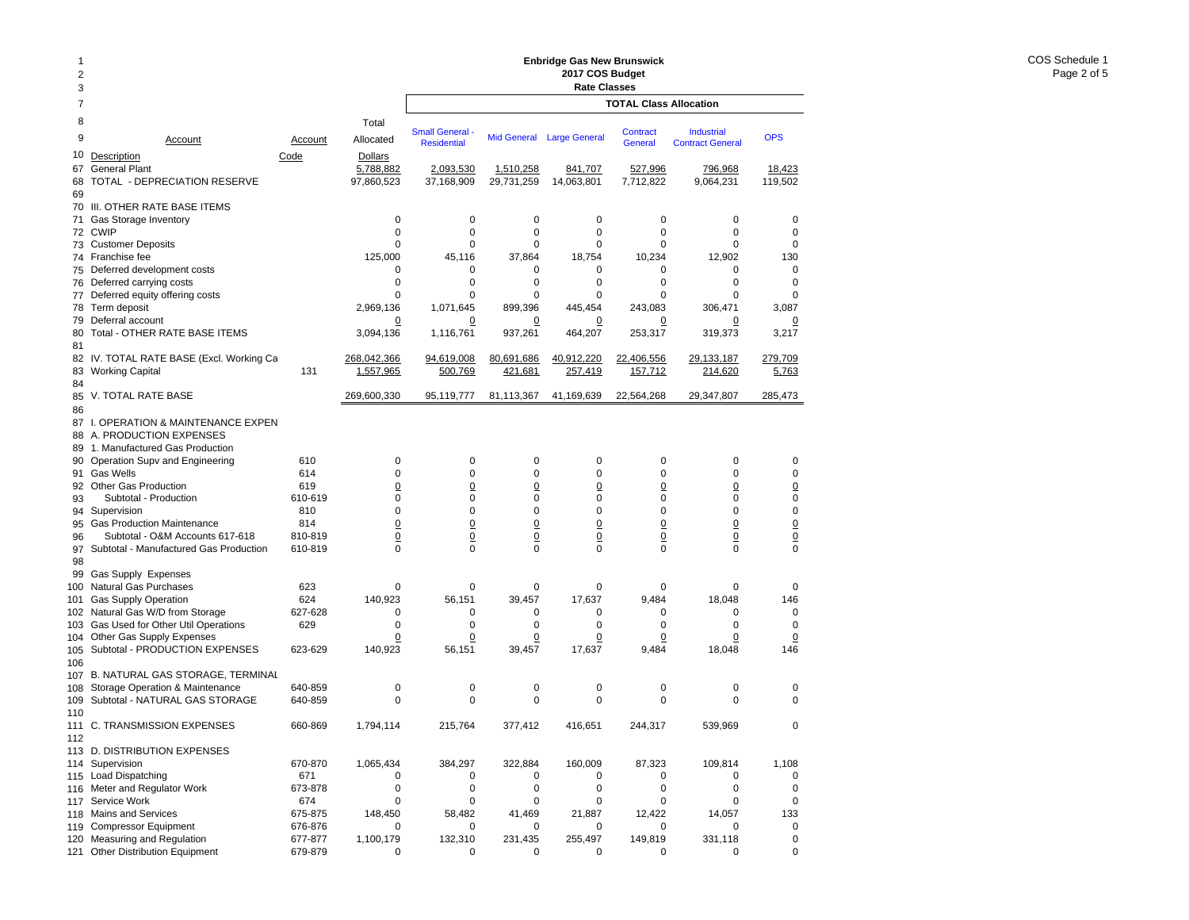**Enbridge Gas New Brunswick**
**2017 COS Budget**
**Rate Classes**

COS Schedule 1

| Line | Account Description | Account Code | Total Allocated Dollars | Small General - Residential | Mid General | Large General | Contract General | Industrial Contract General | OPS |
|---|---|---|---|---|---|---|---|---|---|
| | | | | **TOTAL Class Allocation** | | | | | |
| 67 | General Plant | | 5,788,882 | 2,093,530 | 1,510,258 | 841,707 | 527,996 | 796,968 | 18,423 |
| 68 | TOTAL - DEPRECIATION RESERVE | | 97,860,523 | 37,168,909 | 29,731,259 | 14,063,801 | 7,712,822 | 9,064,231 | 119,502 |
| 69 | | | | | | | | | |
| 70 | III. OTHER RATE BASE ITEMS | | | | | | | | |
| 71 | Gas Storage Inventory | | 0 | 0 | 0 | 0 | 0 | 0 | 0 |
| 72 | CWIP | | 0 | 0 | 0 | 0 | 0 | 0 | 0 |
| 73 | Customer Deposits | | 0 | 0 | 0 | 0 | 0 | 0 | 0 |
| 74 | Franchise fee | | 125,000 | 45,116 | 37,864 | 18,754 | 10,234 | 12,902 | 130 |
| 75 | Deferred development costs | | 0 | 0 | 0 | 0 | 0 | 0 | 0 |
| 76 | Deferred carrying costs | | 0 | 0 | 0 | 0 | 0 | 0 | 0 |
| 77 | Deferred equity offering costs | | 0 | 0 | 0 | 0 | 0 | 0 | 0 |
| 78 | Term deposit | | 2,969,136 | 1,071,645 | 899,396 | 445,454 | 243,083 | 306,471 | 3,087 |
| 79 | Deferral account | | 0 | 0 | 0 | 0 | 0 | 0 | 0 |
| 80 | Total - OTHER RATE BASE ITEMS | | 3,094,136 | 1,116,761 | 937,261 | 464,207 | 253,317 | 319,373 | 3,217 |
| 81 | | | | | | | | | |
| 82 | IV. TOTAL RATE BASE (Excl. Working Ca | | 268,042,366 | 94,619,008 | 80,691,686 | 40,912,220 | 22,406,556 | 29,133,187 | 279,709 |
| 83 | Working Capital | 131 | 1,557,965 | 500,769 | 421,681 | 257,419 | 157,712 | 214,620 | 5,763 |
| 84 | | | | | | | | | |
| 85 | V. TOTAL RATE BASE | | 269,600,330 | 95,119,777 | 81,113,367 | 41,169,639 | 22,564,268 | 29,347,807 | 285,473 |
| 86 | | | | | | | | | |
| 87 | I. OPERATION & MAINTENANCE EXPEN | | | | | | | | |
| 88 | A. PRODUCTION EXPENSES | | | | | | | | |
| 89 | 1. Manufactured Gas Production | | | | | | | | |
| 90 | Operation Supv and Engineering | 610 | 0 | 0 | 0 | 0 | 0 | 0 | 0 |
| 91 | Gas Wells | 614 | 0 | 0 | 0 | 0 | 0 | 0 | 0 |
| 92 | Other Gas Production | 619 | 0 | 0 | 0 | 0 | 0 | 0 | 0 |
| 93 | Subtotal - Production | 610-619 | 0 | 0 | 0 | 0 | 0 | 0 | 0 |
| 94 | Supervision | 810 | 0 | 0 | 0 | 0 | 0 | 0 | 0 |
| 95 | Gas Production Maintenance | 814 | 0 | 0 | 0 | 0 | 0 | 0 | 0 |
| 96 | Subtotal - O&M Accounts 617-618 | 810-819 | 0 | 0 | 0 | 0 | 0 | 0 | 0 |
| 97 | Subtotal - Manufactured Gas Production | 610-819 | 0 | 0 | 0 | 0 | 0 | 0 | 0 |
| 98 | | | | | | | | | |
| 99 | Gas Supply Expenses | | | | | | | | |
| 100 | Natural Gas Purchases | 623 | 0 | 0 | 0 | 0 | 0 | 0 | 0 |
| 101 | Gas Supply Operation | 624 | 140,923 | 56,151 | 39,457 | 17,637 | 9,484 | 18,048 | 146 |
| 102 | Natural Gas W/D from Storage | 627-628 | 0 | 0 | 0 | 0 | 0 | 0 | 0 |
| 103 | Gas Used for Other Util Operations | 629 | 0 | 0 | 0 | 0 | 0 | 0 | 0 |
| 104 | Other Gas Supply Expenses | | 0 | 0 | 0 | 0 | 0 | 0 | 0 |
| 105 | Subtotal - PRODUCTION EXPENSES | 623-629 | 140,923 | 56,151 | 39,457 | 17,637 | 9,484 | 18,048 | 146 |
| 106 | | | | | | | | | |
| 107 | B. NATURAL GAS STORAGE, TERMINAL | | | | | | | | |
| 108 | Storage Operation & Maintenance | 640-859 | 0 | 0 | 0 | 0 | 0 | 0 | 0 |
| 109 | Subtotal - NATURAL GAS STORAGE | 640-859 | 0 | 0 | 0 | 0 | 0 | 0 | 0 |
| 110 | | | | | | | | | |
| 111 | C. TRANSMISSION EXPENSES | 660-869 | 1,794,114 | 215,764 | 377,412 | 416,651 | 244,317 | 539,969 | 0 |
| 112 | | | | | | | | | |
| 113 | D. DISTRIBUTION EXPENSES | | | | | | | | |
| 114 | Supervision | 670-870 | 1,065,434 | 384,297 | 322,884 | 160,009 | 87,323 | 109,814 | 1,108 |
| 115 | Load Dispatching | 671 | 0 | 0 | 0 | 0 | 0 | 0 | 0 |
| 116 | Meter and Regulator Work | 673-878 | 0 | 0 | 0 | 0 | 0 | 0 | 0 |
| 117 | Service Work | 674 | 0 | 0 | 0 | 0 | 0 | 0 | 0 |
| 118 | Mains and Services | 675-875 | 148,450 | 58,482 | 41,469 | 21,887 | 12,422 | 14,057 | 133 |
| 119 | Compressor Equipment | 676-876 | 0 | 0 | 0 | 0 | 0 | 0 | 0 |
| 120 | Measuring and Regulation | 677-877 | 1,100,179 | 132,310 | 231,435 | 255,497 | 149,819 | 331,118 | 0 |
| 121 | Other Distribution Equipment | 679-879 | 0 | 0 | 0 | 0 | 0 | 0 | 0 |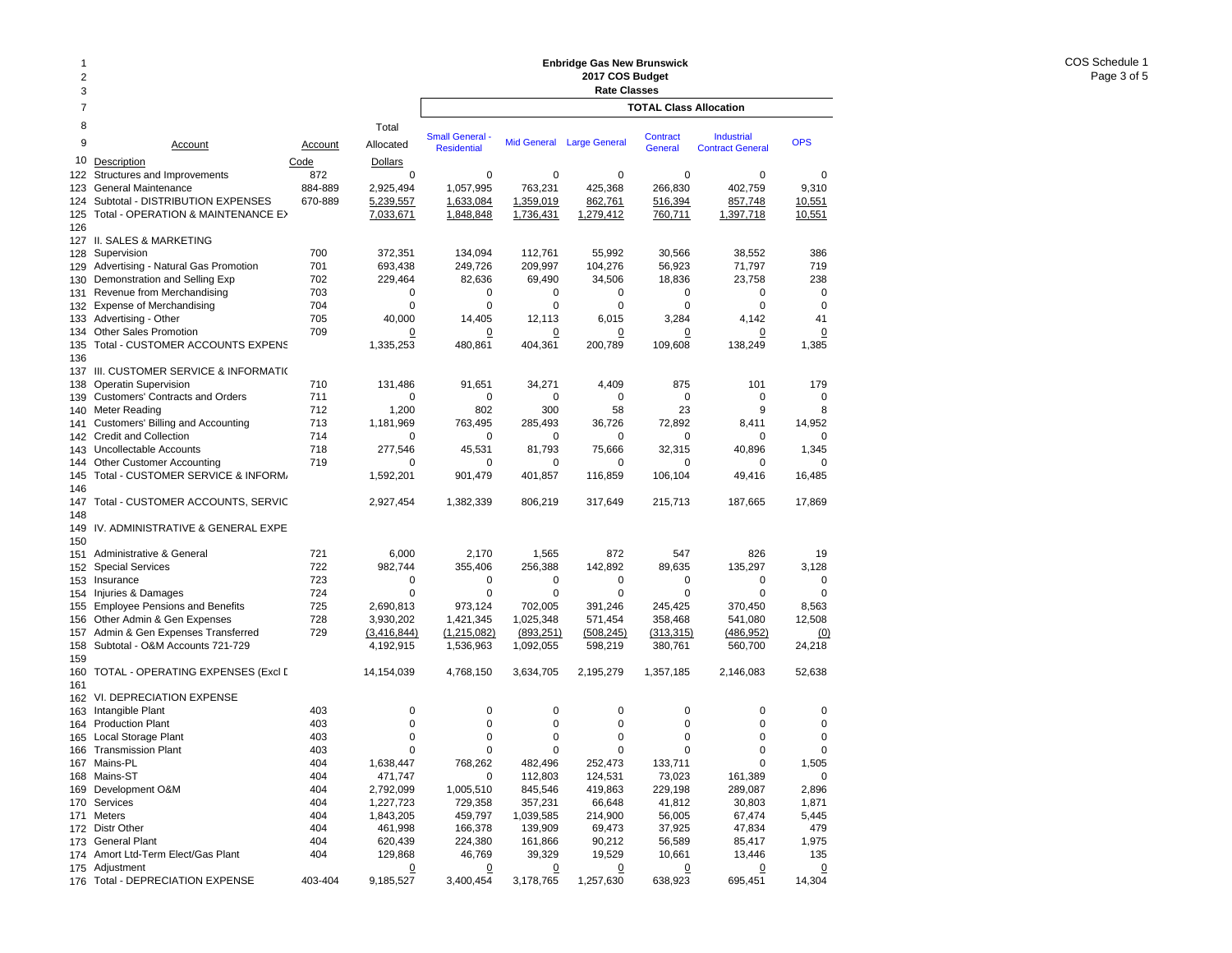# Enbridge Gas New Brunswick
## 2017 COS Budget
### Rate Classes

COS Schedule 1

| Line | Account Description | Account Code | Total Allocated Dollars | Small General - Residential | Mid General | Large General | Contract General | Industrial Contract General | OPS |
|---|---|---|---|---|---|---|---|---|---|
| | | | | **TOTAL Class Allocation** | | | | | |
| 122 | Structures and Improvements | 872 | 0 | 0 | 0 | 0 | 0 | 0 | 0 |
| 123 | General Maintenance | 884-889 | 2,925,494 | 1,057,995 | 763,231 | 425,368 | 266,830 | 402,759 | 9,310 |
| 124 | Subtotal - DISTRIBUTION EXPENSES | 670-889 | 5,239,557 | 1,633,084 | 1,359,019 | 862,761 | 516,394 | 857,748 | 10,551 |
| 125 | Total - OPERATION & MAINTENANCE EX | | 7,033,671 | 1,848,848 | 1,736,431 | 1,279,412 | 760,711 | 1,397,718 | 10,551 |
| 126 | | | | | | | | | |
| 127 | II. SALES & MARKETING | | | | | | | | |
| 128 | Supervision | 700 | 372,351 | 134,094 | 112,761 | 55,992 | 30,566 | 38,552 | 386 |
| 129 | Advertising - Natural Gas Promotion | 701 | 693,438 | 249,726 | 209,997 | 104,276 | 56,923 | 71,797 | 719 |
| 130 | Demonstration and Selling Exp | 702 | 229,464 | 82,636 | 69,490 | 34,506 | 18,836 | 23,758 | 238 |
| 131 | Revenue from Merchandising | 703 | 0 | 0 | 0 | 0 | 0 | 0 | 0 |
| 132 | Expense of Merchandising | 704 | 0 | 0 | 0 | 0 | 0 | 0 | 0 |
| 133 | Advertising - Other | 705 | 40,000 | 14,405 | 12,113 | 6,015 | 3,284 | 4,142 | 41 |
| 134 | Other Sales Promotion | 709 | 0 | 0 | 0 | 0 | 0 | 0 | 0 |
| 135 | Total - CUSTOMER ACCOUNTS EXPENS | | 1,335,253 | 480,861 | 404,361 | 200,789 | 109,608 | 138,249 | 1,385 |
| 136 | | | | | | | | | |
| 137 | III. CUSTOMER SERVICE & INFORMATI( | | | | | | | | |
| 138 | Operatin Supervision | 710 | 131,486 | 91,651 | 34,271 | 4,409 | 875 | 101 | 179 |
| 139 | Customers' Contracts and Orders | 711 | 0 | 0 | 0 | 0 | 0 | 0 | 0 |
| 140 | Meter Reading | 712 | 1,200 | 802 | 300 | 58 | 23 | 9 | 8 |
| 141 | Customers' Billing and Accounting | 713 | 1,181,969 | 763,495 | 285,493 | 36,726 | 72,892 | 8,411 | 14,952 |
| 142 | Credit and Collection | 714 | 0 | 0 | 0 | 0 | 0 | 0 | 0 |
| 143 | Uncollectable Accounts | 718 | 277,546 | 45,531 | 81,793 | 75,666 | 32,315 | 40,896 | 1,345 |
| 144 | Other Customer Accounting | 719 | 0 | 0 | 0 | 0 | 0 | 0 | 0 |
| 145 | Total - CUSTOMER SERVICE & INFORM/ | | 1,592,201 | 901,479 | 401,857 | 116,859 | 106,104 | 49,416 | 16,485 |
| 146 | | | | | | | | | |
| 147 | Total - CUSTOMER ACCOUNTS, SERVIC | | 2,927,454 | 1,382,339 | 806,219 | 317,649 | 215,713 | 187,665 | 17,869 |
| 148 | | | | | | | | | |
| 149 | IV. ADMINISTRATIVE & GENERAL EXPE | | | | | | | | |
| 150 | | | | | | | | | |
| 151 | Administrative & General | 721 | 6,000 | 2,170 | 1,565 | 872 | 547 | 826 | 19 |
| 152 | Special Services | 722 | 982,744 | 355,406 | 256,388 | 142,892 | 89,635 | 135,297 | 3,128 |
| 153 | Insurance | 723 | 0 | 0 | 0 | 0 | 0 | 0 | 0 |
| 154 | Injuries & Damages | 724 | 0 | 0 | 0 | 0 | 0 | 0 | 0 |
| 155 | Employee Pensions and Benefits | 725 | 2,690,813 | 973,124 | 702,005 | 391,246 | 245,425 | 370,450 | 8,563 |
| 156 | Other Admin & Gen Expenses | 728 | 3,930,202 | 1,421,345 | 1,025,348 | 571,454 | 358,468 | 541,080 | 12,508 |
| 157 | Admin & Gen Expenses Transferred | 729 | (3,416,844) | (1,215,082) | (893,251) | (508,245) | (313,315) | (486,952) | (0) |
| 158 | Subtotal - O&M Accounts 721-729 | | 4,192,915 | 1,536,963 | 1,092,055 | 598,219 | 380,761 | 560,700 | 24,218 |
| 159 | | | | | | | | | |
| 160 | TOTAL - OPERATING EXPENSES (Excl D | | 14,154,039 | 4,768,150 | 3,634,705 | 2,195,279 | 1,357,185 | 2,146,083 | 52,638 |
| 161 | | | | | | | | | |
| 162 | VI. DEPRECIATION EXPENSE | | | | | | | | |
| 163 | Intangible Plant | 403 | 0 | 0 | 0 | 0 | 0 | 0 | 0 |
| 164 | Production Plant | 403 | 0 | 0 | 0 | 0 | 0 | 0 | 0 |
| 165 | Local Storage Plant | 403 | 0 | 0 | 0 | 0 | 0 | 0 | 0 |
| 166 | Transmission Plant | 403 | 0 | 0 | 0 | 0 | 0 | 0 | 0 |
| 167 | Mains-PL | 404 | 1,638,447 | 768,262 | 482,496 | 252,473 | 133,711 | 0 | 1,505 |
| 168 | Mains-ST | 404 | 471,747 | 0 | 112,803 | 124,531 | 73,023 | 161,389 | 0 |
| 169 | Development O&M | 404 | 2,792,099 | 1,005,510 | 845,546 | 419,863 | 229,198 | 289,087 | 2,896 |
| 170 | Services | 404 | 1,227,723 | 729,358 | 357,231 | 66,648 | 41,812 | 30,803 | 1,871 |
| 171 | Meters | 404 | 1,843,205 | 459,797 | 1,039,585 | 214,900 | 56,005 | 67,474 | 5,445 |
| 172 | Distr Other | 404 | 461,998 | 166,378 | 139,909 | 69,473 | 37,925 | 47,834 | 479 |
| 173 | General Plant | 404 | 620,439 | 224,380 | 161,866 | 90,212 | 56,589 | 85,417 | 1,975 |
| 174 | Amort Ltd-Term Elect/Gas Plant | 404 | 129,868 | 46,769 | 39,329 | 19,529 | 10,661 | 13,446 | 135 |
| 175 | Adjustment | | 0 | 0 | 0 | 0 | 0 | 0 | 0 |
| 176 | Total - DEPRECIATION EXPENSE | 403-404 | 9,185,527 | 3,400,454 | 3,178,765 | 1,257,630 | 638,923 | 695,451 | 14,304 |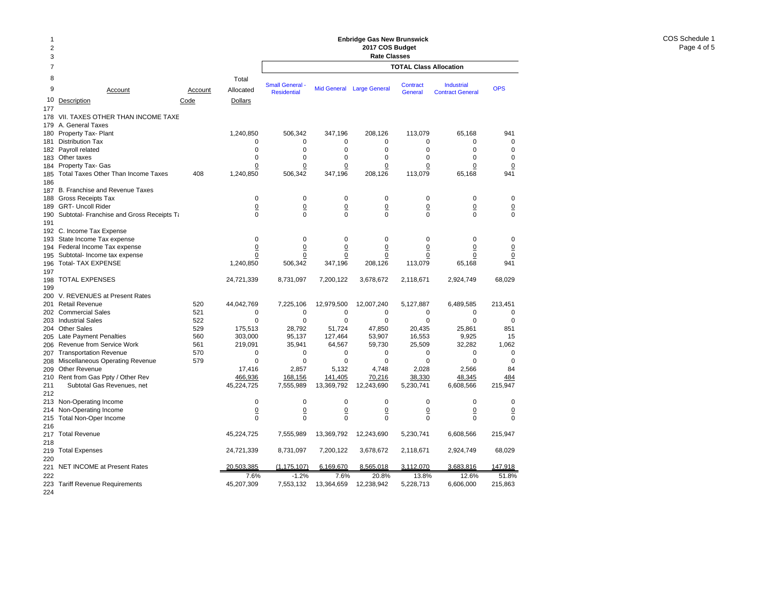# Enbridge Gas New Brunswick
## 2017 COS Budget
### Rate Classes

COS Schedule 1
Page 4 of 5

| Line | Account Description | Account Code | Total Allocated Dollars | Small General - Residential | Mid General | Large General | Contract General | Industrial Contract General | OPS |
|---|---|---|---|---|---|---|---|---|---|
| | | | | TOTAL Class Allocation | | | | | |
| 177 | | | | | | | | | |
| 178 | VII. TAXES OTHER THAN INCOME TAXE | | | | | | | | |
| 179 | A. General Taxes | | | | | | | | |
| 180 | Property Tax- Plant | | 1,240,850 | 506,342 | 347,196 | 208,126 | 113,079 | 65,168 | 941 |
| 181 | Distribution Tax | | 0 | 0 | 0 | 0 | 0 | 0 | 0 |
| 182 | Payroll related | | 0 | 0 | 0 | 0 | 0 | 0 | 0 |
| 183 | Other taxes | | 0 | 0 | 0 | 0 | 0 | 0 | 0 |
| 184 | Property Tax- Gas | | 0 | 0 | 0 | 0 | 0 | 0 | 0 |
| 185 | Total Taxes Other Than Income Taxes | 408 | 1,240,850 | 506,342 | 347,196 | 208,126 | 113,079 | 65,168 | 941 |
| 186 | | | | | | | | | |
| 187 | B. Franchise and Revenue Taxes | | | | | | | | |
| 188 | Gross Receipts Tax | | 0 | 0 | 0 | 0 | 0 | 0 | 0 |
| 189 | GRT- Uncoll Rider | | 0 | 0 | 0 | 0 | 0 | 0 | 0 |
| 190 | Subtotal- Franchise and Gross Receipts Ta | | 0 | 0 | 0 | 0 | 0 | 0 | 0 |
| 191 | | | | | | | | | |
| 192 | C. Income Tax Expense | | | | | | | | |
| 193 | State Income Tax expense | | 0 | 0 | 0 | 0 | 0 | 0 | 0 |
| 194 | Federal Income Tax expense | | 0 | 0 | 0 | 0 | 0 | 0 | 0 |
| 195 | Subtotal- Income tax expense | | 0 | 0 | 0 | 0 | 0 | 0 | 0 |
| 196 | Total- TAX EXPENSE | | 1,240,850 | 506,342 | 347,196 | 208,126 | 113,079 | 65,168 | 941 |
| 197 | | | | | | | | | |
| 198 | TOTAL EXPENSES | | 24,721,339 | 8,731,097 | 7,200,122 | 3,678,672 | 2,118,671 | 2,924,749 | 68,029 |
| 199 | | | | | | | | | |
| 200 | V. REVENUES at Present Rates | | | | | | | | |
| 201 | Retail Revenue | 520 | 44,042,769 | 7,225,106 | 12,979,500 | 12,007,240 | 5,127,887 | 6,489,585 | 213,451 |
| 202 | Commercial Sales | 521 | 0 | 0 | 0 | 0 | 0 | 0 | 0 |
| 203 | Industrial Sales | 522 | 0 | 0 | 0 | 0 | 0 | 0 | 0 |
| 204 | Other Sales | 529 | 175,513 | 28,792 | 51,724 | 47,850 | 20,435 | 25,861 | 851 |
| 205 | Late Payment Penalties | 560 | 303,000 | 95,137 | 127,464 | 53,907 | 16,553 | 9,925 | 15 |
| 206 | Revenue from Service Work | 561 | 219,091 | 35,941 | 64,567 | 59,730 | 25,509 | 32,282 | 1,062 |
| 207 | Transportation Revenue | 570 | 0 | 0 | 0 | 0 | 0 | 0 | 0 |
| 208 | Miscellaneous Operating Revenue | 579 | 0 | 0 | 0 | 0 | 0 | 0 | 0 |
| 209 | Other Revenue | | 17,416 | 2,857 | 5,132 | 4,748 | 2,028 | 2,566 | 84 |
| 210 | Rent from Gas Ppty / Other Rev | | 466,936 | 168,156 | 141,405 | 70,216 | 38,330 | 48,345 | 484 |
| 211 | Subtotal Gas Revenues, net | | 45,224,725 | 7,555,989 | 13,369,792 | 12,243,690 | 5,230,741 | 6,608,566 | 215,947 |
| 212 | | | | | | | | | |
| 213 | Non-Operating Income | | 0 | 0 | 0 | 0 | 0 | 0 | 0 |
| 214 | Non-Operating Income | | 0 | 0 | 0 | 0 | 0 | 0 | 0 |
| 215 | Total Non-Oper Income | | 0 | 0 | 0 | 0 | 0 | 0 | 0 |
| 216 | | | | | | | | | |
| 217 | Total Revenue | | 45,224,725 | 7,555,989 | 13,369,792 | 12,243,690 | 5,230,741 | 6,608,566 | 215,947 |
| 218 | | | | | | | | | |
| 219 | Total Expenses | | 24,721,339 | 8,731,097 | 7,200,122 | 3,678,672 | 2,118,671 | 2,924,749 | 68,029 |
| 220 | | | | | | | | | |
| 221 | NET INCOME at Present Rates | | 20,503,385 | (1,175,107) | 6,169,670 | 8,565,018 | 3,112,070 | 3,683,816 | 147,918 |
| 222 | | | 7.6% | -1.2% | 7.6% | 20.8% | 13.8% | 12.6% | 51.8% |
| 223 | Tariff Revenue Requirements | | 45,207,309 | 7,553,132 | 13,364,659 | 12,238,942 | 5,228,713 | 6,606,000 | 215,863 |
| 224 | | | | | | | | | |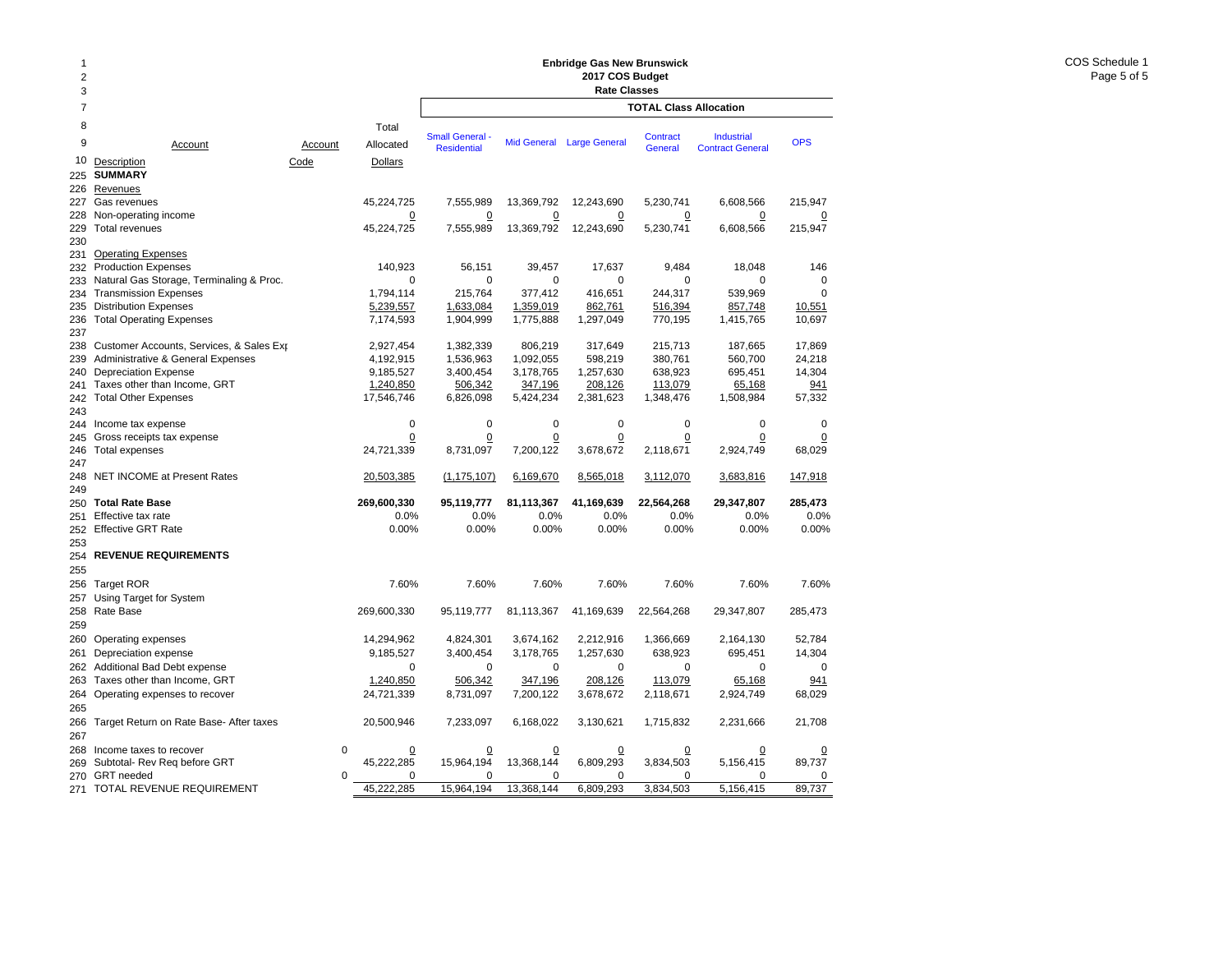# Enbridge Gas New Brunswick
## 2017 COS Budget
### Rate Classes

COS Schedule 1

| Line | Account Description | Account Code | Total Allocated Dollars | Small General - Residential | Mid General | Large General | Contract General | Industrial Contract General | OPS |
|---|---|---|---|---|---|---|---|---|---|
| | | | | **TOTAL Class Allocation** | | | | | |
| 225 | **SUMMARY** | | | | | | | | |
| 226 | Revenues | | | | | | | | |
| 227 | Gas revenues | | 45,224,725 | 7,555,989 | 13,369,792 | 12,243,690 | 5,230,741 | 6,608,566 | 215,947 |
| 228 | Non-operating income | | 0 | 0 | 0 | 0 | 0 | 0 | 0 |
| 229 | Total revenues | | 45,224,725 | 7,555,989 | 13,369,792 | 12,243,690 | 5,230,741 | 6,608,566 | 215,947 |
| 230 | | | | | | | | | |
| 231 | Operating Expenses | | | | | | | | |
| 232 | Production Expenses | | 140,923 | 56,151 | 39,457 | 17,637 | 9,484 | 18,048 | 146 |
| 233 | Natural Gas Storage, Terminaling & Proc. | | 0 | 0 | 0 | 0 | 0 | 0 | 0 |
| 234 | Transmission Expenses | | 1,794,114 | 215,764 | 377,412 | 416,651 | 244,317 | 539,969 | 0 |
| 235 | Distribution Expenses | | 5,239,557 | 1,633,084 | 1,359,019 | 862,761 | 516,394 | 857,748 | 10,551 |
| 236 | Total Operating Expenses | | 7,174,593 | 1,904,999 | 1,775,888 | 1,297,049 | 770,195 | 1,415,765 | 10,697 |
| 237 | | | | | | | | | |
| 238 | Customer Accounts, Services, & Sales Exp | | 2,927,454 | 1,382,339 | 806,219 | 317,649 | 215,713 | 187,665 | 17,869 |
| 239 | Administrative & General Expenses | | 4,192,915 | 1,536,963 | 1,092,055 | 598,219 | 380,761 | 560,700 | 24,218 |
| 240 | Depreciation Expense | | 9,185,527 | 3,400,454 | 3,178,765 | 1,257,630 | 638,923 | 695,451 | 14,304 |
| 241 | Taxes other than Income, GRT | | 1,240,850 | 506,342 | 347,196 | 208,126 | 113,079 | 65,168 | 941 |
| 242 | Total Other Expenses | | 17,546,746 | 6,826,098 | 5,424,234 | 2,381,623 | 1,348,476 | 1,508,984 | 57,332 |
| 243 | | | | | | | | | |
| 244 | Income tax expense | | 0 | 0 | 0 | 0 | 0 | 0 | 0 |
| 245 | Gross receipts tax expense | | 0 | 0 | 0 | 0 | 0 | 0 | 0 |
| 246 | Total expenses | | 24,721,339 | 8,731,097 | 7,200,122 | 3,678,672 | 2,118,671 | 2,924,749 | 68,029 |
| 247 | | | | | | | | | |
| 248 | NET INCOME at Present Rates | | 20,503,385 | (1,175,107) | 6,169,670 | 8,565,018 | 3,112,070 | 3,683,816 | 147,918 |
| 249 | | | | | | | | | |
| 250 | **Total Rate Base** | | **269,600,330** | **95,119,777** | **81,113,367** | **41,169,639** | **22,564,268** | **29,347,807** | **285,473** |
| 251 | Effective tax rate | | 0.0% | 0.0% | 0.0% | 0.0% | 0.0% | 0.0% | 0.0% |
| 252 | Effective GRT Rate | | 0.00% | 0.00% | 0.00% | 0.00% | 0.00% | 0.00% | 0.00% |
| 253 | | | | | | | | | |
| 254 | **REVENUE REQUIREMENTS** | | | | | | | | |
| 255 | | | | | | | | | |
| 256 | Target ROR | | 7.60% | 7.60% | 7.60% | 7.60% | 7.60% | 7.60% | 7.60% |
| 257 | Using Target for System | | | | | | | | |
| 258 | Rate Base | | 269,600,330 | 95,119,777 | 81,113,367 | 41,169,639 | 22,564,268 | 29,347,807 | 285,473 |
| 259 | | | | | | | | | |
| 260 | Operating expenses | | 14,294,962 | 4,824,301 | 3,674,162 | 2,212,916 | 1,366,669 | 2,164,130 | 52,784 |
| 261 | Depreciation expense | | 9,185,527 | 3,400,454 | 3,178,765 | 1,257,630 | 638,923 | 695,451 | 14,304 |
| 262 | Additional Bad Debt expense | | 0 | 0 | 0 | 0 | 0 | 0 | 0 |
| 263 | Taxes other than Income, GRT | | 1,240,850 | 506,342 | 347,196 | 208,126 | 113,079 | 65,168 | 941 |
| 264 | Operating expenses to recover | | 24,721,339 | 8,731,097 | 7,200,122 | 3,678,672 | 2,118,671 | 2,924,749 | 68,029 |
| 265 | | | | | | | | | |
| 266 | Target Return on Rate Base- After taxes | | 20,500,946 | 7,233,097 | 6,168,022 | 3,130,621 | 1,715,832 | 2,231,666 | 21,708 |
| 267 | | | | | | | | | |
| 268 | Income taxes to recover | 0 | 0 | 0 | 0 | 0 | 0 | 0 | 0 |
| 269 | Subtotal- Rev Req before GRT | | 45,222,285 | 15,964,194 | 13,368,144 | 6,809,293 | 3,834,503 | 5,156,415 | 89,737 |
| 270 | GRT needed | 0 | 0 | 0 | 0 | 0 | 0 | 0 | 0 |
| 271 | TOTAL REVENUE REQUIREMENT | | 45,222,285 | 15,964,194 | 13,368,144 | 6,809,293 | 3,834,503 | 5,156,415 | 89,737 |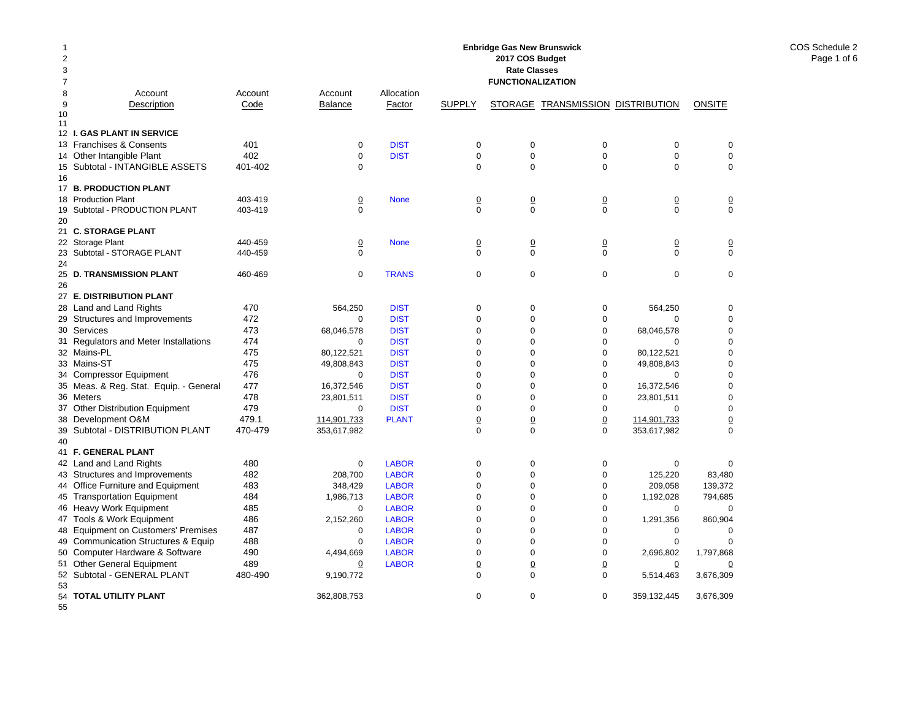**Enbridge Gas New Brunswick**
**2017 COS Budget**
**Rate Classes**
**FUNCTIONALIZATION**

COS Schedule 2
Page 1 of 6

| Line | Account Description | Account Code | Account Balance | Allocation Factor | SUPPLY | STORAGE | TRANSMISSION | DISTRIBUTION | ONSITE |
|---|---|---|---|---|---|---|---|---|---|
| 12 | **I. GAS PLANT IN SERVICE** | | | | | | | | |
| 13 | Franchises & Consents | 401 | 0 | DIST | 0 | 0 | 0 | 0 | 0 |
| 14 | Other Intangible Plant | 402 | 0 | DIST | 0 | 0 | 0 | 0 | 0 |
| 15 | Subtotal - INTANGIBLE ASSETS | 401-402 | 0 | | 0 | 0 | 0 | 0 | 0 |
| 16 | | | | | | | | | |
| 17 | **B. PRODUCTION PLANT** | | | | | | | | |
| 18 | Production Plant | 403-419 | 0 | None | 0 | 0 | 0 | 0 | 0 |
| 19 | Subtotal - PRODUCTION PLANT | 403-419 | 0 | | 0 | 0 | 0 | 0 | 0 |
| 20 | | | | | | | | | |
| 21 | **C. STORAGE PLANT** | | | | | | | | |
| 22 | Storage Plant | 440-459 | 0 | None | 0 | 0 | 0 | 0 | 0 |
| 23 | Subtotal - STORAGE PLANT | 440-459 | 0 | | 0 | 0 | 0 | 0 | 0 |
| 24 | | | | | | | | | |
| 25 | **D. TRANSMISSION PLANT** | 460-469 | 0 | TRANS | 0 | 0 | 0 | 0 | 0 |
| 26 | | | | | | | | | |
| 27 | **E. DISTRIBUTION PLANT** | | | | | | | | |
| 28 | Land and Land Rights | 470 | 564,250 | DIST | 0 | 0 | 0 | 564,250 | 0 |
| 29 | Structures and Improvements | 472 | 0 | DIST | 0 | 0 | 0 | 0 | 0 |
| 30 | Services | 473 | 68,046,578 | DIST | 0 | 0 | 0 | 68,046,578 | 0 |
| 31 | Regulators and Meter Installations | 474 | 0 | DIST | 0 | 0 | 0 | 0 | 0 |
| 32 | Mains-PL | 475 | 80,122,521 | DIST | 0 | 0 | 0 | 80,122,521 | 0 |
| 33 | Mains-ST | 475 | 49,808,843 | DIST | 0 | 0 | 0 | 49,808,843 | 0 |
| 34 | Compressor Equipment | 476 | 0 | DIST | 0 | 0 | 0 | 0 | 0 |
| 35 | Meas. & Reg. Stat. Equip. - General | 477 | 16,372,546 | DIST | 0 | 0 | 0 | 16,372,546 | 0 |
| 36 | Meters | 478 | 23,801,511 | DIST | 0 | 0 | 0 | 23,801,511 | 0 |
| 37 | Other Distribution Equipment | 479 | 0 | DIST | 0 | 0 | 0 | 0 | 0 |
| 38 | Development O&M | 479.1 | 114,901,733 | PLANT | 0 | 0 | 0 | 114,901,733 | 0 |
| 39 | Subtotal - DISTRIBUTION PLANT | 470-479 | 353,617,982 | | 0 | 0 | 0 | 353,617,982 | 0 |
| 40 | | | | | | | | | |
| 41 | **F. GENERAL PLANT** | | | | | | | | |
| 42 | Land and Land Rights | 480 | 0 | LABOR | 0 | 0 | 0 | 0 | 0 |
| 43 | Structures and Improvements | 482 | 208,700 | LABOR | 0 | 0 | 0 | 125,220 | 83,480 |
| 44 | Office Furniture and Equipment | 483 | 348,429 | LABOR | 0 | 0 | 0 | 209,058 | 139,372 |
| 45 | Transportation Equipment | 484 | 1,986,713 | LABOR | 0 | 0 | 0 | 1,192,028 | 794,685 |
| 46 | Heavy Work Equipment | 485 | 0 | LABOR | 0 | 0 | 0 | 0 | 0 |
| 47 | Tools & Work Equipment | 486 | 2,152,260 | LABOR | 0 | 0 | 0 | 1,291,356 | 860,904 |
| 48 | Equipment on Customers' Premises | 487 | 0 | LABOR | 0 | 0 | 0 | 0 | 0 |
| 49 | Communication Structures & Equip | 488 | 0 | LABOR | 0 | 0 | 0 | 0 | 0 |
| 50 | Computer Hardware & Software | 490 | 4,494,669 | LABOR | 0 | 0 | 0 | 2,696,802 | 1,797,868 |
| 51 | Other General Equipment | 489 | 0 | LABOR | 0 | 0 | 0 | 0 | 0 |
| 52 | Subtotal - GENERAL PLANT | 480-490 | 9,190,772 | | 0 | 0 | 0 | 5,514,463 | 3,676,309 |
| 53 | | | | | | | | | |
| 54 | **TOTAL UTILITY PLANT** | | 362,808,753 | | 0 | 0 | 0 | 359,132,445 | 3,676,309 |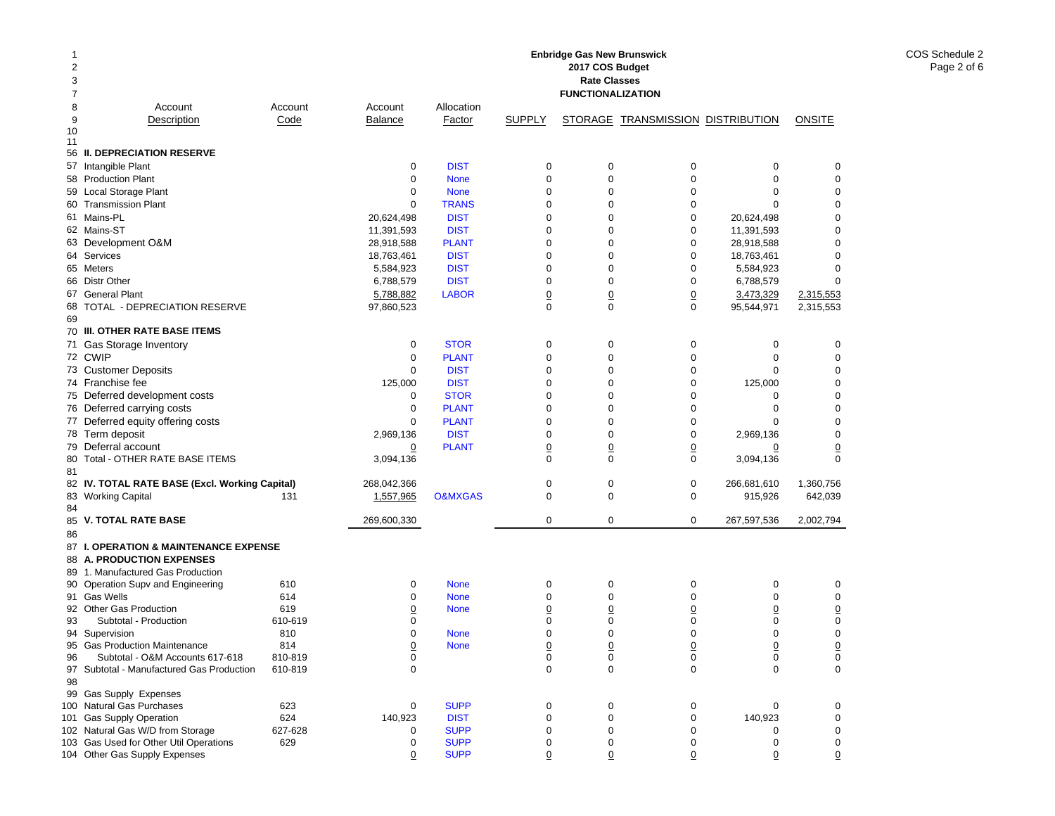**Enbridge Gas New Brunswick**
**2017 COS Budget**
**Rate Classes**
**FUNCTIONALIZATION**

COS Schedule 2
Page 2 of 6

| Line | Account Description | Account Code | Account Balance | Allocation Factor | SUPPLY | STORAGE | TRANSMISSION | DISTRIBUTION | ONSITE |
|---|---|---|---|---|---|---|---|---|---|
| 56 | **II. DEPRECIATION RESERVE** | | | | | | | | |
| 57 | Intangible Plant | | 0 | DIST | 0 | 0 | 0 | 0 | 0 |
| 58 | Production Plant | | 0 | None | 0 | 0 | 0 | 0 | 0 |
| 59 | Local Storage Plant | | 0 | None | 0 | 0 | 0 | 0 | 0 |
| 60 | Transmission Plant | | 0 | TRANS | 0 | 0 | 0 | 0 | 0 |
| 61 | Mains-PL | | 20,624,498 | DIST | 0 | 0 | 0 | 20,624,498 | 0 |
| 62 | Mains-ST | | 11,391,593 | DIST | 0 | 0 | 0 | 11,391,593 | 0 |
| 63 | Development O&M | | 28,918,588 | PLANT | 0 | 0 | 0 | 28,918,588 | 0 |
| 64 | Services | | 18,763,461 | DIST | 0 | 0 | 0 | 18,763,461 | 0 |
| 65 | Meters | | 5,584,923 | DIST | 0 | 0 | 0 | 5,584,923 | 0 |
| 66 | Distr Other | | 6,788,579 | DIST | 0 | 0 | 0 | 6,788,579 | 0 |
| 67 | General Plant | | 5,788,882 | LABOR | 0 | 0 | 0 | 3,473,329 | 2,315,553 |
| 68 | TOTAL - DEPRECIATION RESERVE | | 97,860,523 | | 0 | 0 | 0 | 95,544,971 | 2,315,553 |
| 69 | | | | | | | | | |
| 70 | **III. OTHER RATE BASE ITEMS** | | | | | | | | |
| 71 | Gas Storage Inventory | | 0 | STOR | 0 | 0 | 0 | 0 | 0 |
| 72 | CWIP | | 0 | PLANT | 0 | 0 | 0 | 0 | 0 |
| 73 | Customer Deposits | | 0 | DIST | 0 | 0 | 0 | 0 | 0 |
| 74 | Franchise fee | | 125,000 | DIST | 0 | 0 | 0 | 125,000 | 0 |
| 75 | Deferred development costs | | 0 | STOR | 0 | 0 | 0 | 0 | 0 |
| 76 | Deferred carrying costs | | 0 | PLANT | 0 | 0 | 0 | 0 | 0 |
| 77 | Deferred equity offering costs | | 0 | PLANT | 0 | 0 | 0 | 0 | 0 |
| 78 | Term deposit | | 2,969,136 | DIST | 0 | 0 | 0 | 2,969,136 | 0 |
| 79 | Deferral account | | 0 | PLANT | 0 | 0 | 0 | 0 | 0 |
| 80 | Total - OTHER RATE BASE ITEMS | | 3,094,136 | | 0 | 0 | 0 | 3,094,136 | 0 |
| 81 | | | | | | | | | |
| 82 | **IV. TOTAL RATE BASE (Excl. Working Capital)** | | 268,042,366 | | 0 | 0 | 0 | 266,681,610 | 1,360,756 |
| 83 | Working Capital | 131 | 1,557,965 | O&MXGAS | 0 | 0 | 0 | 915,926 | 642,039 |
| 84 | | | | | | | | | |
| 85 | **V. TOTAL RATE BASE** | | 269,600,330 | | 0 | 0 | 0 | 267,597,536 | 2,002,794 |
| 86 | | | | | | | | | |
| 87 | **I. OPERATION & MAINTENANCE EXPENSE** | | | | | | | | |
| 88 | **A. PRODUCTION EXPENSES** | | | | | | | | |
| 89 | 1. Manufactured Gas Production | | | | | | | | |
| 90 | Operation Supv and Engineering | 610 | 0 | None | 0 | 0 | 0 | 0 | 0 |
| 91 | Gas Wells | 614 | 0 | None | 0 | 0 | 0 | 0 | 0 |
| 92 | Other Gas Production | 619 | 0 | None | 0 | 0 | 0 | 0 | 0 |
| 93 | Subtotal - Production | 610-619 | 0 | | 0 | 0 | 0 | 0 | 0 |
| 94 | Supervision | 810 | 0 | None | 0 | 0 | 0 | 0 | 0 |
| 95 | Gas Production Maintenance | 814 | 0 | None | 0 | 0 | 0 | 0 | 0 |
| 96 | Subtotal - O&M Accounts 617-618 | 810-819 | 0 | | 0 | 0 | 0 | 0 | 0 |
| 97 | Subtotal - Manufactured Gas Production | 610-819 | 0 | | 0 | 0 | 0 | 0 | 0 |
| 98 | | | | | | | | | |
| 99 | Gas Supply Expenses | | | | | | | | |
| 100 | Natural Gas Purchases | 623 | 0 | SUPP | 0 | 0 | 0 | 0 | 0 |
| 101 | Gas Supply Operation | 624 | 140,923 | DIST | 0 | 0 | 0 | 140,923 | 0 |
| 102 | Natural Gas W/D from Storage | 627-628 | 0 | SUPP | 0 | 0 | 0 | 0 | 0 |
| 103 | Gas Used for Other Util Operations | 629 | 0 | SUPP | 0 | 0 | 0 | 0 | 0 |
| 104 | Other Gas Supply Expenses | | 0 | SUPP | 0 | 0 | 0 | 0 | 0 |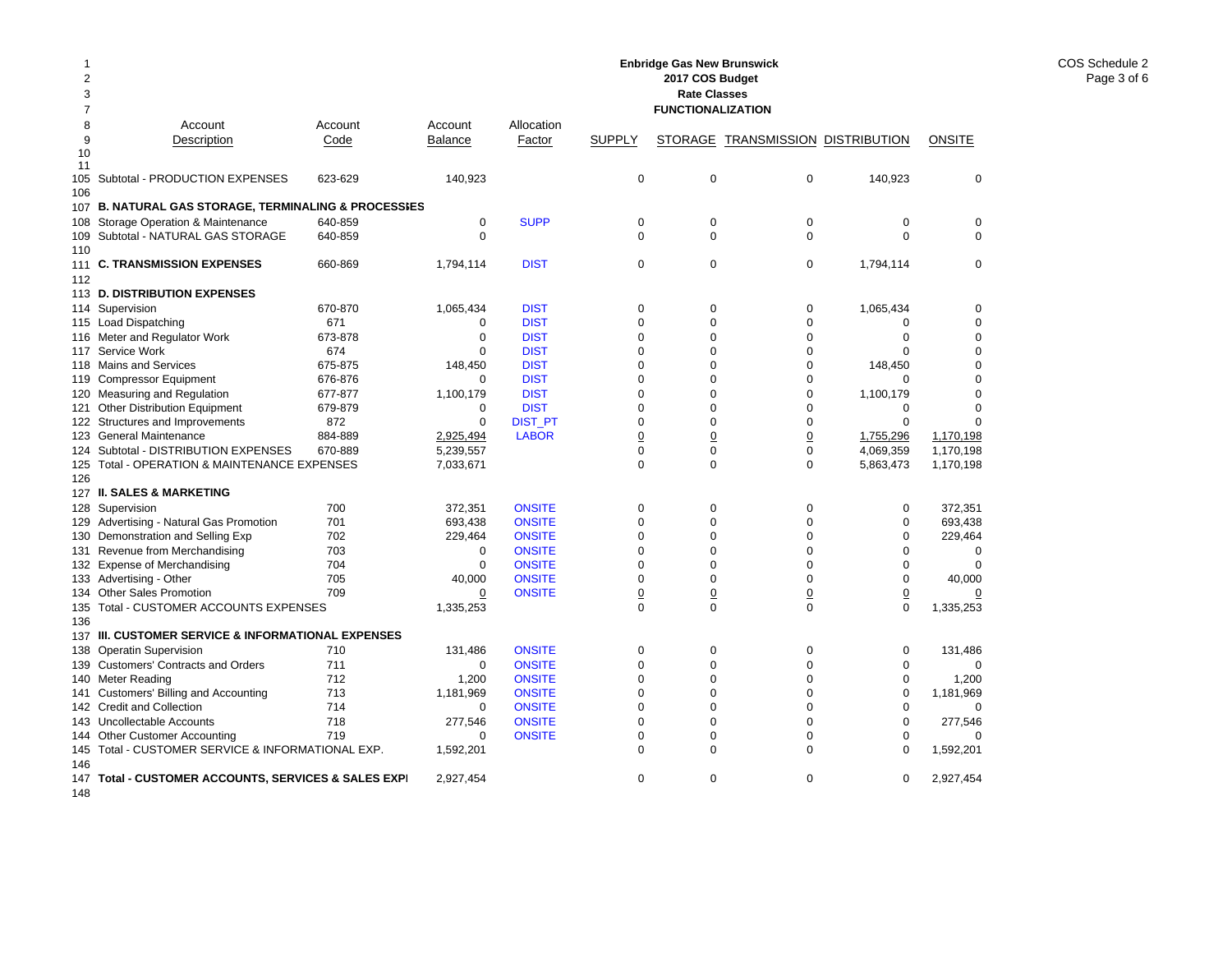**Enbridge Gas New Brunswick**
**2017 COS Budget**
**Rate Classes**
**FUNCTIONALIZATION**

COS Schedule 2
Page 3 of 6

| | Account Description | Account Code | Account Balance | Allocation Factor | SUPPLY | STORAGE | TRANSMISSION | DISTRIBUTION | ONSITE |
|---|---|---|---|---|---|---|---|---|---|
| 105 | Subtotal - PRODUCTION EXPENSES | 623-629 | 140,923 | | 0 | 0 | 0 | 140,923 | 0 |
| 106 | | | | | | | | | |
| 107 | **B. NATURAL GAS STORAGE, TERMINALING & PROCESSIES** | | | | | | | | |
| 108 | Storage Operation & Maintenance | 640-859 | 0 | SUPP | 0 | 0 | 0 | 0 | 0 |
| 109 | Subtotal - NATURAL GAS STORAGE | 640-859 | 0 | | 0 | 0 | 0 | 0 | 0 |
| 110 | | | | | | | | | |
| 111 | **C. TRANSMISSION EXPENSES** | 660-869 | 1,794,114 | DIST | 0 | 0 | 0 | 1,794,114 | 0 |
| 112 | | | | | | | | | |
| 113 | **D. DISTRIBUTION EXPENSES** | | | | | | | | |
| 114 | Supervision | 670-870 | 1,065,434 | DIST | 0 | 0 | 0 | 1,065,434 | 0 |
| 115 | Load Dispatching | 671 | 0 | DIST | 0 | 0 | 0 | 0 | 0 |
| 116 | Meter and Regulator Work | 673-878 | 0 | DIST | 0 | 0 | 0 | 0 | 0 |
| 117 | Service Work | 674 | 0 | DIST | 0 | 0 | 0 | 0 | 0 |
| 118 | Mains and Services | 675-875 | 148,450 | DIST | 0 | 0 | 0 | 148,450 | 0 |
| 119 | Compressor Equipment | 676-876 | 0 | DIST | 0 | 0 | 0 | 0 | 0 |
| 120 | Measuring and Regulation | 677-877 | 1,100,179 | DIST | 0 | 0 | 0 | 1,100,179 | 0 |
| 121 | Other Distribution Equipment | 679-879 | 0 | DIST | 0 | 0 | 0 | 0 | 0 |
| 122 | Structures and Improvements | 872 | 0 | DIST_PT | 0 | 0 | 0 | 0 | 0 |
| 123 | General Maintenance | 884-889 | 2,925,494 | LABOR | 0 | 0 | 0 | 1,755,296 | 1,170,198 |
| 124 | Subtotal - DISTRIBUTION EXPENSES | 670-889 | 5,239,557 | | 0 | 0 | 0 | 4,069,359 | 1,170,198 |
| 125 | Total - OPERATION & MAINTENANCE EXPENSES | | 7,033,671 | | 0 | 0 | 0 | 5,863,473 | 1,170,198 |
| 126 | | | | | | | | | |
| 127 | **II. SALES & MARKETING** | | | | | | | | |
| 128 | Supervision | 700 | 372,351 | ONSITE | 0 | 0 | 0 | 0 | 372,351 |
| 129 | Advertising - Natural Gas Promotion | 701 | 693,438 | ONSITE | 0 | 0 | 0 | 0 | 693,438 |
| 130 | Demonstration and Selling Exp | 702 | 229,464 | ONSITE | 0 | 0 | 0 | 0 | 229,464 |
| 131 | Revenue from Merchandising | 703 | 0 | ONSITE | 0 | 0 | 0 | 0 | 0 |
| 132 | Expense of Merchandising | 704 | 0 | ONSITE | 0 | 0 | 0 | 0 | 0 |
| 133 | Advertising - Other | 705 | 40,000 | ONSITE | 0 | 0 | 0 | 0 | 40,000 |
| 134 | Other Sales Promotion | 709 | 0 | ONSITE | 0 | 0 | 0 | 0 | 0 |
| 135 | Total - CUSTOMER ACCOUNTS EXPENSES | | 1,335,253 | | 0 | 0 | 0 | 0 | 1,335,253 |
| 136 | | | | | | | | | |
| 137 | **III. CUSTOMER SERVICE & INFORMATIONAL EXPENSES** | | | | | | | | |
| 138 | Operatin Supervision | 710 | 131,486 | ONSITE | 0 | 0 | 0 | 0 | 131,486 |
| 139 | Customers' Contracts and Orders | 711 | 0 | ONSITE | 0 | 0 | 0 | 0 | 0 |
| 140 | Meter Reading | 712 | 1,200 | ONSITE | 0 | 0 | 0 | 0 | 1,200 |
| 141 | Customers' Billing and Accounting | 713 | 1,181,969 | ONSITE | 0 | 0 | 0 | 0 | 1,181,969 |
| 142 | Credit and Collection | 714 | 0 | ONSITE | 0 | 0 | 0 | 0 | 0 |
| 143 | Uncollectable Accounts | 718 | 277,546 | ONSITE | 0 | 0 | 0 | 0 | 277,546 |
| 144 | Other Customer Accounting | 719 | 0 | ONSITE | 0 | 0 | 0 | 0 | 0 |
| 145 | Total - CUSTOMER SERVICE & INFORMATIONAL EXP. | | 1,592,201 | | 0 | 0 | 0 | 0 | 1,592,201 |
| 146 | | | | | | | | | |
| 147 | **Total - CUSTOMER ACCOUNTS, SERVICES & SALES EXPI** | | 2,927,454 | | 0 | 0 | 0 | 0 | 2,927,454 |
| 148 | | | | | | | | | |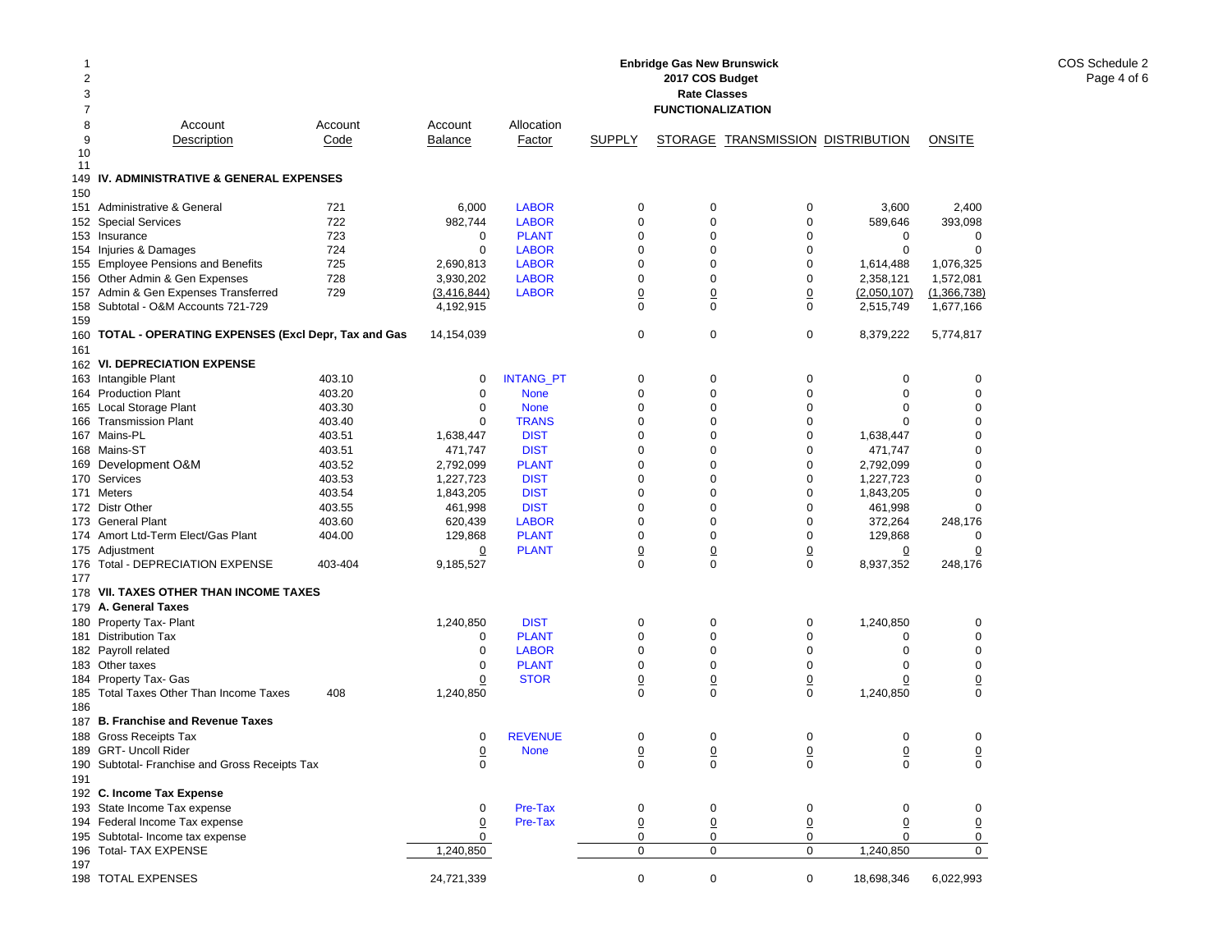**Enbridge Gas New Brunswick**
**2017 COS Budget**
**Rate Classes**
**FUNCTIONALIZATION**

| Line | Account Description | Account Code | Account Balance | Allocation Factor | SUPPLY | STORAGE | TRANSMISSION | DISTRIBUTION | ONSITE |
|---|---|---|---|---|---|---|---|---|---|
| 149 | **IV. ADMINISTRATIVE & GENERAL EXPENSES** | | | | | | | | |
| 150 | | | | | | | | | |
| 151 | Administrative & General | 721 | 6,000 | LABOR | 0 | 0 | 0 | 3,600 | 2,400 |
| 152 | Special Services | 722 | 982,744 | LABOR | 0 | 0 | 0 | 589,646 | 393,098 |
| 153 | Insurance | 723 | 0 | PLANT | 0 | 0 | 0 | 0 | 0 |
| 154 | Injuries & Damages | 724 | 0 | LABOR | 0 | 0 | 0 | 0 | 0 |
| 155 | Employee Pensions and Benefits | 725 | 2,690,813 | LABOR | 0 | 0 | 0 | 1,614,488 | 1,076,325 |
| 156 | Other Admin & Gen Expenses | 728 | 3,930,202 | LABOR | 0 | 0 | 0 | 2,358,121 | 1,572,081 |
| 157 | Admin & Gen Expenses Transferred | 729 | (3,416,844) | LABOR | 0 | 0 | 0 | (2,050,107) | (1,366,738) |
| 158 | Subtotal - O&M Accounts 721-729 | | 4,192,915 | | 0 | 0 | 0 | 2,515,749 | 1,677,166 |
| 159 | | | | | | | | | |
| 160 | **TOTAL - OPERATING EXPENSES (Excl Depr, Tax and Gas** | | 14,154,039 | | 0 | 0 | 0 | 8,379,222 | 5,774,817 |
| 161 | | | | | | | | | |
| 162 | **VI. DEPRECIATION EXPENSE** | | | | | | | | |
| 163 | Intangible Plant | 403.10 | 0 | INTANG_PT | 0 | 0 | 0 | 0 | 0 |
| 164 | Production Plant | 403.20 | 0 | None | 0 | 0 | 0 | 0 | 0 |
| 165 | Local Storage Plant | 403.30 | 0 | None | 0 | 0 | 0 | 0 | 0 |
| 166 | Transmission Plant | 403.40 | 0 | TRANS | 0 | 0 | 0 | 0 | 0 |
| 167 | Mains-PL | 403.51 | 1,638,447 | DIST | 0 | 0 | 0 | 1,638,447 | 0 |
| 168 | Mains-ST | 403.51 | 471,747 | DIST | 0 | 0 | 0 | 471,747 | 0 |
| 169 | Development O&M | 403.52 | 2,792,099 | PLANT | 0 | 0 | 0 | 2,792,099 | 0 |
| 170 | Services | 403.53 | 1,227,723 | DIST | 0 | 0 | 0 | 1,227,723 | 0 |
| 171 | Meters | 403.54 | 1,843,205 | DIST | 0 | 0 | 0 | 1,843,205 | 0 |
| 172 | Distr Other | 403.55 | 461,998 | DIST | 0 | 0 | 0 | 461,998 | 0 |
| 173 | General Plant | 403.60 | 620,439 | LABOR | 0 | 0 | 0 | 372,264 | 248,176 |
| 174 | Amort Ltd-Term Elect/Gas Plant | 404.00 | 129,868 | PLANT | 0 | 0 | 0 | 129,868 | 0 |
| 175 | Adjustment | | 0 | PLANT | 0 | 0 | 0 | 0 | 0 |
| 176 | Total - DEPRECIATION EXPENSE | 403-404 | 9,185,527 | | 0 | 0 | 0 | 8,937,352 | 248,176 |
| 177 | | | | | | | | | |
| 178 | **VII. TAXES OTHER THAN INCOME TAXES** | | | | | | | | |
| 179 | **A. General Taxes** | | | | | | | | |
| 180 | Property Tax- Plant | | 1,240,850 | DIST | 0 | 0 | 0 | 1,240,850 | 0 |
| 181 | Distribution Tax | | 0 | PLANT | 0 | 0 | 0 | 0 | 0 |
| 182 | Payroll related | | 0 | LABOR | 0 | 0 | 0 | 0 | 0 |
| 183 | Other taxes | | 0 | PLANT | 0 | 0 | 0 | 0 | 0 |
| 184 | Property Tax- Gas | | 0 | STOR | 0 | 0 | 0 | 0 | 0 |
| 185 | Total Taxes Other Than Income Taxes | 408 | 1,240,850 | | 0 | 0 | 0 | 1,240,850 | 0 |
| 186 | | | | | | | | | |
| 187 | **B. Franchise and Revenue Taxes** | | | | | | | | |
| 188 | Gross Receipts Tax | | 0 | REVENUE | 0 | 0 | 0 | 0 | 0 |
| 189 | GRT- Uncoll Rider | | 0 | None | 0 | 0 | 0 | 0 | 0 |
| 190 | Subtotal- Franchise and Gross Receipts Tax | | 0 | | 0 | 0 | 0 | 0 | 0 |
| 191 | | | | | | | | | |
| 192 | **C. Income Tax Expense** | | | | | | | | |
| 193 | State Income Tax expense | | 0 | Pre-Tax | 0 | 0 | 0 | 0 | 0 |
| 194 | Federal Income Tax expense | | 0 | Pre-Tax | 0 | 0 | 0 | 0 | 0 |
| 195 | Subtotal- Income tax expense | | 0 | | 0 | 0 | 0 | 0 | 0 |
| 196 | Total- TAX EXPENSE | | 1,240,850 | | 0 | 0 | 0 | 1,240,850 | 0 |
| 197 | | | | | | | | | |
| 198 | TOTAL EXPENSES | | 24,721,339 | | 0 | 0 | 0 | 18,698,346 | 6,022,993 |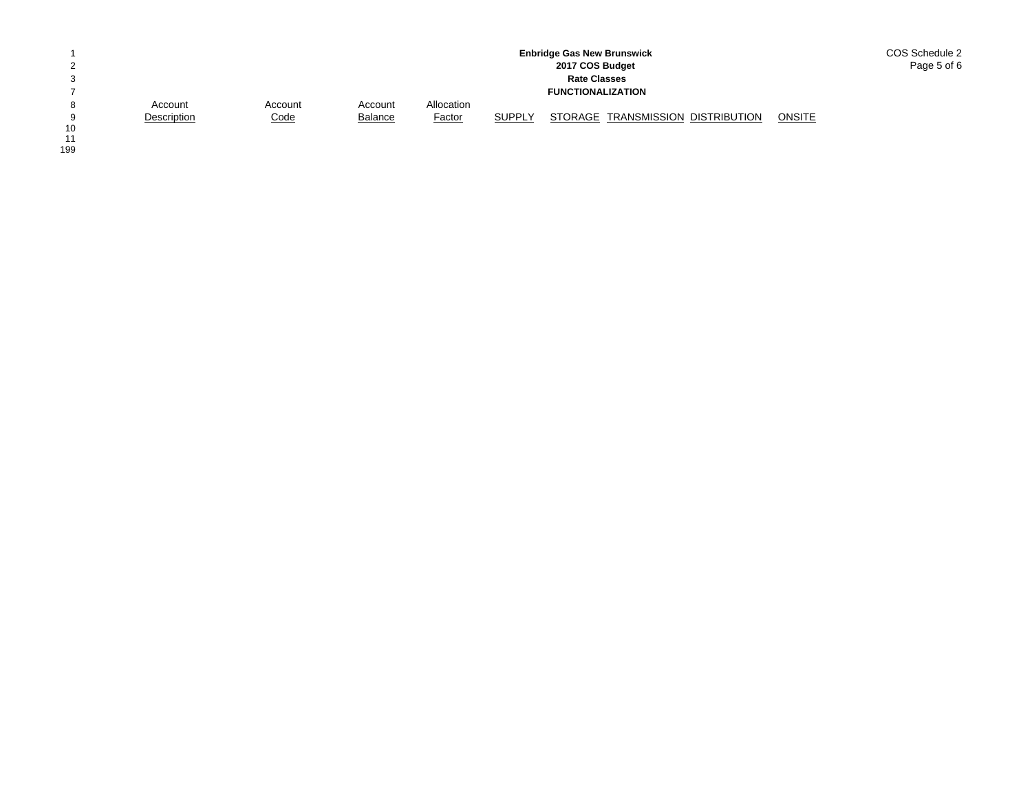**Enbridge Gas New Brunswick**
**2017 COS Budget**
**Rate Classes**
**FUNCTIONALIZATION**

COS Schedule 2

| Account Description | Account Code | Account Balance | Allocation Factor | SUPPLY | STORAGE | TRANSMISSION | DISTRIBUTION | ONSITE |
|---|---|---|---|---|---|---|---|---|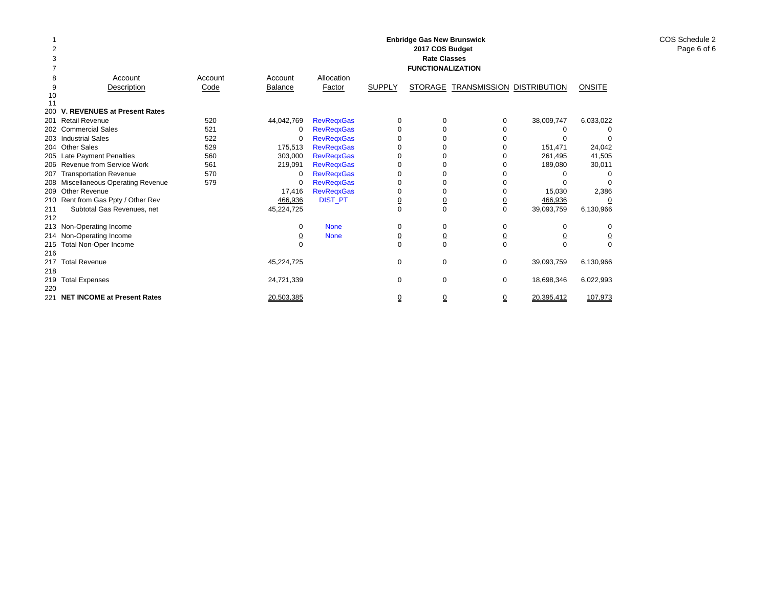**Enbridge Gas New Brunswick**
**2017 COS Budget**
**Rate Classes**
**FUNCTIONALIZATION**

COS Schedule 2
Page 6 of 6

| Line | Account Description | Account Code | Account Balance | Allocation Factor | SUPPLY | STORAGE | TRANSMISSION | DISTRIBUTION | ONSITE |
|---|---|---|---|---|---|---|---|---|---|
| 1 | | | | | | | | | |
| 2 | | | | | | | | | |
| 3 | | | | | | | | | |
| 7 | | | | | | | | | |
| 8 | | | | | | | | | |
| 9 | | | | | | | | | |
| 10 | | | | | | | | | |
| 11 | | | | | | | | | |
| 200 | **V. REVENUES at Present Rates** | | | | | | | | |
| 201 | Retail Revenue | 520 | 44,042,769 | RevReqxGas | 0 | 0 | 0 | 38,009,747 | 6,033,022 |
| 202 | Commercial Sales | 521 | 0 | RevReqxGas | 0 | 0 | 0 | 0 | 0 |
| 203 | Industrial Sales | 522 | 0 | RevReqxGas | 0 | 0 | 0 | 0 | 0 |
| 204 | Other Sales | 529 | 175,513 | RevReqxGas | 0 | 0 | 0 | 151,471 | 24,042 |
| 205 | Late Payment Penalties | 560 | 303,000 | RevReqxGas | 0 | 0 | 0 | 261,495 | 41,505 |
| 206 | Revenue from Service Work | 561 | 219,091 | RevReqxGas | 0 | 0 | 0 | 189,080 | 30,011 |
| 207 | Transportation Revenue | 570 | 0 | RevReqxGas | 0 | 0 | 0 | 0 | 0 |
| 208 | Miscellaneous Operating Revenue | 579 | 0 | RevReqxGas | 0 | 0 | 0 | 0 | 0 |
| 209 | Other Revenue | | 17,416 | RevReqxGas | 0 | 0 | 0 | 15,030 | 2,386 |
| 210 | Rent from Gas Ppty / Other Rev | | 466,936 | DIST_PT | 0 | 0 | 0 | 466,936 | 0 |
| 211 | Subtotal Gas Revenues, net | | 45,224,725 | | 0 | 0 | 0 | 39,093,759 | 6,130,966 |
| 212 | | | | | | | | | |
| 213 | Non-Operating Income | | 0 | None | 0 | 0 | 0 | 0 | 0 |
| 214 | Non-Operating Income | | 0 | None | 0 | 0 | 0 | 0 | 0 |
| 215 | Total Non-Oper Income | | 0 | | 0 | 0 | 0 | 0 | 0 |
| 216 | | | | | | | | | |
| 217 | Total Revenue | | 45,224,725 | | 0 | 0 | 0 | 39,093,759 | 6,130,966 |
| 218 | | | | | | | | | |
| 219 | Total Expenses | | 24,721,339 | | 0 | 0 | 0 | 18,698,346 | 6,022,993 |
| 220 | | | | | | | | | |
| 221 | **NET INCOME at Present Rates** | | 20,503,385 | | 0 | 0 | 0 | 20,395,412 | 107,973 |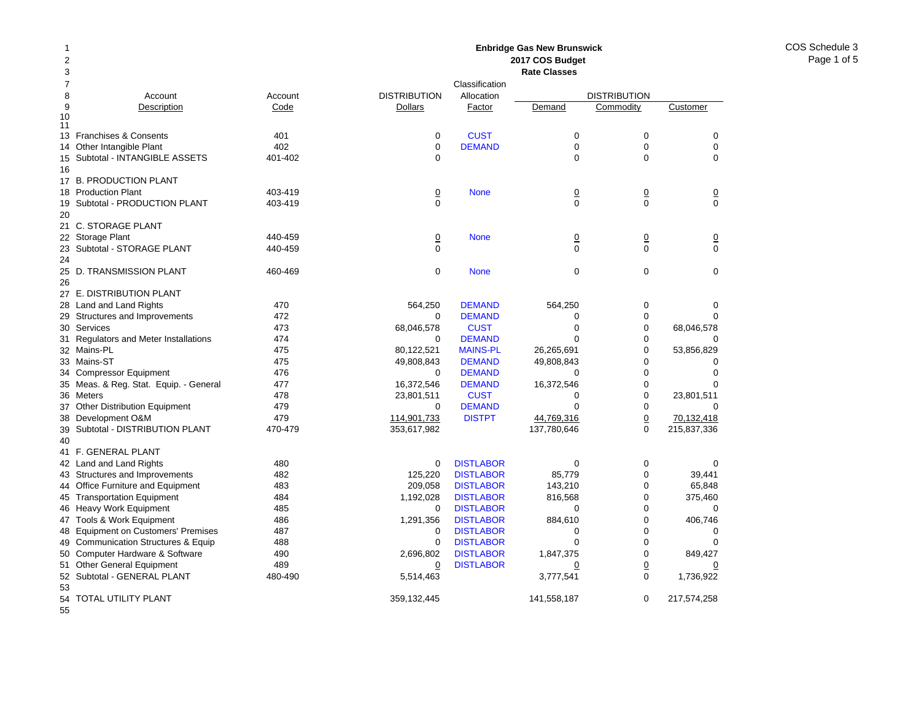**Enbridge Gas New Brunswick**
**2017 COS Budget**
**Rate Classes**

COS Schedule 3

| Line | Account Description | Account Code | DISTRIBUTION Dollars | Classification Allocation Factor | DISTRIBUTION Demand | DISTRIBUTION Commodity | DISTRIBUTION Customer |
|---|---|---|---|---|---|---|---|
| 13 | Franchises & Consents | 401 | 0 | CUST | 0 | 0 | 0 |
| 14 | Other Intangible Plant | 402 | 0 | DEMAND | 0 | 0 | 0 |
| 15 | Subtotal - INTANGIBLE ASSETS | 401-402 | 0 | | 0 | 0 | 0 |
| 16 | | | | | | | |
| 17 | B. PRODUCTION PLANT | | | | | | |
| 18 | Production Plant | 403-419 | 0 | None | 0 | 0 | 0 |
| 19 | Subtotal - PRODUCTION PLANT | 403-419 | 0 | | 0 | 0 | 0 |
| 20 | | | | | | | |
| 21 | C. STORAGE PLANT | | | | | | |
| 22 | Storage Plant | 440-459 | 0 | None | 0 | 0 | 0 |
| 23 | Subtotal - STORAGE PLANT | 440-459 | 0 | | 0 | 0 | 0 |
| 24 | | | | | | | |
| 25 | D. TRANSMISSION PLANT | 460-469 | 0 | None | 0 | 0 | 0 |
| 26 | | | | | | | |
| 27 | E. DISTRIBUTION PLANT | | | | | | |
| 28 | Land and Land Rights | 470 | 564,250 | DEMAND | 564,250 | 0 | 0 |
| 29 | Structures and Improvements | 472 | 0 | DEMAND | 0 | 0 | 0 |
| 30 | Services | 473 | 68,046,578 | CUST | 0 | 0 | 68,046,578 |
| 31 | Regulators and Meter Installations | 474 | 0 | DEMAND | 0 | 0 | 0 |
| 32 | Mains-PL | 475 | 80,122,521 | MAINS-PL | 26,265,691 | 0 | 53,856,829 |
| 33 | Mains-ST | 475 | 49,808,843 | DEMAND | 49,808,843 | 0 | 0 |
| 34 | Compressor Equipment | 476 | 0 | DEMAND | 0 | 0 | 0 |
| 35 | Meas. & Reg. Stat. Equip. - General | 477 | 16,372,546 | DEMAND | 16,372,546 | 0 | 0 |
| 36 | Meters | 478 | 23,801,511 | CUST | 0 | 0 | 23,801,511 |
| 37 | Other Distribution Equipment | 479 | 0 | DEMAND | 0 | 0 | 0 |
| 38 | Development O&M | 479 | 114,901,733 | DISTPT | 44,769,316 | 0 | 70,132,418 |
| 39 | Subtotal - DISTRIBUTION PLANT | 470-479 | 353,617,982 | | 137,780,646 | 0 | 215,837,336 |
| 40 | | | | | | | |
| 41 | F. GENERAL PLANT | | | | | | |
| 42 | Land and Land Rights | 480 | 0 | DISTLABOR | 0 | 0 | 0 |
| 43 | Structures and Improvements | 482 | 125,220 | DISTLABOR | 85,779 | 0 | 39,441 |
| 44 | Office Furniture and Equipment | 483 | 209,058 | DISTLABOR | 143,210 | 0 | 65,848 |
| 45 | Transportation Equipment | 484 | 1,192,028 | DISTLABOR | 816,568 | 0 | 375,460 |
| 46 | Heavy Work Equipment | 485 | 0 | DISTLABOR | 0 | 0 | 0 |
| 47 | Tools & Work Equipment | 486 | 1,291,356 | DISTLABOR | 884,610 | 0 | 406,746 |
| 48 | Equipment on Customers' Premises | 487 | 0 | DISTLABOR | 0 | 0 | 0 |
| 49 | Communication Structures & Equip | 488 | 0 | DISTLABOR | 0 | 0 | 0 |
| 50 | Computer Hardware & Software | 490 | 2,696,802 | DISTLABOR | 1,847,375 | 0 | 849,427 |
| 51 | Other General Equipment | 489 | 0 | DISTLABOR | 0 | 0 | 0 |
| 52 | Subtotal - GENERAL PLANT | 480-490 | 5,514,463 | | 3,777,541 | 0 | 1,736,922 |
| 53 | | | | | | | |
| 54 | TOTAL UTILITY PLANT | | 359,132,445 | | 141,558,187 | 0 | 217,574,258 |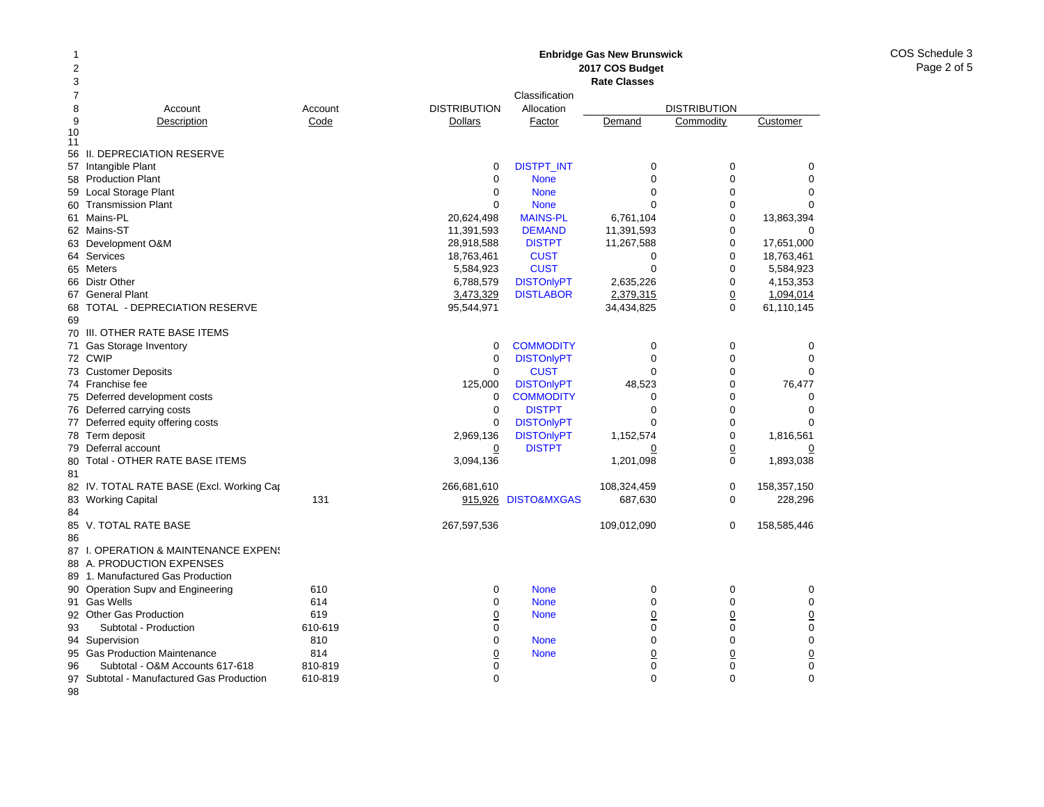**Enbridge Gas New Brunswick**
**2017 COS Budget**
**Rate Classes**

COS Schedule 3
Page 2 of 5

| Line | Account Description | Account Code | DISTRIBUTION Dollars | Classification Allocation Factor | DISTRIBUTION Demand | DISTRIBUTION Commodity | DISTRIBUTION Customer |
|---|---|---|---|---|---|---|---|
| 56 | II. DEPRECIATION RESERVE | | | | | | |
| 57 | Intangible Plant | | 0 | DISTPT_INT | 0 | 0 | 0 |
| 58 | Production Plant | | 0 | None | 0 | 0 | 0 |
| 59 | Local Storage Plant | | 0 | None | 0 | 0 | 0 |
| 60 | Transmission Plant | | 0 | None | 0 | 0 | 0 |
| 61 | Mains-PL | | 20,624,498 | MAINS-PL | 6,761,104 | 0 | 13,863,394 |
| 62 | Mains-ST | | 11,391,593 | DEMAND | 11,391,593 | 0 | 0 |
| 63 | Development O&M | | 28,918,588 | DISTPT | 11,267,588 | 0 | 17,651,000 |
| 64 | Services | | 18,763,461 | CUST | 0 | 0 | 18,763,461 |
| 65 | Meters | | 5,584,923 | CUST | 0 | 0 | 5,584,923 |
| 66 | Distr Other | | 6,788,579 | DISTOnlyPT | 2,635,226 | 0 | 4,153,353 |
| 67 | General Plant | | 3,473,329 | DISTLABOR | 2,379,315 | 0 | 1,094,014 |
| 68 | TOTAL - DEPRECIATION RESERVE | | 95,544,971 | | 34,434,825 | 0 | 61,110,145 |
| 69 | | | | | | | |
| 70 | III. OTHER RATE BASE ITEMS | | | | | | |
| 71 | Gas Storage Inventory | | 0 | COMMODITY | 0 | 0 | 0 |
| 72 | CWIP | | 0 | DISTOnlyPT | 0 | 0 | 0 |
| 73 | Customer Deposits | | 0 | CUST | 0 | 0 | 0 |
| 74 | Franchise fee | | 125,000 | DISTOnlyPT | 48,523 | 0 | 76,477 |
| 75 | Deferred development costs | | 0 | COMMODITY | 0 | 0 | 0 |
| 76 | Deferred carrying costs | | 0 | DISTPT | 0 | 0 | 0 |
| 77 | Deferred equity offering costs | | 0 | DISTOnlyPT | 0 | 0 | 0 |
| 78 | Term deposit | | 2,969,136 | DISTOnlyPT | 1,152,574 | 0 | 1,816,561 |
| 79 | Deferral account | | 0 | DISTPT | 0 | 0 | 0 |
| 80 | Total - OTHER RATE BASE ITEMS | | 3,094,136 | | 1,201,098 | 0 | 1,893,038 |
| 81 | | | | | | | |
| 82 | IV. TOTAL RATE BASE (Excl. Working Cap | | 266,681,610 | | 108,324,459 | 0 | 158,357,150 |
| 83 | Working Capital | 131 | 915,926 | DISTO&MXGAS | 687,630 | 0 | 228,296 |
| 84 | | | | | | | |
| 85 | V. TOTAL RATE BASE | | 267,597,536 | | 109,012,090 | 0 | 158,585,446 |
| 86 | | | | | | | |
| 87 | I. OPERATION & MAINTENANCE EXPENS | | | | | | |
| 88 | A. PRODUCTION EXPENSES | | | | | | |
| 89 | 1. Manufactured Gas Production | | | | | | |
| 90 | Operation Supv and Engineering | 610 | 0 | None | 0 | 0 | 0 |
| 91 | Gas Wells | 614 | 0 | None | 0 | 0 | 0 |
| 92 | Other Gas Production | 619 | 0 | None | 0 | 0 | 0 |
| 93 | Subtotal - Production | 610-619 | 0 | | 0 | 0 | 0 |
| 94 | Supervision | 810 | 0 | None | 0 | 0 | 0 |
| 95 | Gas Production Maintenance | 814 | 0 | None | 0 | 0 | 0 |
| 96 | Subtotal - O&M Accounts 617-618 | 810-819 | 0 | | 0 | 0 | 0 |
| 97 | Subtotal - Manufactured Gas Production | 610-819 | 0 | | 0 | 0 | 0 |
| 98 | | | | | | | |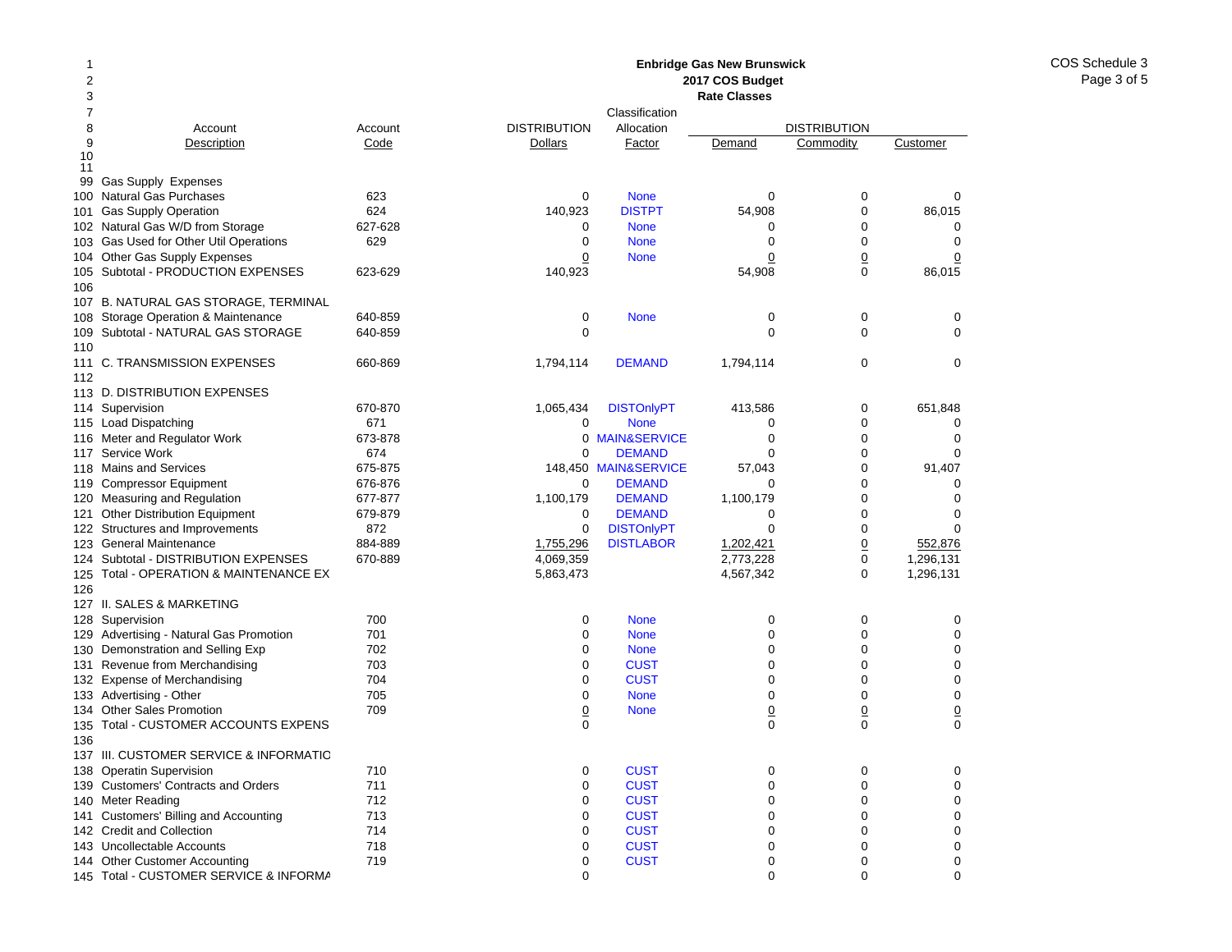**Enbridge Gas New Brunswick**
**2017 COS Budget**
**Rate Classes**

COS Schedule 3

| Line | Account Description | Account Code | DISTRIBUTION Dollars | Classification Allocation Factor | DISTRIBUTION Demand | DISTRIBUTION Commodity | DISTRIBUTION Customer |
|---|---|---|---|---|---|---|---|
| 99 | Gas Supply Expenses | | | | | | |
| 100 | Natural Gas Purchases | 623 | 0 | None | 0 | 0 | 0 |
| 101 | Gas Supply Operation | 624 | 140,923 | DISTPT | 54,908 | 0 | 86,015 |
| 102 | Natural Gas W/D from Storage | 627-628 | 0 | None | 0 | 0 | 0 |
| 103 | Gas Used for Other Util Operations | 629 | 0 | None | 0 | 0 | 0 |
| 104 | Other Gas Supply Expenses | | 0 | None | 0 | 0 | 0 |
| 105 | Subtotal - PRODUCTION EXPENSES | 623-629 | 140,923 | | 54,908 | 0 | 86,015 |
| 106 | | | | | | | |
| 107 | B. NATURAL GAS STORAGE, TERMINAL | | | | | | |
| 108 | Storage Operation & Maintenance | 640-859 | 0 | None | 0 | 0 | 0 |
| 109 | Subtotal - NATURAL GAS STORAGE | 640-859 | 0 | | 0 | 0 | 0 |
| 110 | | | | | | | |
| 111 | C. TRANSMISSION EXPENSES | 660-869 | 1,794,114 | DEMAND | 1,794,114 | 0 | 0 |
| 112 | | | | | | | |
| 113 | D. DISTRIBUTION EXPENSES | | | | | | |
| 114 | Supervision | 670-870 | 1,065,434 | DISTOnlyPT | 413,586 | 0 | 651,848 |
| 115 | Load Dispatching | 671 | 0 | None | 0 | 0 | 0 |
| 116 | Meter and Regulator Work | 673-878 | 0 | MAIN&SERVICE | 0 | 0 | 0 |
| 117 | Service Work | 674 | 0 | DEMAND | 0 | 0 | 0 |
| 118 | Mains and Services | 675-875 | 148,450 | MAIN&SERVICE | 57,043 | 0 | 91,407 |
| 119 | Compressor Equipment | 676-876 | 0 | DEMAND | 0 | 0 | 0 |
| 120 | Measuring and Regulation | 677-877 | 1,100,179 | DEMAND | 1,100,179 | 0 | 0 |
| 121 | Other Distribution Equipment | 679-879 | 0 | DEMAND | 0 | 0 | 0 |
| 122 | Structures and Improvements | 872 | 0 | DISTOnlyPT | 0 | 0 | 0 |
| 123 | General Maintenance | 884-889 | 1,755,296 | DISTLABOR | 1,202,421 | 0 | 552,876 |
| 124 | Subtotal - DISTRIBUTION EXPENSES | 670-889 | 4,069,359 | | 2,773,228 | 0 | 1,296,131 |
| 125 | Total - OPERATION & MAINTENANCE EX | | 5,863,473 | | 4,567,342 | 0 | 1,296,131 |
| 126 | | | | | | | |
| 127 | II. SALES & MARKETING | | | | | | |
| 128 | Supervision | 700 | 0 | None | 0 | 0 | 0 |
| 129 | Advertising - Natural Gas Promotion | 701 | 0 | None | 0 | 0 | 0 |
| 130 | Demonstration and Selling Exp | 702 | 0 | None | 0 | 0 | 0 |
| 131 | Revenue from Merchandising | 703 | 0 | CUST | 0 | 0 | 0 |
| 132 | Expense of Merchandising | 704 | 0 | CUST | 0 | 0 | 0 |
| 133 | Advertising - Other | 705 | 0 | None | 0 | 0 | 0 |
| 134 | Other Sales Promotion | 709 | 0 | None | 0 | 0 | 0 |
| 135 | Total - CUSTOMER ACCOUNTS EXPENS | | 0 | | 0 | 0 | 0 |
| 136 | | | | | | | |
| 137 | III. CUSTOMER SERVICE & INFORMATIC | | | | | | |
| 138 | Operatin Supervision | 710 | 0 | CUST | 0 | 0 | 0 |
| 139 | Customers' Contracts and Orders | 711 | 0 | CUST | 0 | 0 | 0 |
| 140 | Meter Reading | 712 | 0 | CUST | 0 | 0 | 0 |
| 141 | Customers' Billing and Accounting | 713 | 0 | CUST | 0 | 0 | 0 |
| 142 | Credit and Collection | 714 | 0 | CUST | 0 | 0 | 0 |
| 143 | Uncollectable Accounts | 718 | 0 | CUST | 0 | 0 | 0 |
| 144 | Other Customer Accounting | 719 | 0 | CUST | 0 | 0 | 0 |
| 145 | Total - CUSTOMER SERVICE & INFORMA | | 0 | | 0 | 0 | 0 |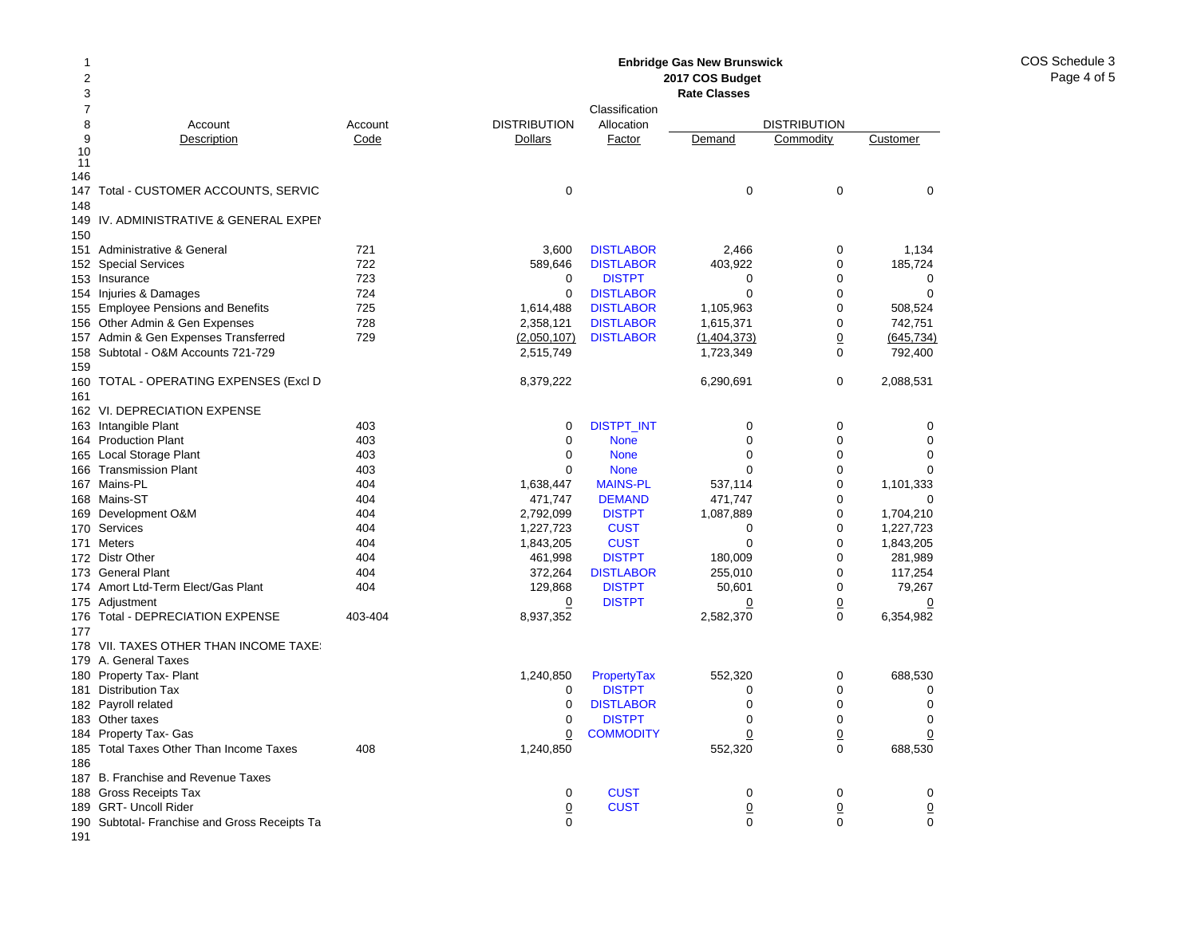**Enbridge Gas New Brunswick**
**2017 COS Budget**
**Rate Classes**

COS Schedule 3

| Line | Account Description | Account Code | DISTRIBUTION Dollars | Classification Allocation Factor | DISTRIBUTION Demand | DISTRIBUTION Commodity | DISTRIBUTION Customer |
|---|---|---|---|---|---|---|---|
| 146 | | | | | | | |
| 147 | Total - CUSTOMER ACCOUNTS, SERVIC | | 0 | | 0 | 0 | 0 |
| 148 | | | | | | | |
| 149 | IV. ADMINISTRATIVE & GENERAL EXPEI | | | | | | |
| 150 | | | | | | | |
| 151 | Administrative & General | 721 | 3,600 | DISTLABOR | 2,466 | 0 | 1,134 |
| 152 | Special Services | 722 | 589,646 | DISTLABOR | 403,922 | 0 | 185,724 |
| 153 | Insurance | 723 | 0 | DISTPT | 0 | 0 | 0 |
| 154 | Injuries & Damages | 724 | 0 | DISTLABOR | 0 | 0 | 0 |
| 155 | Employee Pensions and Benefits | 725 | 1,614,488 | DISTLABOR | 1,105,963 | 0 | 508,524 |
| 156 | Other Admin & Gen Expenses | 728 | 2,358,121 | DISTLABOR | 1,615,371 | 0 | 742,751 |
| 157 | Admin & Gen Expenses Transferred | 729 | (2,050,107) | DISTLABOR | (1,404,373) | 0 | (645,734) |
| 158 | Subtotal - O&M Accounts 721-729 | | 2,515,749 | | 1,723,349 | 0 | 792,400 |
| 159 | | | | | | | |
| 160 | TOTAL - OPERATING EXPENSES (Excl D | | 8,379,222 | | 6,290,691 | 0 | 2,088,531 |
| 161 | | | | | | | |
| 162 | VI. DEPRECIATION EXPENSE | | | | | | |
| 163 | Intangible Plant | 403 | 0 | DISTPT_INT | 0 | 0 | 0 |
| 164 | Production Plant | 403 | 0 | None | 0 | 0 | 0 |
| 165 | Local Storage Plant | 403 | 0 | None | 0 | 0 | 0 |
| 166 | Transmission Plant | 403 | 0 | None | 0 | 0 | 0 |
| 167 | Mains-PL | 404 | 1,638,447 | MAINS-PL | 537,114 | 0 | 1,101,333 |
| 168 | Mains-ST | 404 | 471,747 | DEMAND | 471,747 | 0 | 0 |
| 169 | Development O&M | 404 | 2,792,099 | DISTPT | 1,087,889 | 0 | 1,704,210 |
| 170 | Services | 404 | 1,227,723 | CUST | 0 | 0 | 1,227,723 |
| 171 | Meters | 404 | 1,843,205 | CUST | 0 | 0 | 1,843,205 |
| 172 | Distr Other | 404 | 461,998 | DISTPT | 180,009 | 0 | 281,989 |
| 173 | General Plant | 404 | 372,264 | DISTLABOR | 255,010 | 0 | 117,254 |
| 174 | Amort Ltd-Term Elect/Gas Plant | 404 | 129,868 | DISTPT | 50,601 | 0 | 79,267 |
| 175 | Adjustment | | 0 | DISTPT | 0 | 0 | 0 |
| 176 | Total - DEPRECIATION EXPENSE | 403-404 | 8,937,352 | | 2,582,370 | 0 | 6,354,982 |
| 177 | | | | | | | |
| 178 | VII. TAXES OTHER THAN INCOME TAXE | | | | | | |
| 179 | A. General Taxes | | | | | | |
| 180 | Property Tax- Plant | | 1,240,850 | PropertyTax | 552,320 | 0 | 688,530 |
| 181 | Distribution Tax | | 0 | DISTPT | 0 | 0 | 0 |
| 182 | Payroll related | | 0 | DISTLABOR | 0 | 0 | 0 |
| 183 | Other taxes | | 0 | DISTPT | 0 | 0 | 0 |
| 184 | Property Tax- Gas | | 0 | COMMODITY | 0 | 0 | 0 |
| 185 | Total Taxes Other Than Income Taxes | 408 | 1,240,850 | | 552,320 | 0 | 688,530 |
| 186 | | | | | | | |
| 187 | B. Franchise and Revenue Taxes | | | | | | |
| 188 | Gross Receipts Tax | | 0 | CUST | 0 | 0 | 0 |
| 189 | GRT- Uncoll Rider | | 0 | CUST | 0 | 0 | 0 |
| 190 | Subtotal- Franchise and Gross Receipts Ta | | 0 | | 0 | 0 | 0 |
| 191 | | | | | | | |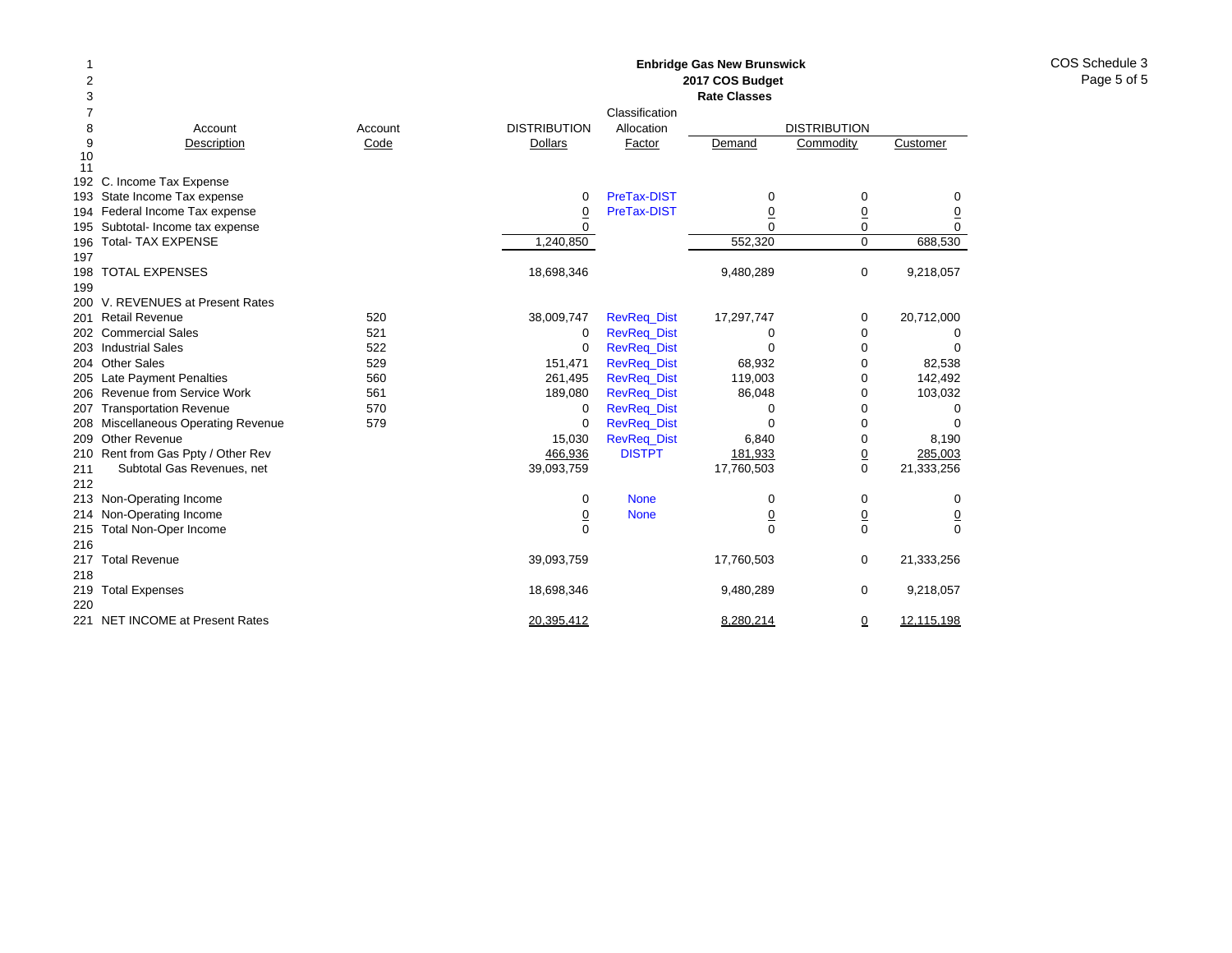**Enbridge Gas New Brunswick**
**2017 COS Budget**
**Rate Classes**

COS Schedule 3

| Line | Account Description | Account Code | DISTRIBUTION Dollars | Classification Allocation Factor | DISTRIBUTION Demand | DISTRIBUTION Commodity | DISTRIBUTION Customer |
|---|---|---|---|---|---|---|---|
| 192 | C. Income Tax Expense | | | | | | |
| 193 | State Income Tax expense | | 0 | PreTax-DIST | 0 | 0 | 0 |
| 194 | Federal Income Tax expense | | 0 | PreTax-DIST | 0 | 0 | 0 |
| 195 | Subtotal- Income tax expense | | 0 | | 0 | 0 | 0 |
| 196 | Total- TAX EXPENSE | | 1,240,850 | | 552,320 | 0 | 688,530 |
| 197 | | | | | | | |
| 198 | TOTAL EXPENSES | | 18,698,346 | | 9,480,289 | 0 | 9,218,057 |
| 199 | | | | | | | |
| 200 | V. REVENUES at Present Rates | | | | | | |
| 201 | Retail Revenue | 520 | 38,009,747 | RevReq_Dist | 17,297,747 | 0 | 20,712,000 |
| 202 | Commercial Sales | 521 | 0 | RevReq_Dist | 0 | 0 | 0 |
| 203 | Industrial Sales | 522 | 0 | RevReq_Dist | 0 | 0 | 0 |
| 204 | Other Sales | 529 | 151,471 | RevReq_Dist | 68,932 | 0 | 82,538 |
| 205 | Late Payment Penalties | 560 | 261,495 | RevReq_Dist | 119,003 | 0 | 142,492 |
| 206 | Revenue from Service Work | 561 | 189,080 | RevReq_Dist | 86,048 | 0 | 103,032 |
| 207 | Transportation Revenue | 570 | 0 | RevReq_Dist | 0 | 0 | 0 |
| 208 | Miscellaneous Operating Revenue | 579 | 0 | RevReq_Dist | 0 | 0 | 0 |
| 209 | Other Revenue | | 15,030 | RevReq_Dist | 6,840 | 0 | 8,190 |
| 210 | Rent from Gas Ppty / Other Rev | | 466,936 | DISTPT | 181,933 | 0 | 285,003 |
| 211 | Subtotal Gas Revenues, net | | 39,093,759 | | 17,760,503 | 0 | 21,333,256 |
| 212 | | | | | | | |
| 213 | Non-Operating Income | | 0 | None | 0 | 0 | 0 |
| 214 | Non-Operating Income | | 0 | None | 0 | 0 | 0 |
| 215 | Total Non-Oper Income | | 0 | | 0 | 0 | 0 |
| 216 | | | | | | | |
| 217 | Total Revenue | | 39,093,759 | | 17,760,503 | 0 | 21,333,256 |
| 218 | | | | | | | |
| 219 | Total Expenses | | 18,698,346 | | 9,480,289 | 0 | 9,218,057 |
| 220 | | | | | | | |
| 221 | NET INCOME at Present Rates | | 20,395,412 | | 8,280,214 | 0 | 12,115,198 |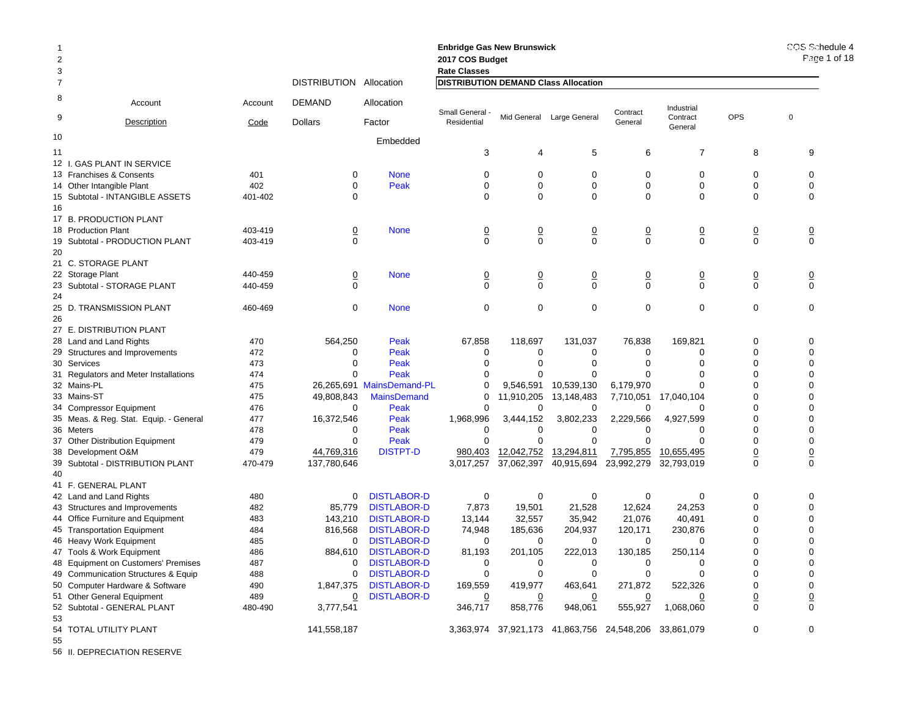**Enbridge Gas New Brunswick**
**2017 COS Budget**
**Rate Classes**

COS Schedule 4

| Line | Account Description | Account Code | DISTRIBUTION DEMAND Dollars | Allocation Factor Embedded | Small General - Residential | Mid General | Large General | Contract General | Industrial Contract General | OPS | 0 |
|---|---|---|---|---|---|---|---|---|---|---|---|
| | | | | | **DISTRIBUTION DEMAND Class Allocation** | | | | | | |
| 11 | | | | | 3 | 4 | 5 | 6 | 7 | 8 | 9 |
| 12 | I. GAS PLANT IN SERVICE | | | | | | | | | | |
| 13 | Franchises & Consents | 401 | 0 | None | 0 | 0 | 0 | 0 | 0 | 0 | 0 |
| 14 | Other Intangible Plant | 402 | 0 | Peak | 0 | 0 | 0 | 0 | 0 | 0 | 0 |
| 15 | Subtotal - INTANGIBLE ASSETS | 401-402 | 0 | | 0 | 0 | 0 | 0 | 0 | 0 | 0 |
| 16 | | | | | | | | | | | |
| 17 | B. PRODUCTION PLANT | | | | | | | | | | |
| 18 | Production Plant | 403-419 | 0 | None | 0 | 0 | 0 | 0 | 0 | 0 | 0 |
| 19 | Subtotal - PRODUCTION PLANT | 403-419 | 0 | | 0 | 0 | 0 | 0 | 0 | 0 | 0 |
| 20 | | | | | | | | | | | |
| 21 | C. STORAGE PLANT | | | | | | | | | | |
| 22 | Storage Plant | 440-459 | 0 | None | 0 | 0 | 0 | 0 | 0 | 0 | 0 |
| 23 | Subtotal - STORAGE PLANT | 440-459 | 0 | | 0 | 0 | 0 | 0 | 0 | 0 | 0 |
| 24 | | | | | | | | | | | |
| 25 | D. TRANSMISSION PLANT | 460-469 | 0 | None | 0 | 0 | 0 | 0 | 0 | 0 | 0 |
| 26 | | | | | | | | | | | |
| 27 | E. DISTRIBUTION PLANT | | | | | | | | | | |
| 28 | Land and Land Rights | 470 | 564,250 | Peak | 67,858 | 118,697 | 131,037 | 76,838 | 169,821 | 0 | 0 |
| 29 | Structures and Improvements | 472 | 0 | Peak | 0 | 0 | 0 | 0 | 0 | 0 | 0 |
| 30 | Services | 473 | 0 | Peak | 0 | 0 | 0 | 0 | 0 | 0 | 0 |
| 31 | Regulators and Meter Installations | 474 | 0 | Peak | 0 | 0 | 0 | 0 | 0 | 0 | 0 |
| 32 | Mains-PL | 475 | 26,265,691 | MainsDemand-PL | 0 | 9,546,591 | 10,539,130 | 6,179,970 | 0 | 0 | 0 |
| 33 | Mains-ST | 475 | 49,808,843 | MainsDemand | 0 | 11,910,205 | 13,148,483 | 7,710,051 | 17,040,104 | 0 | 0 |
| 34 | Compressor Equipment | 476 | 0 | Peak | 0 | 0 | 0 | 0 | 0 | 0 | 0 |
| 35 | Meas. & Reg. Stat. Equip. - General | 477 | 16,372,546 | Peak | 1,968,996 | 3,444,152 | 3,802,233 | 2,229,566 | 4,927,599 | 0 | 0 |
| 36 | Meters | 478 | 0 | Peak | 0 | 0 | 0 | 0 | 0 | 0 | 0 |
| 37 | Other Distribution Equipment | 479 | 0 | Peak | 0 | 0 | 0 | 0 | 0 | 0 | 0 |
| 38 | Development O&M | 479 | 44,769,316 | DISTPT-D | 980,403 | 12,042,752 | 13,294,811 | 7,795,855 | 10,655,495 | 0 | 0 |
| 39 | Subtotal - DISTRIBUTION PLANT | 470-479 | 137,780,646 | | 3,017,257 | 37,062,397 | 40,915,694 | 23,992,279 | 32,793,019 | 0 | 0 |
| 40 | | | | | | | | | | | |
| 41 | F. GENERAL PLANT | | | | | | | | | | |
| 42 | Land and Land Rights | 480 | 0 | DISTLABOR-D | 0 | 0 | 0 | 0 | 0 | 0 | 0 |
| 43 | Structures and Improvements | 482 | 85,779 | DISTLABOR-D | 7,873 | 19,501 | 21,528 | 12,624 | 24,253 | 0 | 0 |
| 44 | Office Furniture and Equipment | 483 | 143,210 | DISTLABOR-D | 13,144 | 32,557 | 35,942 | 21,076 | 40,491 | 0 | 0 |
| 45 | Transportation Equipment | 484 | 816,568 | DISTLABOR-D | 74,948 | 185,636 | 204,937 | 120,171 | 230,876 | 0 | 0 |
| 46 | Heavy Work Equipment | 485 | 0 | DISTLABOR-D | 0 | 0 | 0 | 0 | 0 | 0 | 0 |
| 47 | Tools & Work Equipment | 486 | 884,610 | DISTLABOR-D | 81,193 | 201,105 | 222,013 | 130,185 | 250,114 | 0 | 0 |
| 48 | Equipment on Customers' Premises | 487 | 0 | DISTLABOR-D | 0 | 0 | 0 | 0 | 0 | 0 | 0 |
| 49 | Communication Structures & Equip | 488 | 0 | DISTLABOR-D | 0 | 0 | 0 | 0 | 0 | 0 | 0 |
| 50 | Computer Hardware & Software | 490 | 1,847,375 | DISTLABOR-D | 169,559 | 419,977 | 463,641 | 271,872 | 522,326 | 0 | 0 |
| 51 | Other General Equipment | 489 | 0 | DISTLABOR-D | 0 | 0 | 0 | 0 | 0 | 0 | 0 |
| 52 | Subtotal - GENERAL PLANT | 480-490 | 3,777,541 | | 346,717 | 858,776 | 948,061 | 555,927 | 1,068,060 | 0 | 0 |
| 53 | | | | | | | | | | | |
| 54 | TOTAL UTILITY PLANT | | 141,558,187 | | 3,363,974 | 37,921,173 | 41,863,756 | 24,548,206 | 33,861,079 | 0 | 0 |
| 55 | | | | | | | | | | | |
| 56 | II. DEPRECIATION RESERVE | | | | | | | | | | |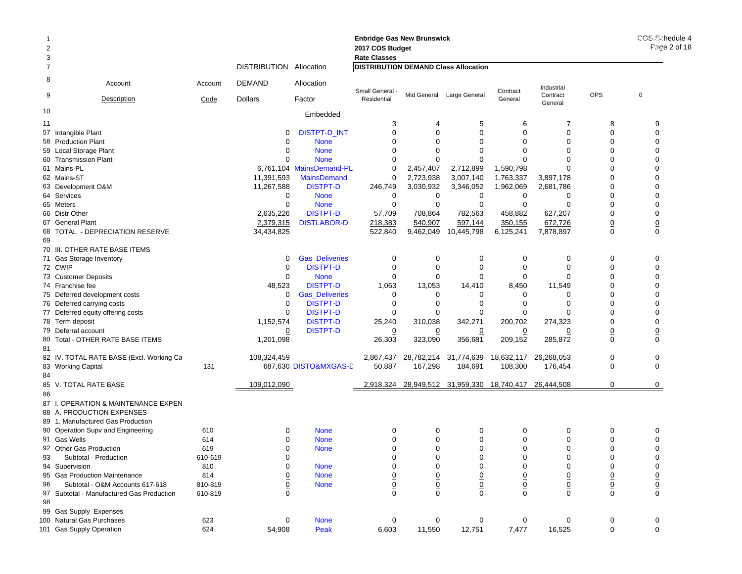**Enbridge Gas New Brunswick**
**2017 COS Budget**
**Rate Classes**

COS Schedule 4

| Line | Account Description | Account Code | DISTRIBUTION DEMAND Dollars | Allocation Factor Embedded | Small General - Residential | Mid General | Large General | Contract General | Industrial Contract General | OPS | 0 |
|---|---|---|---|---|---|---|---|---|---|---|---|
| | | | | | **DISTRIBUTION DEMAND Class Allocation** | | | | | | |
| 11 | | | | | 3 | 4 | 5 | 6 | 7 | 8 | 9 |
| 57 | Intangible Plant | | 0 | DISTPT-D_INT | 0 | 0 | 0 | 0 | 0 | 0 | 0 |
| 58 | Production Plant | | 0 | None | 0 | 0 | 0 | 0 | 0 | 0 | 0 |
| 59 | Local Storage Plant | | 0 | None | 0 | 0 | 0 | 0 | 0 | 0 | 0 |
| 60 | Transmission Plant | | 0 | None | 0 | 0 | 0 | 0 | 0 | 0 | 0 |
| 61 | Mains-PL | | 6,761,104 | MainsDemand-PL | 0 | 2,457,407 | 2,712,899 | 1,590,798 | 0 | 0 | 0 |
| 62 | Mains-ST | | 11,391,593 | MainsDemand | 0 | 2,723,938 | 3,007,140 | 1,763,337 | 3,897,178 | 0 | 0 |
| 63 | Development O&M | | 11,267,588 | DISTPT-D | 246,749 | 3,030,932 | 3,346,052 | 1,962,069 | 2,681,786 | 0 | 0 |
| 64 | Services | | 0 | None | 0 | 0 | 0 | 0 | 0 | 0 | 0 |
| 65 | Meters | | 0 | None | 0 | 0 | 0 | 0 | 0 | 0 | 0 |
| 66 | Distr Other | | 2,635,226 | DISTPT-D | 57,709 | 708,864 | 782,563 | 458,882 | 627,207 | 0 | 0 |
| 67 | General Plant | | 2,379,315 | DISTLABOR-D | 218,383 | 540,907 | 597,144 | 350,155 | 672,726 | 0 | 0 |
| 68 | TOTAL - DEPRECIATION RESERVE | | 34,434,825 | | 522,840 | 9,462,049 | 10,445,798 | 6,125,241 | 7,878,897 | 0 | 0 |
| 69 | | | | | | | | | | | |
| 70 | III. OTHER RATE BASE ITEMS | | | | | | | | | | |
| 71 | Gas Storage Inventory | | 0 | Gas_Deliveries | 0 | 0 | 0 | 0 | 0 | 0 | 0 |
| 72 | CWIP | | 0 | DISTPT-D | 0 | 0 | 0 | 0 | 0 | 0 | 0 |
| 73 | Customer Deposits | | 0 | None | 0 | 0 | 0 | 0 | 0 | 0 | 0 |
| 74 | Franchise fee | | 48,523 | DISTPT-D | 1,063 | 13,053 | 14,410 | 8,450 | 11,549 | 0 | 0 |
| 75 | Deferred development costs | | 0 | Gas_Deliveries | 0 | 0 | 0 | 0 | 0 | 0 | 0 |
| 76 | Deferred carrying costs | | 0 | DISTPT-D | 0 | 0 | 0 | 0 | 0 | 0 | 0 |
| 77 | Deferred equity offering costs | | 0 | DISTPT-D | 0 | 0 | 0 | 0 | 0 | 0 | 0 |
| 78 | Term deposit | | 1,152,574 | DISTPT-D | 25,240 | 310,038 | 342,271 | 200,702 | 274,323 | 0 | 0 |
| 79 | Deferral account | | 0 | DISTPT-D | 0 | 0 | 0 | 0 | 0 | 0 | 0 |
| 80 | Total - OTHER RATE BASE ITEMS | | 1,201,098 | | 26,303 | 323,090 | 356,681 | 209,152 | 285,872 | 0 | 0 |
| 81 | | | | | | | | | | | |
| 82 | IV. TOTAL RATE BASE (Excl. Working Ca | | 108,324,459 | | 2,867,437 | 28,782,214 | 31,774,639 | 18,632,117 | 26,268,053 | 0 | 0 |
| 83 | Working Capital | 131 | 687,630 | DISTO&MXGAS-D | 50,887 | 167,298 | 184,691 | 108,300 | 176,454 | 0 | 0 |
| 84 | | | | | | | | | | | |
| 85 | V. TOTAL RATE BASE | | 109,012,090 | | 2,918,324 | 28,949,512 | 31,959,330 | 18,740,417 | 26,444,508 | 0 | 0 |
| 86 | | | | | | | | | | | |
| 87 | I. OPERATION & MAINTENANCE EXPEN | | | | | | | | | | |
| 88 | A. PRODUCTION EXPENSES | | | | | | | | | | |
| 89 | 1. Manufactured Gas Production | | | | | | | | | | |
| 90 | Operation Supv and Engineering | 610 | 0 | None | 0 | 0 | 0 | 0 | 0 | 0 | 0 |
| 91 | Gas Wells | 614 | 0 | None | 0 | 0 | 0 | 0 | 0 | 0 | 0 |
| 92 | Other Gas Production | 619 | 0 | None | 0 | 0 | 0 | 0 | 0 | 0 | 0 |
| 93 | Subtotal - Production | 610-619 | 0 | | 0 | 0 | 0 | 0 | 0 | 0 | 0 |
| 94 | Supervision | 810 | 0 | None | 0 | 0 | 0 | 0 | 0 | 0 | 0 |
| 95 | Gas Production Maintenance | 814 | 0 | None | 0 | 0 | 0 | 0 | 0 | 0 | 0 |
| 96 | Subtotal - O&M Accounts 617-618 | 810-819 | 0 | None | 0 | 0 | 0 | 0 | 0 | 0 | 0 |
| 97 | Subtotal - Manufactured Gas Production | 610-819 | 0 | | 0 | 0 | 0 | 0 | 0 | 0 | 0 |
| 98 | | | | | | | | | | | |
| 99 | Gas Supply Expenses | | | | | | | | | | |
| 100 | Natural Gas Purchases | 623 | 0 | None | 0 | 0 | 0 | 0 | 0 | 0 | 0 |
| 101 | Gas Supply Operation | 624 | 54,908 | Peak | 6,603 | 11,550 | 12,751 | 7,477 | 16,525 | 0 | 0 |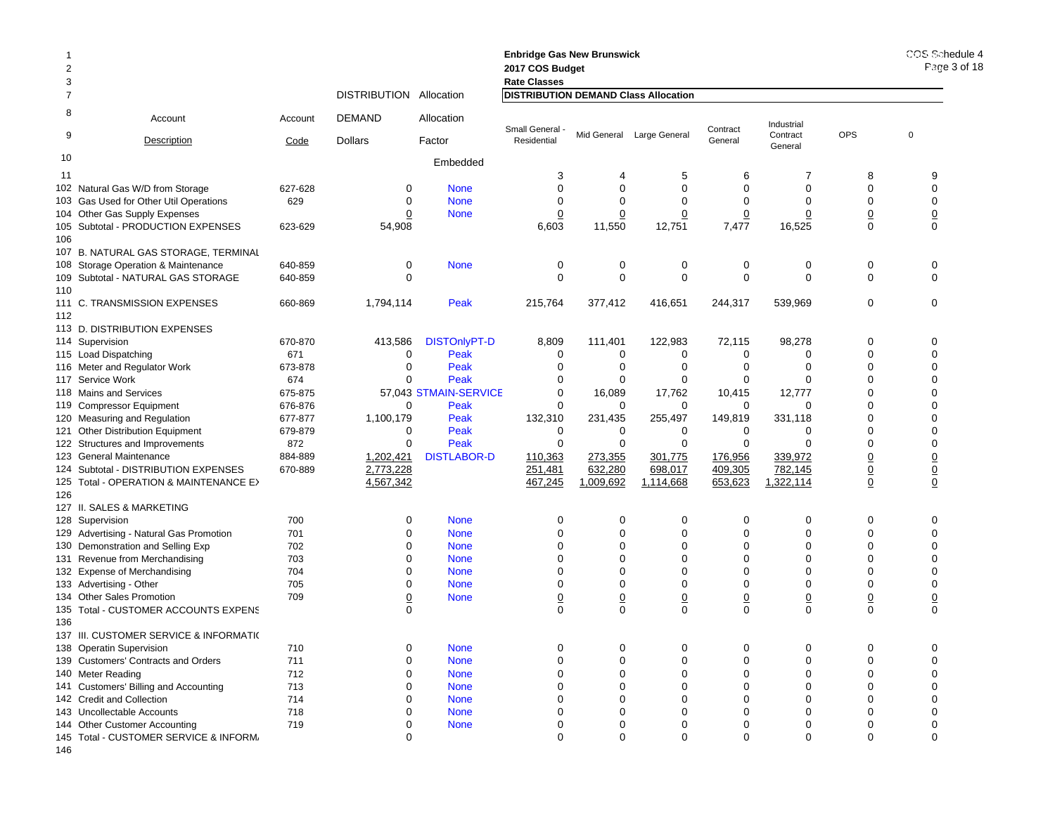**Enbridge Gas New Brunswick**
**2017 COS Budget**
**Rate Classes**

COS Schedule 4

| | Account Description | Account Code | DISTRIBUTION DEMAND Dollars | Allocation Factor | Small General - Residential | Mid General | Large General | Contract General | Industrial Contract General | OPS | 0 |
|---|---|---|---|---|---|---|---|---|---|---|---|
| 10 | | | | Embedded | | | | | | | |
| 11 | | | | | 3 | 4 | 5 | 6 | 7 | 8 | 9 |
| 102 | Natural Gas W/D from Storage | 627-628 | 0 | None | 0 | 0 | 0 | 0 | 0 | 0 | 0 |
| 103 | Gas Used for Other Util Operations | 629 | 0 | None | 0 | 0 | 0 | 0 | 0 | 0 | 0 |
| 104 | Other Gas Supply Expenses | | 0 | None | 0 | 0 | 0 | 0 | 0 | 0 | 0 |
| 105 | Subtotal - PRODUCTION EXPENSES | 623-629 | 54,908 | | 6,603 | 11,550 | 12,751 | 7,477 | 16,525 | 0 | 0 |
| 106 | | | | | | | | | | | |
| 107 | B. NATURAL GAS STORAGE, TERMINAL | | | | | | | | | | |
| 108 | Storage Operation & Maintenance | 640-859 | 0 | None | 0 | 0 | 0 | 0 | 0 | 0 | 0 |
| 109 | Subtotal - NATURAL GAS STORAGE | 640-859 | 0 | | 0 | 0 | 0 | 0 | 0 | 0 | 0 |
| 110 | | | | | | | | | | | |
| 111 | C. TRANSMISSION EXPENSES | 660-869 | 1,794,114 | Peak | 215,764 | 377,412 | 416,651 | 244,317 | 539,969 | 0 | 0 |
| 112 | | | | | | | | | | | |
| 113 | D. DISTRIBUTION EXPENSES | | | | | | | | | | |
| 114 | Supervision | 670-870 | 413,586 | DISTOnlyPT-D | 8,809 | 111,401 | 122,983 | 72,115 | 98,278 | 0 | 0 |
| 115 | Load Dispatching | 671 | 0 | Peak | 0 | 0 | 0 | 0 | 0 | 0 | 0 |
| 116 | Meter and Regulator Work | 673-878 | 0 | Peak | 0 | 0 | 0 | 0 | 0 | 0 | 0 |
| 117 | Service Work | 674 | 0 | Peak | 0 | 0 | 0 | 0 | 0 | 0 | 0 |
| 118 | Mains and Services | 675-875 | 57,043 | STMAIN-SERVICE | 0 | 16,089 | 17,762 | 10,415 | 12,777 | 0 | 0 |
| 119 | Compressor Equipment | 676-876 | 0 | Peak | 0 | 0 | 0 | 0 | 0 | 0 | 0 |
| 120 | Measuring and Regulation | 677-877 | 1,100,179 | Peak | 132,310 | 231,435 | 255,497 | 149,819 | 331,118 | 0 | 0 |
| 121 | Other Distribution Equipment | 679-879 | 0 | Peak | 0 | 0 | 0 | 0 | 0 | 0 | 0 |
| 122 | Structures and Improvements | 872 | 0 | Peak | 0 | 0 | 0 | 0 | 0 | 0 | 0 |
| 123 | General Maintenance | 884-889 | 1,202,421 | DISTLABOR-D | 110,363 | 273,355 | 301,775 | 176,956 | 339,972 | 0 | 0 |
| 124 | Subtotal - DISTRIBUTION EXPENSES | 670-889 | 2,773,228 | | 251,481 | 632,280 | 698,017 | 409,305 | 782,145 | 0 | 0 |
| 125 | Total - OPERATION & MAINTENANCE EX | | 4,567,342 | | 467,245 | 1,009,692 | 1,114,668 | 653,623 | 1,322,114 | 0 | 0 |
| 126 | | | | | | | | | | | |
| 127 | II. SALES & MARKETING | | | | | | | | | | |
| 128 | Supervision | 700 | 0 | None | 0 | 0 | 0 | 0 | 0 | 0 | 0 |
| 129 | Advertising - Natural Gas Promotion | 701 | 0 | None | 0 | 0 | 0 | 0 | 0 | 0 | 0 |
| 130 | Demonstration and Selling Exp | 702 | 0 | None | 0 | 0 | 0 | 0 | 0 | 0 | 0 |
| 131 | Revenue from Merchandising | 703 | 0 | None | 0 | 0 | 0 | 0 | 0 | 0 | 0 |
| 132 | Expense of Merchandising | 704 | 0 | None | 0 | 0 | 0 | 0 | 0 | 0 | 0 |
| 133 | Advertising - Other | 705 | 0 | None | 0 | 0 | 0 | 0 | 0 | 0 | 0 |
| 134 | Other Sales Promotion | 709 | 0 | None | 0 | 0 | 0 | 0 | 0 | 0 | 0 |
| 135 | Total - CUSTOMER ACCOUNTS EXPENS | | 0 | | 0 | 0 | 0 | 0 | 0 | 0 | 0 |
| 136 | | | | | | | | | | | |
| 137 | III. CUSTOMER SERVICE & INFORMATI | | | | | | | | | | |
| 138 | Operatin Supervision | 710 | 0 | None | 0 | 0 | 0 | 0 | 0 | 0 | 0 |
| 139 | Customers' Contracts and Orders | 711 | 0 | None | 0 | 0 | 0 | 0 | 0 | 0 | 0 |
| 140 | Meter Reading | 712 | 0 | None | 0 | 0 | 0 | 0 | 0 | 0 | 0 |
| 141 | Customers' Billing and Accounting | 713 | 0 | None | 0 | 0 | 0 | 0 | 0 | 0 | 0 |
| 142 | Credit and Collection | 714 | 0 | None | 0 | 0 | 0 | 0 | 0 | 0 | 0 |
| 143 | Uncollectable Accounts | 718 | 0 | None | 0 | 0 | 0 | 0 | 0 | 0 | 0 |
| 144 | Other Customer Accounting | 719 | 0 | None | 0 | 0 | 0 | 0 | 0 | 0 | 0 |
| 145 | Total - CUSTOMER SERVICE & INFORM | | 0 | | 0 | 0 | 0 | 0 | 0 | 0 | 0 |
| 146 | | | | | | | | | | | |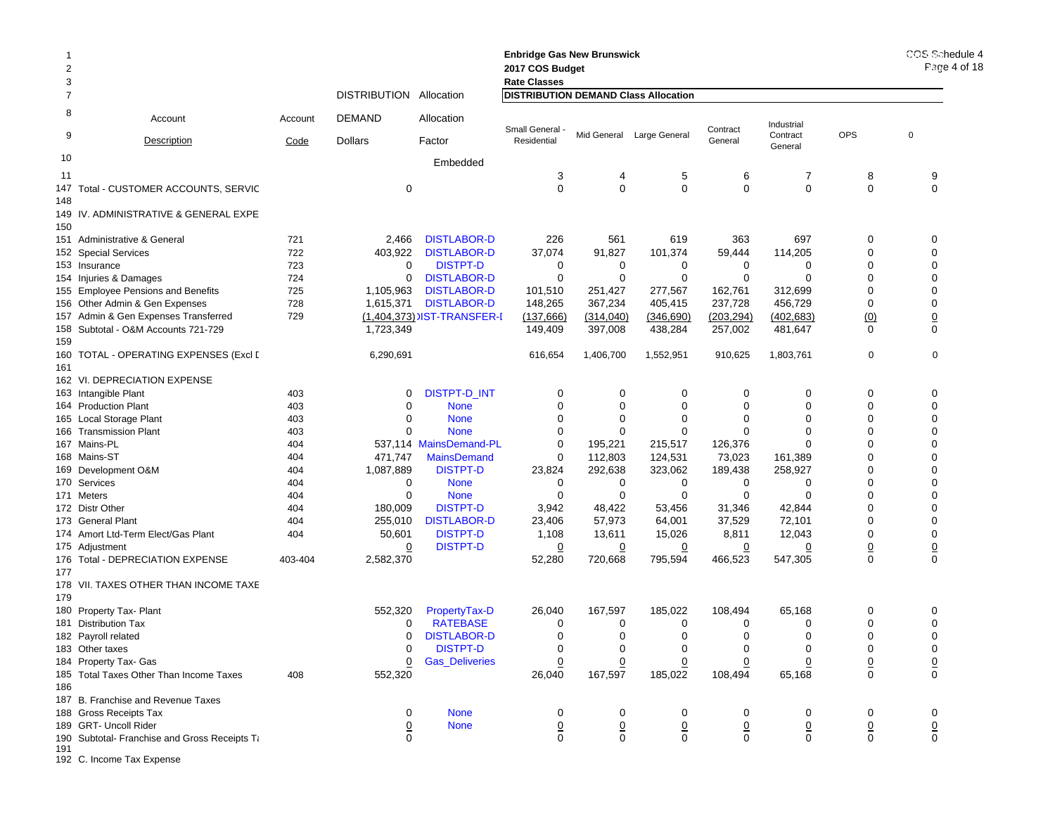**Enbridge Gas New Brunswick**
**2017 COS Budget**
**Rate Classes**

COS Schedule 4

| Line | Account Description | Account Code | DISTRIBUTION DEMAND Dollars | Allocation Factor Embedded | Small General - Residential | Mid General | Large General | Contract General | Industrial Contract General | OPS | 0 |
|---|---|---|---|---|---|---|---|---|---|---|---|
| 11 | | | | | 3 | 4 | 5 | 6 | 7 | 8 | 9 |
| 147 | Total - CUSTOMER ACCOUNTS, SERVIC | | 0 | | 0 | 0 | 0 | 0 | 0 | 0 | 0 |
| 148 | | | | | | | | | | | |
| 149 | IV. ADMINISTRATIVE & GENERAL EXPE | | | | | | | | | | |
| 150 | | | | | | | | | | | |
| 151 | Administrative & General | 721 | 2,466 | DISTLABOR-D | 226 | 561 | 619 | 363 | 697 | 0 | 0 |
| 152 | Special Services | 722 | 403,922 | DISTLABOR-D | 37,074 | 91,827 | 101,374 | 59,444 | 114,205 | 0 | 0 |
| 153 | Insurance | 723 | 0 | DISTPT-D | 0 | 0 | 0 | 0 | 0 | 0 | 0 |
| 154 | Injuries & Damages | 724 | 0 | DISTLABOR-D | 0 | 0 | 0 | 0 | 0 | 0 | 0 |
| 155 | Employee Pensions and Benefits | 725 | 1,105,963 | DISTLABOR-D | 101,510 | 251,427 | 277,567 | 162,761 | 312,699 | 0 | 0 |
| 156 | Other Admin & Gen Expenses | 728 | 1,615,371 | DISTLABOR-D | 148,265 | 367,234 | 405,415 | 237,728 | 456,729 | 0 | 0 |
| 157 | Admin & Gen Expenses Transferred | 729 | (1,404,373) | DIST-TRANSFER-I | (137,666) | (314,040) | (346,690) | (203,294) | (402,683) | (0) | 0 |
| 158 | Subtotal - O&M Accounts 721-729 | | 1,723,349 | | 149,409 | 397,008 | 438,284 | 257,002 | 481,647 | 0 | 0 |
| 159 | | | | | | | | | | | |
| 160 | TOTAL - OPERATING EXPENSES (Excl D | | 6,290,691 | | 616,654 | 1,406,700 | 1,552,951 | 910,625 | 1,803,761 | 0 | 0 |
| 161 | | | | | | | | | | | |
| 162 | VI. DEPRECIATION EXPENSE | | | | | | | | | | |
| 163 | Intangible Plant | 403 | 0 | DISTPT-D_INT | 0 | 0 | 0 | 0 | 0 | 0 | 0 |
| 164 | Production Plant | 403 | 0 | None | 0 | 0 | 0 | 0 | 0 | 0 | 0 |
| 165 | Local Storage Plant | 403 | 0 | None | 0 | 0 | 0 | 0 | 0 | 0 | 0 |
| 166 | Transmission Plant | 403 | 0 | None | 0 | 0 | 0 | 0 | 0 | 0 | 0 |
| 167 | Mains-PL | 404 | 537,114 | MainsDemand-PL | 0 | 195,221 | 215,517 | 126,376 | 0 | 0 | 0 |
| 168 | Mains-ST | 404 | 471,747 | MainsDemand | 0 | 112,803 | 124,531 | 73,023 | 161,389 | 0 | 0 |
| 169 | Development O&M | 404 | 1,087,889 | DISTPT-D | 23,824 | 292,638 | 323,062 | 189,438 | 258,927 | 0 | 0 |
| 170 | Services | 404 | 0 | None | 0 | 0 | 0 | 0 | 0 | 0 | 0 |
| 171 | Meters | 404 | 0 | None | 0 | 0 | 0 | 0 | 0 | 0 | 0 |
| 172 | Distr Other | 404 | 180,009 | DISTPT-D | 3,942 | 48,422 | 53,456 | 31,346 | 42,844 | 0 | 0 |
| 173 | General Plant | 404 | 255,010 | DISTLABOR-D | 23,406 | 57,973 | 64,001 | 37,529 | 72,101 | 0 | 0 |
| 174 | Amort Ltd-Term Elect/Gas Plant | 404 | 50,601 | DISTPT-D | 1,108 | 13,611 | 15,026 | 8,811 | 12,043 | 0 | 0 |
| 175 | Adjustment | | 0 | DISTPT-D | 0 | 0 | 0 | 0 | 0 | 0 | 0 |
| 176 | Total - DEPRECIATION EXPENSE | 403-404 | 2,582,370 | | 52,280 | 720,668 | 795,594 | 466,523 | 547,305 | 0 | 0 |
| 177 | | | | | | | | | | | |
| 178 | VII. TAXES OTHER THAN INCOME TAXE | | | | | | | | | | |
| 179 | | | | | | | | | | | |
| 180 | Property Tax- Plant | | 552,320 | PropertyTax-D | 26,040 | 167,597 | 185,022 | 108,494 | 65,168 | 0 | 0 |
| 181 | Distribution Tax | | 0 | RATEBASE | 0 | 0 | 0 | 0 | 0 | 0 | 0 |
| 182 | Payroll related | | 0 | DISTLABOR-D | 0 | 0 | 0 | 0 | 0 | 0 | 0 |
| 183 | Other taxes | | 0 | DISTPT-D | 0 | 0 | 0 | 0 | 0 | 0 | 0 |
| 184 | Property Tax- Gas | | 0 | Gas_Deliveries | 0 | 0 | 0 | 0 | 0 | 0 | 0 |
| 185 | Total Taxes Other Than Income Taxes | 408 | 552,320 | | 26,040 | 167,597 | 185,022 | 108,494 | 65,168 | 0 | 0 |
| 186 | | | | | | | | | | | |
| 187 | B. Franchise and Revenue Taxes | | | | | | | | | | |
| 188 | Gross Receipts Tax | | 0 | None | 0 | 0 | 0 | 0 | 0 | 0 | 0 |
| 189 | GRT- Uncoll Rider | | 0 | None | 0 | 0 | 0 | 0 | 0 | 0 | 0 |
| 190 | Subtotal- Franchise and Gross Receipts Ta | | 0 | | 0 | 0 | 0 | 0 | 0 | 0 | 0 |
| 191 | | | | | | | | | | | |
| 192 | C. Income Tax Expense | | | | | | | | | | |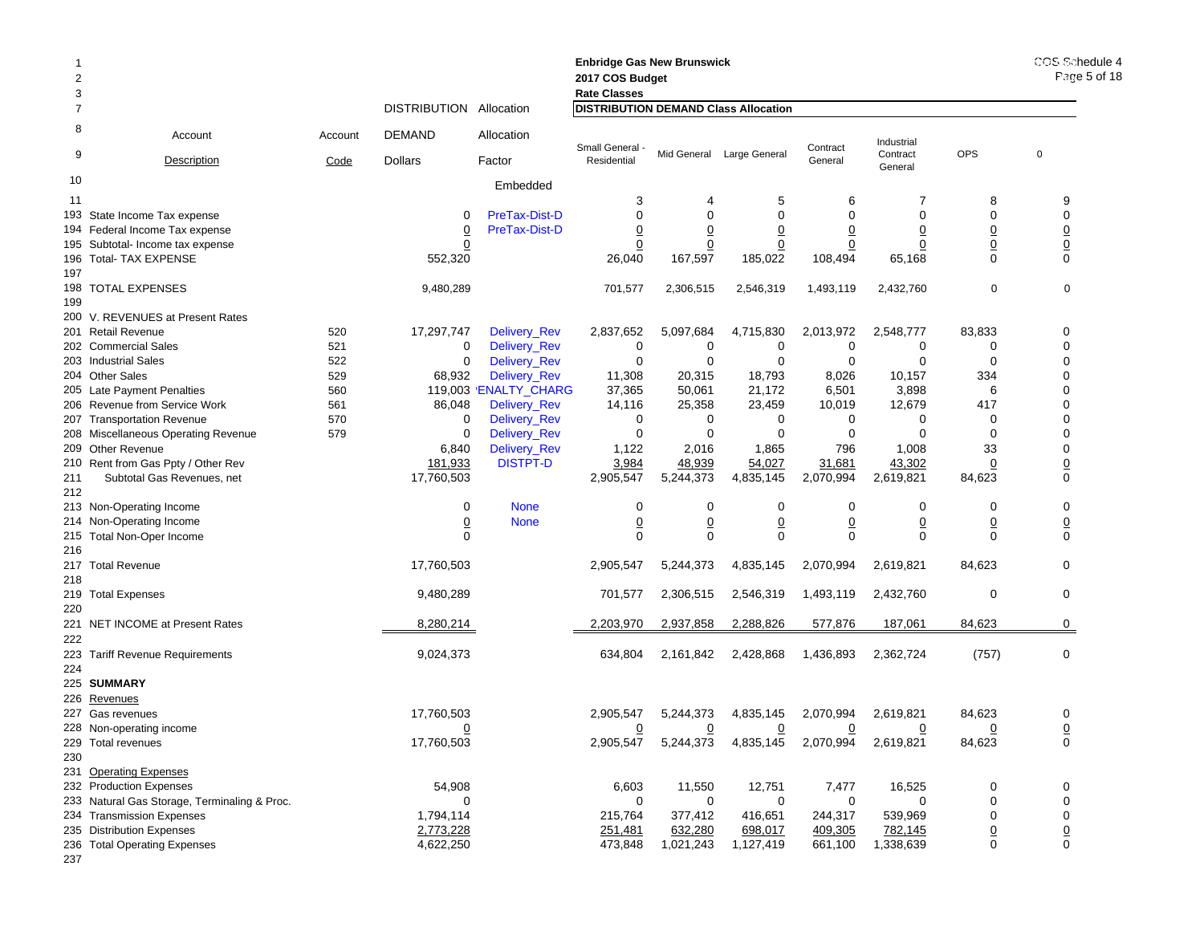**Enbridge Gas New Brunswick**
**2017 COS Budget**
**Rate Classes**

| Line | Account Description | Account Code | DISTRIBUTION DEMAND Dollars | Allocation Factor | Small General - Residential | Mid General | Large General | Contract General | Industrial Contract General | OPS | 0 |
|---|---|---|---|---|---|---|---|---|---|---|---|
| | | | | Embedded | | | | | | | |
| 11 | | | | | 3 | 4 | 5 | 6 | 7 | 8 | 9 |
| 193 | State Income Tax expense | | 0 | PreTax-Dist-D | 0 | 0 | 0 | 0 | 0 | 0 | 0 |
| 194 | Federal Income Tax expense | | 0 | PreTax-Dist-D | 0 | 0 | 0 | 0 | 0 | 0 | 0 |
| 195 | Subtotal- Income tax expense | | 0 | | 0 | 0 | 0 | 0 | 0 | 0 | 0 |
| 196 | Total- TAX EXPENSE | | 552,320 | | 26,040 | 167,597 | 185,022 | 108,494 | 65,168 | 0 | 0 |
| 197 | | | | | | | | | | | |
| 198 | TOTAL EXPENSES | | 9,480,289 | | 701,577 | 2,306,515 | 2,546,319 | 1,493,119 | 2,432,760 | 0 | 0 |
| 199 | | | | | | | | | | | |
| 200 | V. REVENUES at Present Rates | | | | | | | | | | |
| 201 | Retail Revenue | 520 | 17,297,747 | Delivery_Rev | 2,837,652 | 5,097,684 | 4,715,830 | 2,013,972 | 2,548,777 | 83,833 | 0 |
| 202 | Commercial Sales | 521 | 0 | Delivery_Rev | 0 | 0 | 0 | 0 | 0 | 0 | 0 |
| 203 | Industrial Sales | 522 | 0 | Delivery_Rev | 0 | 0 | 0 | 0 | 0 | 0 | 0 |
| 204 | Other Sales | 529 | 68,932 | Delivery_Rev | 11,308 | 20,315 | 18,793 | 8,026 | 10,157 | 334 | 0 |
| 205 | Late Payment Penalties | 560 | 119,003 | 'ENALTY_CHARG | 37,365 | 50,061 | 21,172 | 6,501 | 3,898 | 6 | 0 |
| 206 | Revenue from Service Work | 561 | 86,048 | Delivery_Rev | 14,116 | 25,358 | 23,459 | 10,019 | 12,679 | 417 | 0 |
| 207 | Transportation Revenue | 570 | 0 | Delivery_Rev | 0 | 0 | 0 | 0 | 0 | 0 | 0 |
| 208 | Miscellaneous Operating Revenue | 579 | 0 | Delivery_Rev | 0 | 0 | 0 | 0 | 0 | 0 | 0 |
| 209 | Other Revenue | | 6,840 | Delivery_Rev | 1,122 | 2,016 | 1,865 | 796 | 1,008 | 33 | 0 |
| 210 | Rent from Gas Ppty / Other Rev | | 181,933 | DISTPT-D | 3,984 | 48,939 | 54,027 | 31,681 | 43,302 | 0 | 0 |
| 211 | Subtotal Gas Revenues, net | | 17,760,503 | | 2,905,547 | 5,244,373 | 4,835,145 | 2,070,994 | 2,619,821 | 84,623 | 0 |
| 212 | | | | | | | | | | | |
| 213 | Non-Operating Income | | 0 | None | 0 | 0 | 0 | 0 | 0 | 0 | 0 |
| 214 | Non-Operating Income | | 0 | None | 0 | 0 | 0 | 0 | 0 | 0 | 0 |
| 215 | Total Non-Oper Income | | 0 | | 0 | 0 | 0 | 0 | 0 | 0 | 0 |
| 216 | | | | | | | | | | | |
| 217 | Total Revenue | | 17,760,503 | | 2,905,547 | 5,244,373 | 4,835,145 | 2,070,994 | 2,619,821 | 84,623 | 0 |
| 218 | | | | | | | | | | | |
| 219 | Total Expenses | | 9,480,289 | | 701,577 | 2,306,515 | 2,546,319 | 1,493,119 | 2,432,760 | 0 | 0 |
| 220 | | | | | | | | | | | |
| 221 | NET INCOME at Present Rates | | 8,280,214 | | 2,203,970 | 2,937,858 | 2,288,826 | 577,876 | 187,061 | 84,623 | 0 |
| 222 | | | | | | | | | | | |
| 223 | Tariff Revenue Requirements | | 9,024,373 | | 634,804 | 2,161,842 | 2,428,868 | 1,436,893 | 2,362,724 | (757) | 0 |
| 224 | | | | | | | | | | | |
| 225 | **SUMMARY** | | | | | | | | | | |
| 226 | Revenues | | | | | | | | | | |
| 227 | Gas revenues | | 17,760,503 | | 2,905,547 | 5,244,373 | 4,835,145 | 2,070,994 | 2,619,821 | 84,623 | 0 |
| 228 | Non-operating income | | 0 | | 0 | 0 | 0 | 0 | 0 | 0 | 0 |
| 229 | Total revenues | | 17,760,503 | | 2,905,547 | 5,244,373 | 4,835,145 | 2,070,994 | 2,619,821 | 84,623 | 0 |
| 230 | | | | | | | | | | | |
| 231 | Operating Expenses | | | | | | | | | | |
| 232 | Production Expenses | | 54,908 | | 6,603 | 11,550 | 12,751 | 7,477 | 16,525 | 0 | 0 |
| 233 | Natural Gas Storage, Terminaling & Proc. | | 0 | | 0 | 0 | 0 | 0 | 0 | 0 | 0 |
| 234 | Transmission Expenses | | 1,794,114 | | 215,764 | 377,412 | 416,651 | 244,317 | 539,969 | 0 | 0 |
| 235 | Distribution Expenses | | 2,773,228 | | 251,481 | 632,280 | 698,017 | 409,305 | 782,145 | 0 | 0 |
| 236 | Total Operating Expenses | | 4,622,250 | | 473,848 | 1,021,243 | 1,127,419 | 661,100 | 1,338,639 | 0 | 0 |
| 237 | | | | | | | | | | | |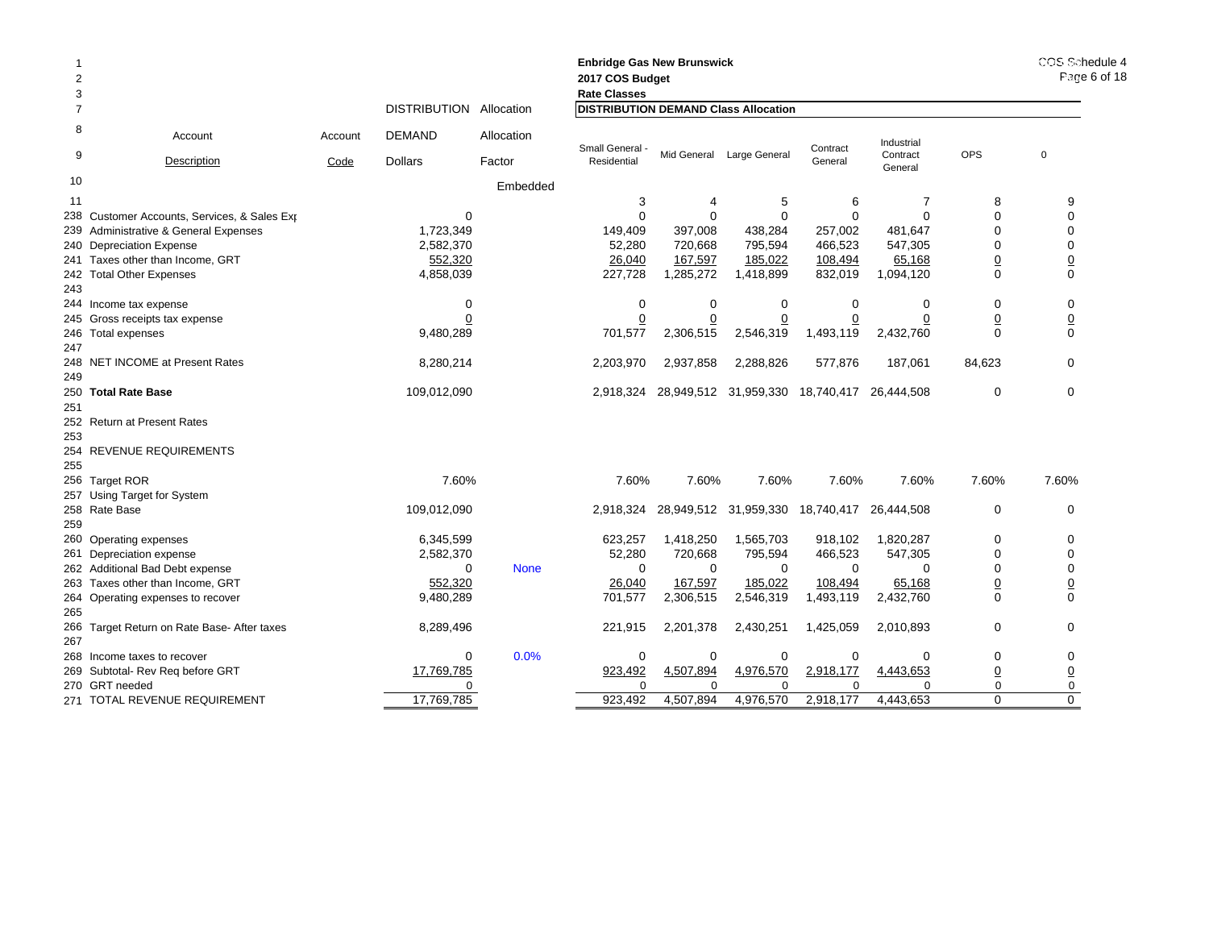**Enbridge Gas New Brunswick**
**2017 COS Budget**
**Rate Classes**

| | Account Description | Account Code | DISTRIBUTION DEMAND Dollars | Allocation Factor | Small General - Residential | Mid General | Large General | Contract General | Industrial Contract General | OPS | 0 |
|---|---|---|---|---|---|---|---|---|---|---|---|
| | | | | | **DISTRIBUTION DEMAND Class Allocation** | | | | | | |
| 10 | | | | Embedded | | | | | | | |
| 11 | | | | | 3 | 4 | 5 | 6 | 7 | 8 | 9 |
| 238 | Customer Accounts, Services, & Sales Exp | | 0 | | 0 | 0 | 0 | 0 | 0 | 0 | 0 |
| 239 | Administrative & General Expenses | | 1,723,349 | | 149,409 | 397,008 | 438,284 | 257,002 | 481,647 | 0 | 0 |
| 240 | Depreciation Expense | | 2,582,370 | | 52,280 | 720,668 | 795,594 | 466,523 | 547,305 | 0 | 0 |
| 241 | Taxes other than Income, GRT | | 552,320 | | 26,040 | 167,597 | 185,022 | 108,494 | 65,168 | 0 | 0 |
| 242 | Total Other Expenses | | 4,858,039 | | 227,728 | 1,285,272 | 1,418,899 | 832,019 | 1,094,120 | 0 | 0 |
| 243 | | | | | | | | | | | |
| 244 | Income tax expense | | 0 | | 0 | 0 | 0 | 0 | 0 | 0 | 0 |
| 245 | Gross receipts tax expense | | 0 | | 0 | 0 | 0 | 0 | 0 | 0 | 0 |
| 246 | Total expenses | | 9,480,289 | | 701,577 | 2,306,515 | 2,546,319 | 1,493,119 | 2,432,760 | 0 | 0 |
| 247 | | | | | | | | | | | |
| 248 | NET INCOME at Present Rates | | 8,280,214 | | 2,203,970 | 2,937,858 | 2,288,826 | 577,876 | 187,061 | 84,623 | 0 |
| 249 | | | | | | | | | | | |
| 250 | **Total Rate Base** | | 109,012,090 | | 2,918,324 | 28,949,512 | 31,959,330 | 18,740,417 | 26,444,508 | 0 | 0 |
| 251 | | | | | | | | | | | |
| 252 | Return at Present Rates | | | | | | | | | | |
| 253 | | | | | | | | | | | |
| 254 | REVENUE REQUIREMENTS | | | | | | | | | | |
| 255 | | | | | | | | | | | |
| 256 | Target ROR | | 7.60% | | 7.60% | 7.60% | 7.60% | 7.60% | 7.60% | 7.60% | 7.60% |
| 257 | Using Target for System | | | | | | | | | | |
| 258 | Rate Base | | 109,012,090 | | 2,918,324 | 28,949,512 | 31,959,330 | 18,740,417 | 26,444,508 | 0 | 0 |
| 259 | | | | | | | | | | | |
| 260 | Operating expenses | | 6,345,599 | | 623,257 | 1,418,250 | 1,565,703 | 918,102 | 1,820,287 | 0 | 0 |
| 261 | Depreciation expense | | 2,582,370 | | 52,280 | 720,668 | 795,594 | 466,523 | 547,305 | 0 | 0 |
| 262 | Additional Bad Debt expense | | 0 | None | 0 | 0 | 0 | 0 | 0 | 0 | 0 |
| 263 | Taxes other than Income, GRT | | 552,320 | | 26,040 | 167,597 | 185,022 | 108,494 | 65,168 | 0 | 0 |
| 264 | Operating expenses to recover | | 9,480,289 | | 701,577 | 2,306,515 | 2,546,319 | 1,493,119 | 2,432,760 | 0 | 0 |
| 265 | | | | | | | | | | | |
| 266 | Target Return on Rate Base- After taxes | | 8,289,496 | | 221,915 | 2,201,378 | 2,430,251 | 1,425,059 | 2,010,893 | 0 | 0 |
| 267 | | | | | | | | | | | |
| 268 | Income taxes to recover | | 0 | 0.0% | 0 | 0 | 0 | 0 | 0 | 0 | 0 |
| 269 | Subtotal- Rev Req before GRT | | 17,769,785 | | 923,492 | 4,507,894 | 4,976,570 | 2,918,177 | 4,443,653 | 0 | 0 |
| 270 | GRT needed | | 0 | | 0 | 0 | 0 | 0 | 0 | 0 | 0 |
| 271 | TOTAL REVENUE REQUIREMENT | | 17,769,785 | | 923,492 | 4,507,894 | 4,976,570 | 2,918,177 | 4,443,653 | 0 | 0 |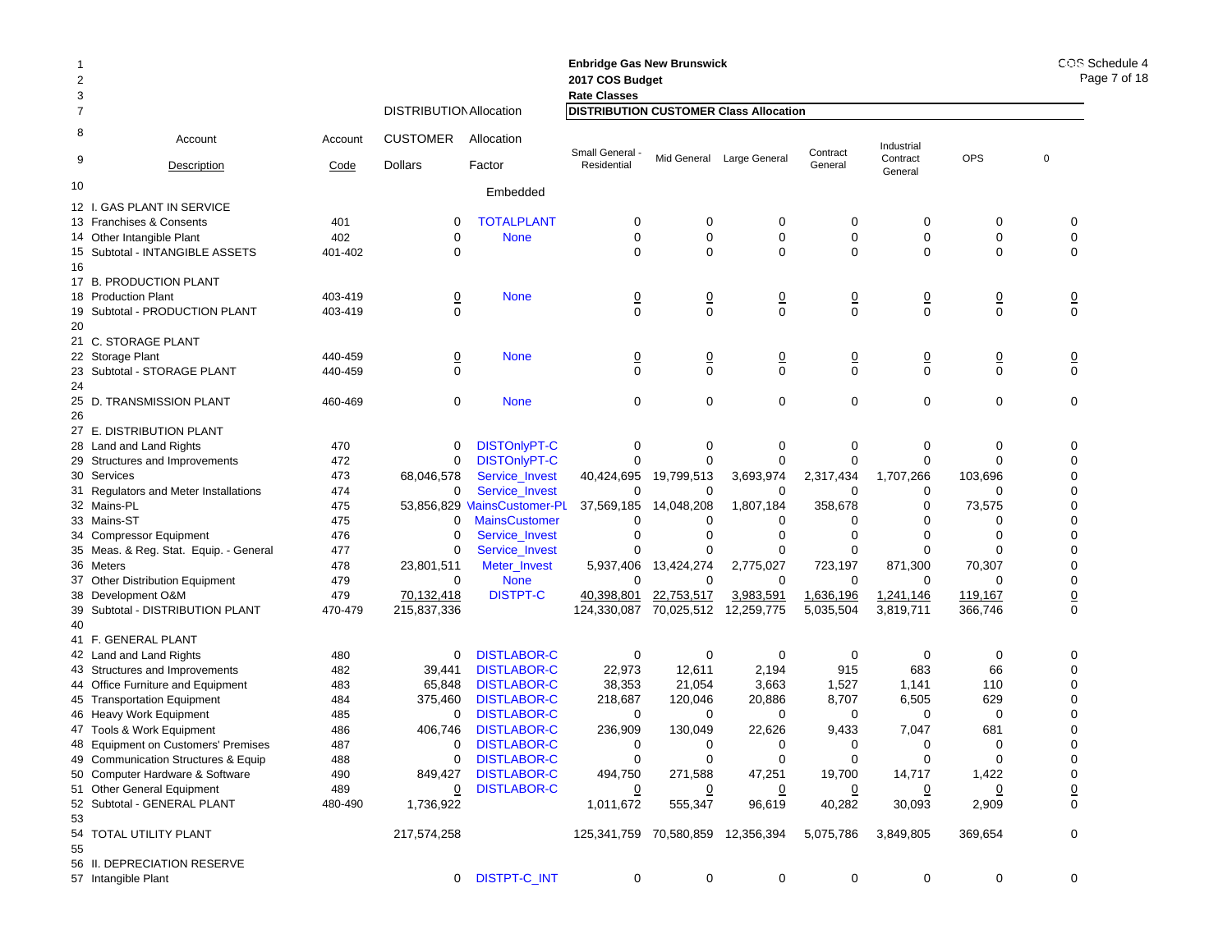**Enbridge Gas New Brunswick**
**2017 COS Budget**
**Rate Classes**

COS Schedule 4

**DISTRIBUTION CUSTOMER Class Allocation**

| Line | Account Description | Account Code | DISTRIBUTION CUSTOMER Dollars | Allocation Factor | Small General - Residential | Mid General | Large General | Contract General | Industrial Contract General | OPS | 0 |
|---|---|---|---|---|---|---|---|---|---|---|---|
| 10 | | | | Embedded | | | | | | | |
| 12 | I. GAS PLANT IN SERVICE | | | | | | | | | | |
| 13 | Franchises & Consents | 401 | 0 | TOTALPLANT | 0 | 0 | 0 | 0 | 0 | 0 | 0 |
| 14 | Other Intangible Plant | 402 | 0 | None | 0 | 0 | 0 | 0 | 0 | 0 | 0 |
| 15 | Subtotal - INTANGIBLE ASSETS | 401-402 | 0 | | 0 | 0 | 0 | 0 | 0 | 0 | 0 |
| 16 | | | | | | | | | | | |
| 17 | B. PRODUCTION PLANT | | | | | | | | | | |
| 18 | Production Plant | 403-419 | 0 | None | 0 | 0 | 0 | 0 | 0 | 0 | 0 |
| 19 | Subtotal - PRODUCTION PLANT | 403-419 | 0 | | 0 | 0 | 0 | 0 | 0 | 0 | 0 |
| 20 | | | | | | | | | | | |
| 21 | C. STORAGE PLANT | | | | | | | | | | |
| 22 | Storage Plant | 440-459 | 0 | None | 0 | 0 | 0 | 0 | 0 | 0 | 0 |
| 23 | Subtotal - STORAGE PLANT | 440-459 | 0 | | 0 | 0 | 0 | 0 | 0 | 0 | 0 |
| 24 | | | | | | | | | | | |
| 25 | D. TRANSMISSION PLANT | 460-469 | 0 | None | 0 | 0 | 0 | 0 | 0 | 0 | 0 |
| 26 | | | | | | | | | | | |
| 27 | E. DISTRIBUTION PLANT | | | | | | | | | | |
| 28 | Land and Land Rights | 470 | 0 | DISTOnlyPT-C | 0 | 0 | 0 | 0 | 0 | 0 | 0 |
| 29 | Structures and Improvements | 472 | 0 | DISTOnlyPT-C | 0 | 0 | 0 | 0 | 0 | 0 | 0 |
| 30 | Services | 473 | 68,046,578 | Service_Invest | 40,424,695 | 19,799,513 | 3,693,974 | 2,317,434 | 1,707,266 | 103,696 | 0 |
| 31 | Regulators and Meter Installations | 474 | 0 | Service_Invest | 0 | 0 | 0 | 0 | 0 | 0 | 0 |
| 32 | Mains-PL | 475 | 53,856,829 | MainsCustomer-PL | 37,569,185 | 14,048,208 | 1,807,184 | 358,678 | 0 | 73,575 | 0 |
| 33 | Mains-ST | 475 | 0 | MainsCustomer | 0 | 0 | 0 | 0 | 0 | 0 | 0 |
| 34 | Compressor Equipment | 476 | 0 | Service_Invest | 0 | 0 | 0 | 0 | 0 | 0 | 0 |
| 35 | Meas. & Reg. Stat. Equip. - General | 477 | 0 | Service_Invest | 0 | 0 | 0 | 0 | 0 | 0 | 0 |
| 36 | Meters | 478 | 23,801,511 | Meter_Invest | 5,937,406 | 13,424,274 | 2,775,027 | 723,197 | 871,300 | 70,307 | 0 |
| 37 | Other Distribution Equipment | 479 | 0 | None | 0 | 0 | 0 | 0 | 0 | 0 | 0 |
| 38 | Development O&M | 479 | 70,132,418 | DISTPT-C | 40,398,801 | 22,753,517 | 3,983,591 | 1,636,196 | 1,241,146 | 119,167 | 0 |
| 39 | Subtotal - DISTRIBUTION PLANT | 470-479 | 215,837,336 | | 124,330,087 | 70,025,512 | 12,259,775 | 5,035,504 | 3,819,711 | 366,746 | 0 |
| 40 | | | | | | | | | | | |
| 41 | F. GENERAL PLANT | | | | | | | | | | |
| 42 | Land and Land Rights | 480 | 0 | DISTLABOR-C | 0 | 0 | 0 | 0 | 0 | 0 | 0 |
| 43 | Structures and Improvements | 482 | 39,441 | DISTLABOR-C | 22,973 | 12,611 | 2,194 | 915 | 683 | 66 | 0 |
| 44 | Office Furniture and Equipment | 483 | 65,848 | DISTLABOR-C | 38,353 | 21,054 | 3,663 | 1,527 | 1,141 | 110 | 0 |
| 45 | Transportation Equipment | 484 | 375,460 | DISTLABOR-C | 218,687 | 120,046 | 20,886 | 8,707 | 6,505 | 629 | 0 |
| 46 | Heavy Work Equipment | 485 | 0 | DISTLABOR-C | 0 | 0 | 0 | 0 | 0 | 0 | 0 |
| 47 | Tools & Work Equipment | 486 | 406,746 | DISTLABOR-C | 236,909 | 130,049 | 22,626 | 9,433 | 7,047 | 681 | 0 |
| 48 | Equipment on Customers' Premises | 487 | 0 | DISTLABOR-C | 0 | 0 | 0 | 0 | 0 | 0 | 0 |
| 49 | Communication Structures & Equip | 488 | 0 | DISTLABOR-C | 0 | 0 | 0 | 0 | 0 | 0 | 0 |
| 50 | Computer Hardware & Software | 490 | 849,427 | DISTLABOR-C | 494,750 | 271,588 | 47,251 | 19,700 | 14,717 | 1,422 | 0 |
| 51 | Other General Equipment | 489 | 0 | DISTLABOR-C | 0 | 0 | 0 | 0 | 0 | 0 | 0 |
| 52 | Subtotal - GENERAL PLANT | 480-490 | 1,736,922 | | 1,011,672 | 555,347 | 96,619 | 40,282 | 30,093 | 2,909 | 0 |
| 53 | | | | | | | | | | | |
| 54 | TOTAL UTILITY PLANT | | 217,574,258 | | 125,341,759 | 70,580,859 | 12,356,394 | 5,075,786 | 3,849,805 | 369,654 | 0 |
| 55 | | | | | | | | | | | |
| 56 | II. DEPRECIATION RESERVE | | | | | | | | | | |
| 57 | Intangible Plant | | 0 | DISTPT-C_INT | 0 | 0 | 0 | 0 | 0 | 0 | 0 |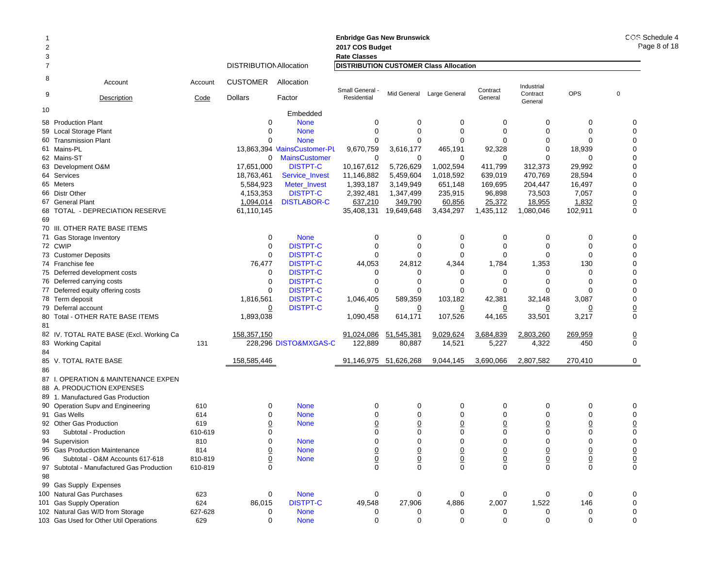Enbridge Gas New Brunswick
2017 COS Budget
Rate Classes

DISTRIBUTION CUSTOMER Class Allocation

| Line | Account Description | Account Code | DISTRIBUTION CUSTOMER Dollars | Allocation Factor | Small General - Residential | Mid General | Large General | Contract General | Industrial Contract General | OPS | 0 |
|---|---|---|---|---|---|---|---|---|---|---|---|
| 10 | | | | Embedded | | | | | | | |
| 58 | Production Plant | | 0 | None | 0 | 0 | 0 | 0 | 0 | 0 | 0 |
| 59 | Local Storage Plant | | 0 | None | 0 | 0 | 0 | 0 | 0 | 0 | 0 |
| 60 | Transmission Plant | | 0 | None | 0 | 0 | 0 | 0 | 0 | 0 | 0 |
| 61 | Mains-PL | | 13,863,394 | MainsCustomer-PL | 9,670,759 | 3,616,177 | 465,191 | 92,328 | 0 | 18,939 | 0 |
| 62 | Mains-ST | | 0 | MainsCustomer | 0 | 0 | 0 | 0 | 0 | 0 | 0 |
| 63 | Development O&M | | 17,651,000 | DISTPT-C | 10,167,612 | 5,726,629 | 1,002,594 | 411,799 | 312,373 | 29,992 | 0 |
| 64 | Services | | 18,763,461 | Service_Invest | 11,146,882 | 5,459,604 | 1,018,592 | 639,019 | 470,769 | 28,594 | 0 |
| 65 | Meters | | 5,584,923 | Meter_Invest | 1,393,187 | 3,149,949 | 651,148 | 169,695 | 204,447 | 16,497 | 0 |
| 66 | Distr Other | | 4,153,353 | DISTPT-C | 2,392,481 | 1,347,499 | 235,915 | 96,898 | 73,503 | 7,057 | 0 |
| 67 | General Plant | | 1,094,014 | DISTLABOR-C | 637,210 | 349,790 | 60,856 | 25,372 | 18,955 | 1,832 | 0 |
| 68 | TOTAL - DEPRECIATION RESERVE | | 61,110,145 | | 35,408,131 | 19,649,648 | 3,434,297 | 1,435,112 | 1,080,046 | 102,911 | 0 |
| 69 | | | | | | | | | | | |
| 70 | III. OTHER RATE BASE ITEMS | | | | | | | | | | |
| 71 | Gas Storage Inventory | | 0 | None | 0 | 0 | 0 | 0 | 0 | 0 | 0 |
| 72 | CWIP | | 0 | DISTPT-C | 0 | 0 | 0 | 0 | 0 | 0 | 0 |
| 73 | Customer Deposits | | 0 | DISTPT-C | 0 | 0 | 0 | 0 | 0 | 0 | 0 |
| 74 | Franchise fee | | 76,477 | DISTPT-C | 44,053 | 24,812 | 4,344 | 1,784 | 1,353 | 130 | 0 |
| 75 | Deferred development costs | | 0 | DISTPT-C | 0 | 0 | 0 | 0 | 0 | 0 | 0 |
| 76 | Deferred carrying costs | | 0 | DISTPT-C | 0 | 0 | 0 | 0 | 0 | 0 | 0 |
| 77 | Deferred equity offering costs | | 0 | DISTPT-C | 0 | 0 | 0 | 0 | 0 | 0 | 0 |
| 78 | Term deposit | | 1,816,561 | DISTPT-C | 1,046,405 | 589,359 | 103,182 | 42,381 | 32,148 | 3,087 | 0 |
| 79 | Deferral account | | 0 | DISTPT-C | 0 | 0 | 0 | 0 | 0 | 0 | 0 |
| 80 | Total - OTHER RATE BASE ITEMS | | 1,893,038 | | 1,090,458 | 614,171 | 107,526 | 44,165 | 33,501 | 3,217 | 0 |
| 81 | | | | | | | | | | | |
| 82 | IV. TOTAL RATE BASE (Excl. Working Ca | | 158,357,150 | | 91,024,086 | 51,545,381 | 9,029,624 | 3,684,839 | 2,803,260 | 269,959 | 0 |
| 83 | Working Capital | 131 | 228,296 | DISTO&MXGAS-C | 122,889 | 80,887 | 14,521 | 5,227 | 4,322 | 450 | 0 |
| 84 | | | | | | | | | | | |
| 85 | V. TOTAL RATE BASE | | 158,585,446 | | 91,146,975 | 51,626,268 | 9,044,145 | 3,690,066 | 2,807,582 | 270,410 | 0 |
| 86 | | | | | | | | | | | |
| 87 | I. OPERATION & MAINTENANCE EXPEN | | | | | | | | | | |
| 88 | A. PRODUCTION EXPENSES | | | | | | | | | | |
| 89 | 1. Manufactured Gas Production | | | | | | | | | | |
| 90 | Operation Supv and Engineering | 610 | 0 | None | 0 | 0 | 0 | 0 | 0 | 0 | 0 |
| 91 | Gas Wells | 614 | 0 | None | 0 | 0 | 0 | 0 | 0 | 0 | 0 |
| 92 | Other Gas Production | 619 | 0 | None | 0 | 0 | 0 | 0 | 0 | 0 | 0 |
| 93 | Subtotal - Production | 610-619 | 0 | | 0 | 0 | 0 | 0 | 0 | 0 | 0 |
| 94 | Supervision | 810 | 0 | None | 0 | 0 | 0 | 0 | 0 | 0 | 0 |
| 95 | Gas Production Maintenance | 814 | 0 | None | 0 | 0 | 0 | 0 | 0 | 0 | 0 |
| 96 | Subtotal - O&M Accounts 617-618 | 810-819 | 0 | None | 0 | 0 | 0 | 0 | 0 | 0 | 0 |
| 97 | Subtotal - Manufactured Gas Production | 610-819 | 0 | | 0 | 0 | 0 | 0 | 0 | 0 | 0 |
| 98 | | | | | | | | | | | |
| 99 | Gas Supply Expenses | | | | | | | | | | |
| 100 | Natural Gas Purchases | 623 | 0 | None | 0 | 0 | 0 | 0 | 0 | 0 | 0 |
| 101 | Gas Supply Operation | 624 | 86,015 | DISTPT-C | 49,548 | 27,906 | 4,886 | 2,007 | 1,522 | 146 | 0 |
| 102 | Natural Gas W/D from Storage | 627-628 | 0 | None | 0 | 0 | 0 | 0 | 0 | 0 | 0 |
| 103 | Gas Used for Other Util Operations | 629 | 0 | None | 0 | 0 | 0 | 0 | 0 | 0 | 0 |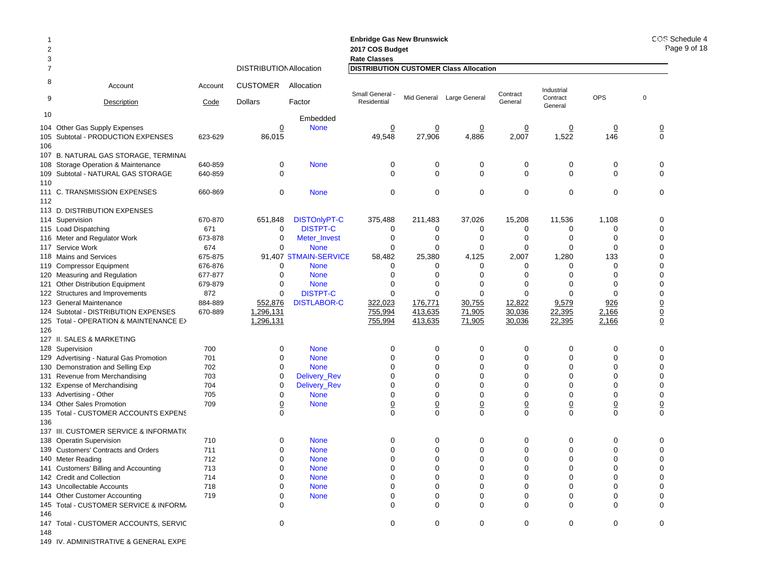Enbridge Gas New Brunswick
2017 COS Budget
Rate Classes

COS Schedule 4
Page 9 of 18

| Line | Account Description | Account Code | DISTRIBUTION CUSTOMER Dollars | Allocation Factor | Small General - Residential | Mid General | Large General | Contract General | Industrial Contract General | OPS | 0 |
|---|---|---|---|---|---|---|---|---|---|---|---|
| 10 | | | | Embedded | | | | | | | |
| 104 | Other Gas Supply Expenses | | 0 | None | 0 | 0 | 0 | 0 | 0 | 0 | 0 |
| 105 | Subtotal - PRODUCTION EXPENSES | 623-629 | 86,015 | | 49,548 | 27,906 | 4,886 | 2,007 | 1,522 | 146 | 0 |
| 106 | | | | | | | | | | | |
| 107 | B. NATURAL GAS STORAGE, TERMINAL | | | | | | | | | | |
| 108 | Storage Operation & Maintenance | 640-859 | 0 | None | 0 | 0 | 0 | 0 | 0 | 0 | 0 |
| 109 | Subtotal - NATURAL GAS STORAGE | 640-859 | 0 | | 0 | 0 | 0 | 0 | 0 | 0 | 0 |
| 110 | | | | | | | | | | | |
| 111 | C. TRANSMISSION EXPENSES | 660-869 | 0 | None | 0 | 0 | 0 | 0 | 0 | 0 | 0 |
| 112 | | | | | | | | | | | |
| 113 | D. DISTRIBUTION EXPENSES | | | | | | | | | | |
| 114 | Supervision | 670-870 | 651,848 | DISTOnlyPT-C | 375,488 | 211,483 | 37,026 | 15,208 | 11,536 | 1,108 | 0 |
| 115 | Load Dispatching | 671 | 0 | DISTPT-C | 0 | 0 | 0 | 0 | 0 | 0 | 0 |
| 116 | Meter and Regulator Work | 673-878 | 0 | Meter_Invest | 0 | 0 | 0 | 0 | 0 | 0 | 0 |
| 117 | Service Work | 674 | 0 | None | 0 | 0 | 0 | 0 | 0 | 0 | 0 |
| 118 | Mains and Services | 675-875 | 91,407 | STMAIN-SERVICE | 58,482 | 25,380 | 4,125 | 2,007 | 1,280 | 133 | 0 |
| 119 | Compressor Equipment | 676-876 | 0 | None | 0 | 0 | 0 | 0 | 0 | 0 | 0 |
| 120 | Measuring and Regulation | 677-877 | 0 | None | 0 | 0 | 0 | 0 | 0 | 0 | 0 |
| 121 | Other Distribution Equipment | 679-879 | 0 | None | 0 | 0 | 0 | 0 | 0 | 0 | 0 |
| 122 | Structures and Improvements | 872 | 0 | DISTPT-C | 0 | 0 | 0 | 0 | 0 | 0 | 0 |
| 123 | General Maintenance | 884-889 | 552,876 | DISTLABOR-C | 322,023 | 176,771 | 30,755 | 12,822 | 9,579 | 926 | 0 |
| 124 | Subtotal - DISTRIBUTION EXPENSES | 670-889 | 1,296,131 | | 755,994 | 413,635 | 71,905 | 30,036 | 22,395 | 2,166 | 0 |
| 125 | Total - OPERATION & MAINTENANCE EX | | 1,296,131 | | 755,994 | 413,635 | 71,905 | 30,036 | 22,395 | 2,166 | 0 |
| 126 | | | | | | | | | | | |
| 127 | II. SALES & MARKETING | | | | | | | | | | |
| 128 | Supervision | 700 | 0 | None | 0 | 0 | 0 | 0 | 0 | 0 | 0 |
| 129 | Advertising - Natural Gas Promotion | 701 | 0 | None | 0 | 0 | 0 | 0 | 0 | 0 | 0 |
| 130 | Demonstration and Selling Exp | 702 | 0 | None | 0 | 0 | 0 | 0 | 0 | 0 | 0 |
| 131 | Revenue from Merchandising | 703 | 0 | Delivery_Rev | 0 | 0 | 0 | 0 | 0 | 0 | 0 |
| 132 | Expense of Merchandising | 704 | 0 | Delivery_Rev | 0 | 0 | 0 | 0 | 0 | 0 | 0 |
| 133 | Advertising - Other | 705 | 0 | None | 0 | 0 | 0 | 0 | 0 | 0 | 0 |
| 134 | Other Sales Promotion | 709 | 0 | None | 0 | 0 | 0 | 0 | 0 | 0 | 0 |
| 135 | Total - CUSTOMER ACCOUNTS EXPENS | | 0 | | 0 | 0 | 0 | 0 | 0 | 0 | 0 |
| 136 | | | | | | | | | | | |
| 137 | III. CUSTOMER SERVICE & INFORMATI( | | | | | | | | | | |
| 138 | Operatin Supervision | 710 | 0 | None | 0 | 0 | 0 | 0 | 0 | 0 | 0 |
| 139 | Customers' Contracts and Orders | 711 | 0 | None | 0 | 0 | 0 | 0 | 0 | 0 | 0 |
| 140 | Meter Reading | 712 | 0 | None | 0 | 0 | 0 | 0 | 0 | 0 | 0 |
| 141 | Customers' Billing and Accounting | 713 | 0 | None | 0 | 0 | 0 | 0 | 0 | 0 | 0 |
| 142 | Credit and Collection | 714 | 0 | None | 0 | 0 | 0 | 0 | 0 | 0 | 0 |
| 143 | Uncollectable Accounts | 718 | 0 | None | 0 | 0 | 0 | 0 | 0 | 0 | 0 |
| 144 | Other Customer Accounting | 719 | 0 | None | 0 | 0 | 0 | 0 | 0 | 0 | 0 |
| 145 | Total - CUSTOMER SERVICE & INFORM/ | | 0 | | 0 | 0 | 0 | 0 | 0 | 0 | 0 |
| 146 | | | | | | | | | | | |
| 147 | Total - CUSTOMER ACCOUNTS, SERVIC | | 0 | | 0 | 0 | 0 | 0 | 0 | 0 | 0 |
| 148 | | | | | | | | | | | |
| 149 | IV. ADMINISTRATIVE & GENERAL EXPE | | | | | | | | | | |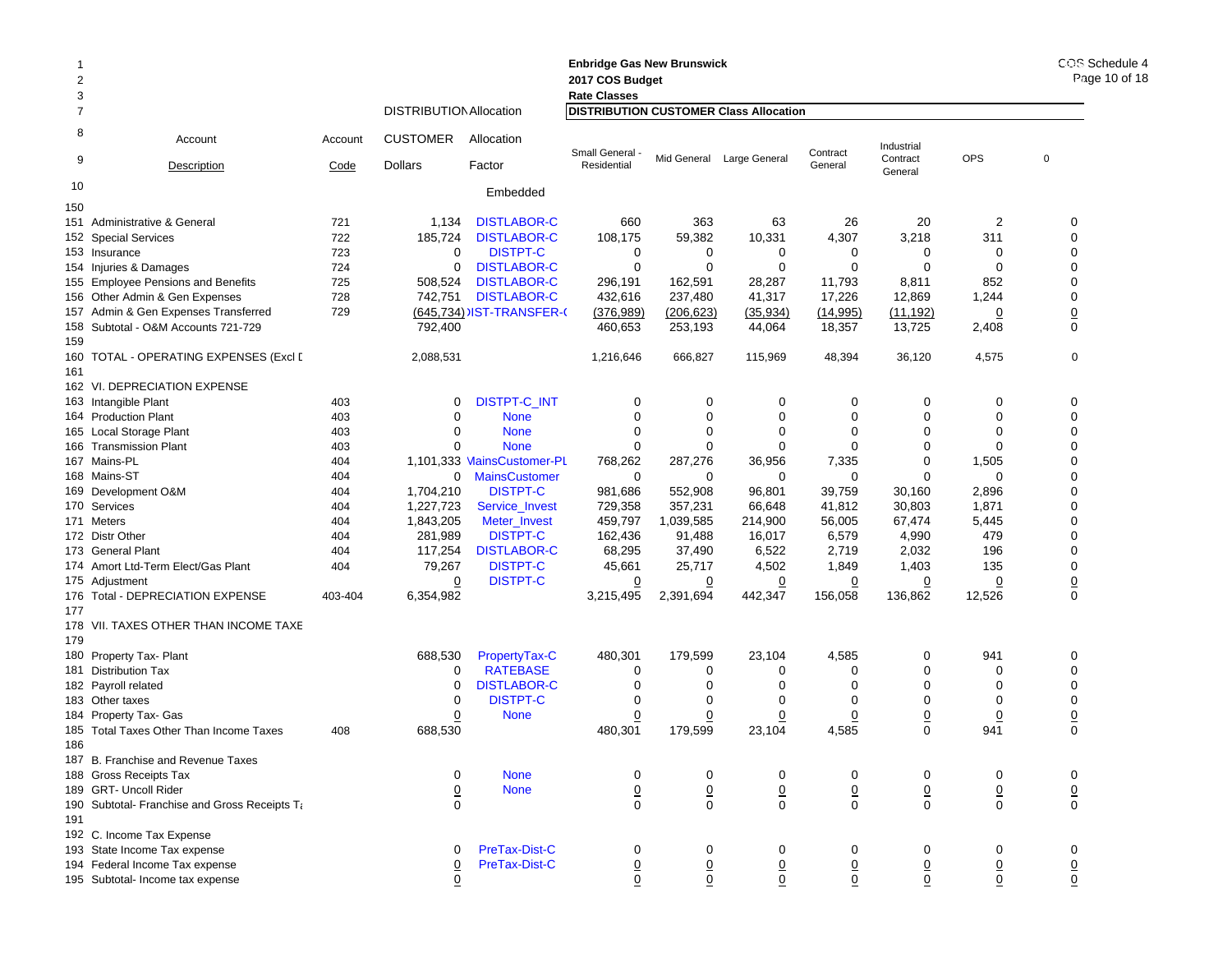Enbridge Gas New Brunswick
2017 COS Budget
Rate Classes

| | Account Description | Account Code | DISTRIBUTION CUSTOMER Dollars | Allocation Factor | Small General - Residential | Mid General | Large General | Contract General | Industrial Contract General | OPS | 0 |
|---|---|---|---|---|---|---|---|---|---|---|---|
| | | | | Embedded | DISTRIBUTION CUSTOMER Class Allocation | | | | | | |
| 150 | | | | | | | | | | | |
| 151 | Administrative & General | 721 | 1,134 | DISTLABOR-C | 660 | 363 | 63 | 26 | 20 | 2 | 0 |
| 152 | Special Services | 722 | 185,724 | DISTLABOR-C | 108,175 | 59,382 | 10,331 | 4,307 | 3,218 | 311 | 0 |
| 153 | Insurance | 723 | 0 | DISTPT-C | 0 | 0 | 0 | 0 | 0 | 0 | 0 |
| 154 | Injuries & Damages | 724 | 0 | DISTLABOR-C | 0 | 0 | 0 | 0 | 0 | 0 | 0 |
| 155 | Employee Pensions and Benefits | 725 | 508,524 | DISTLABOR-C | 296,191 | 162,591 | 28,287 | 11,793 | 8,811 | 852 | 0 |
| 156 | Other Admin & Gen Expenses | 728 | 742,751 | DISTLABOR-C | 432,616 | 237,480 | 41,317 | 17,226 | 12,869 | 1,244 | 0 |
| 157 | Admin & Gen Expenses Transferred | 729 | (645,734) | IST-TRANSFER-( | (376,989) | (206,623) | (35,934) | (14,995) | (11,192) | 0 | 0 |
| 158 | Subtotal - O&M Accounts 721-729 | | 792,400 | | 460,653 | 253,193 | 44,064 | 18,357 | 13,725 | 2,408 | 0 |
| 159 | | | | | | | | | | | |
| 160 | TOTAL - OPERATING EXPENSES (Excl D | | 2,088,531 | | 1,216,646 | 666,827 | 115,969 | 48,394 | 36,120 | 4,575 | 0 |
| 161 | | | | | | | | | | | |
| 162 | VI. DEPRECIATION EXPENSE | | | | | | | | | | |
| 163 | Intangible Plant | 403 | 0 | DISTPT-C_INT | 0 | 0 | 0 | 0 | 0 | 0 | 0 |
| 164 | Production Plant | 403 | 0 | None | 0 | 0 | 0 | 0 | 0 | 0 | 0 |
| 165 | Local Storage Plant | 403 | 0 | None | 0 | 0 | 0 | 0 | 0 | 0 | 0 |
| 166 | Transmission Plant | 403 | 0 | None | 0 | 0 | 0 | 0 | 0 | 0 | 0 |
| 167 | Mains-PL | 404 | 1,101,333 | MainsCustomer-PL | 768,262 | 287,276 | 36,956 | 7,335 | 0 | 1,505 | 0 |
| 168 | Mains-ST | 404 | 0 | MainsCustomer | 0 | 0 | 0 | 0 | 0 | 0 | 0 |
| 169 | Development O&M | 404 | 1,704,210 | DISTPT-C | 981,686 | 552,908 | 96,801 | 39,759 | 30,160 | 2,896 | 0 |
| 170 | Services | 404 | 1,227,723 | Service_Invest | 729,358 | 357,231 | 66,648 | 41,812 | 30,803 | 1,871 | 0 |
| 171 | Meters | 404 | 1,843,205 | Meter_Invest | 459,797 | 1,039,585 | 214,900 | 56,005 | 67,474 | 5,445 | 0 |
| 172 | Distr Other | 404 | 281,989 | DISTPT-C | 162,436 | 91,488 | 16,017 | 6,579 | 4,990 | 479 | 0 |
| 173 | General Plant | 404 | 117,254 | DISTLABOR-C | 68,295 | 37,490 | 6,522 | 2,719 | 2,032 | 196 | 0 |
| 174 | Amort Ltd-Term Elect/Gas Plant | 404 | 79,267 | DISTPT-C | 45,661 | 25,717 | 4,502 | 1,849 | 1,403 | 135 | 0 |
| 175 | Adjustment | | 0 | DISTPT-C | 0 | 0 | 0 | 0 | 0 | 0 | 0 |
| 176 | Total - DEPRECIATION EXPENSE | 403-404 | 6,354,982 | | 3,215,495 | 2,391,694 | 442,347 | 156,058 | 136,862 | 12,526 | 0 |
| 177 | | | | | | | | | | | |
| 178 | VII. TAXES OTHER THAN INCOME TAXE | | | | | | | | | | |
| 179 | | | | | | | | | | | |
| 180 | Property Tax- Plant | | 688,530 | PropertyTax-C | 480,301 | 179,599 | 23,104 | 4,585 | 0 | 941 | 0 |
| 181 | Distribution Tax | | 0 | RATEBASE | 0 | 0 | 0 | 0 | 0 | 0 | 0 |
| 182 | Payroll related | | 0 | DISTLABOR-C | 0 | 0 | 0 | 0 | 0 | 0 | 0 |
| 183 | Other taxes | | 0 | DISTPT-C | 0 | 0 | 0 | 0 | 0 | 0 | 0 |
| 184 | Property Tax- Gas | | 0 | None | 0 | 0 | 0 | 0 | 0 | 0 | 0 |
| 185 | Total Taxes Other Than Income Taxes | 408 | 688,530 | | 480,301 | 179,599 | 23,104 | 4,585 | 0 | 941 | 0 |
| 186 | | | | | | | | | | | |
| 187 | B. Franchise and Revenue Taxes | | | | | | | | | | |
| 188 | Gross Receipts Tax | | 0 | None | 0 | 0 | 0 | 0 | 0 | 0 | 0 |
| 189 | GRT- Uncoll Rider | | 0 | None | 0 | 0 | 0 | 0 | 0 | 0 | 0 |
| 190 | Subtotal- Franchise and Gross Receipts Ta | | 0 | | 0 | 0 | 0 | 0 | 0 | 0 | 0 |
| 191 | | | | | | | | | | | |
| 192 | C. Income Tax Expense | | | | | | | | | | |
| 193 | State Income Tax expense | | 0 | PreTax-Dist-C | 0 | 0 | 0 | 0 | 0 | 0 | 0 |
| 194 | Federal Income Tax expense | | 0 | PreTax-Dist-C | 0 | 0 | 0 | 0 | 0 | 0 | 0 |
| 195 | Subtotal- Income tax expense | | 0 | | 0 | 0 | 0 | 0 | 0 | 0 | 0 |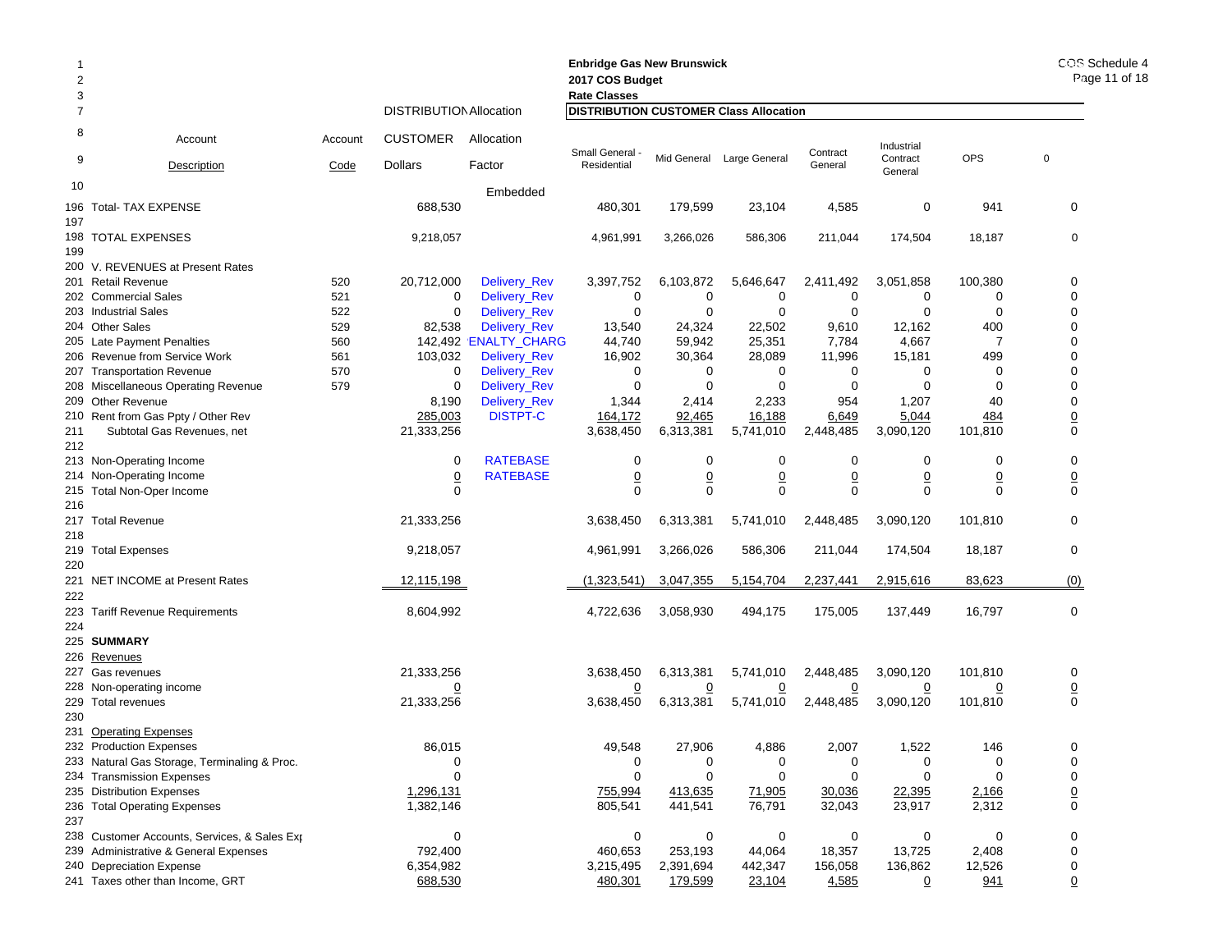Enbridge Gas New Brunswick
2017 COS Budget
Rate Classes

COS Schedule 4
Page 11 of 18

| | Account Description | Account Code | DISTRIBUTION CUSTOMER Dollars | Allocation Factor | Small General - Residential | Mid General | Large General | Contract General | Industrial Contract General | OPS | 0 |
|---|---|---|---|---|---|---|---|---|---|---|---|
| | | | | | **DISTRIBUTION CUSTOMER Class Allocation** | | | | | | |
| 10 | | | | Embedded | | | | | | | |
| 196 | Total- TAX EXPENSE | | 688,530 | | 480,301 | 179,599 | 23,104 | 4,585 | 0 | 941 | 0 |
| 197 | | | | | | | | | | | |
| 198 | TOTAL EXPENSES | | 9,218,057 | | 4,961,991 | 3,266,026 | 586,306 | 211,044 | 174,504 | 18,187 | 0 |
| 199 | | | | | | | | | | | |
| 200 | V. REVENUES at Present Rates | | | | | | | | | | |
| 201 | Retail Revenue | 520 | 20,712,000 | Delivery_Rev | 3,397,752 | 6,103,872 | 5,646,647 | 2,411,492 | 3,051,858 | 100,380 | 0 |
| 202 | Commercial Sales | 521 | 0 | Delivery_Rev | 0 | 0 | 0 | 0 | 0 | 0 | 0 |
| 203 | Industrial Sales | 522 | 0 | Delivery_Rev | 0 | 0 | 0 | 0 | 0 | 0 | 0 |
| 204 | Other Sales | 529 | 82,538 | Delivery_Rev | 13,540 | 24,324 | 22,502 | 9,610 | 12,162 | 400 | 0 |
| 205 | Late Payment Penalties | 560 | 142,492 | ENALTY_CHARG | 44,740 | 59,942 | 25,351 | 7,784 | 4,667 | 7 | 0 |
| 206 | Revenue from Service Work | 561 | 103,032 | Delivery_Rev | 16,902 | 30,364 | 28,089 | 11,996 | 15,181 | 499 | 0 |
| 207 | Transportation Revenue | 570 | 0 | Delivery_Rev | 0 | 0 | 0 | 0 | 0 | 0 | 0 |
| 208 | Miscellaneous Operating Revenue | 579 | 0 | Delivery_Rev | 0 | 0 | 0 | 0 | 0 | 0 | 0 |
| 209 | Other Revenue | | 8,190 | Delivery_Rev | 1,344 | 2,414 | 2,233 | 954 | 1,207 | 40 | 0 |
| 210 | Rent from Gas Ppty / Other Rev | | 285,003 | DISTPT-C | 164,172 | 92,465 | 16,188 | 6,649 | 5,044 | 484 | 0 |
| 211 | Subtotal Gas Revenues, net | | 21,333,256 | | 3,638,450 | 6,313,381 | 5,741,010 | 2,448,485 | 3,090,120 | 101,810 | 0 |
| 212 | | | | | | | | | | | |
| 213 | Non-Operating Income | | 0 | RATEBASE | 0 | 0 | 0 | 0 | 0 | 0 | 0 |
| 214 | Non-Operating Income | | 0 | RATEBASE | 0 | 0 | 0 | 0 | 0 | 0 | 0 |
| 215 | Total Non-Oper Income | | 0 | | 0 | 0 | 0 | 0 | 0 | 0 | 0 |
| 216 | | | | | | | | | | | |
| 217 | Total Revenue | | 21,333,256 | | 3,638,450 | 6,313,381 | 5,741,010 | 2,448,485 | 3,090,120 | 101,810 | 0 |
| 218 | | | | | | | | | | | |
| 219 | Total Expenses | | 9,218,057 | | 4,961,991 | 3,266,026 | 586,306 | 211,044 | 174,504 | 18,187 | 0 |
| 220 | | | | | | | | | | | |
| 221 | NET INCOME at Present Rates | | 12,115,198 | | (1,323,541) | 3,047,355 | 5,154,704 | 2,237,441 | 2,915,616 | 83,623 | (0) |
| 222 | | | | | | | | | | | |
| 223 | Tariff Revenue Requirements | | 8,604,992 | | 4,722,636 | 3,058,930 | 494,175 | 175,005 | 137,449 | 16,797 | 0 |
| 224 | | | | | | | | | | | |
| 225 | **SUMMARY** | | | | | | | | | | |
| 226 | Revenues | | | | | | | | | | |
| 227 | Gas revenues | | 21,333,256 | | 3,638,450 | 6,313,381 | 5,741,010 | 2,448,485 | 3,090,120 | 101,810 | 0 |
| 228 | Non-operating income | | 0 | | 0 | 0 | 0 | 0 | 0 | 0 | 0 |
| 229 | Total revenues | | 21,333,256 | | 3,638,450 | 6,313,381 | 5,741,010 | 2,448,485 | 3,090,120 | 101,810 | 0 |
| 230 | | | | | | | | | | | |
| 231 | Operating Expenses | | | | | | | | | | |
| 232 | Production Expenses | | 86,015 | | 49,548 | 27,906 | 4,886 | 2,007 | 1,522 | 146 | 0 |
| 233 | Natural Gas Storage, Terminaling & Proc. | | 0 | | 0 | 0 | 0 | 0 | 0 | 0 | 0 |
| 234 | Transmission Expenses | | 0 | | 0 | 0 | 0 | 0 | 0 | 0 | 0 |
| 235 | Distribution Expenses | | 1,296,131 | | 755,994 | 413,635 | 71,905 | 30,036 | 22,395 | 2,166 | 0 |
| 236 | Total Operating Expenses | | 1,382,146 | | 805,541 | 441,541 | 76,791 | 32,043 | 23,917 | 2,312 | 0 |
| 237 | | | | | | | | | | | |
| 238 | Customer Accounts, Services, & Sales Exp | | 0 | | 0 | 0 | 0 | 0 | 0 | 0 | 0 |
| 239 | Administrative & General Expenses | | 792,400 | | 460,653 | 253,193 | 44,064 | 18,357 | 13,725 | 2,408 | 0 |
| 240 | Depreciation Expense | | 6,354,982 | | 3,215,495 | 2,391,694 | 442,347 | 156,058 | 136,862 | 12,526 | 0 |
| 241 | Taxes other than Income, GRT | | 688,530 | | 480,301 | 179,599 | 23,104 | 4,585 | 0 | 941 | 0 |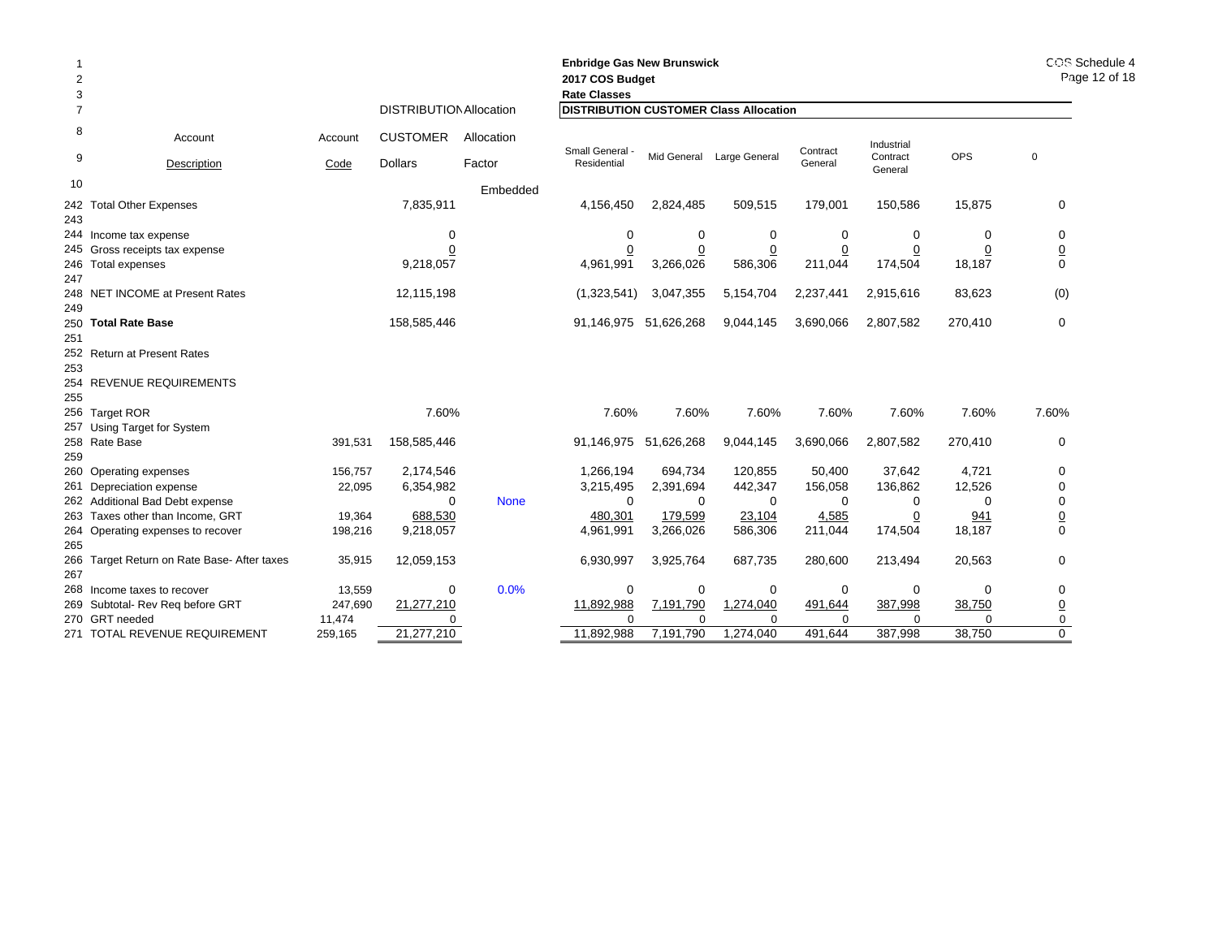**Enbridge Gas New Brunswick**
**2017 COS Budget**
**Rate Classes**

COS Schedule 4
Page 12 of 18

| | | | DISTRIBUTION CUSTOMER Allocation | | **DISTRIBUTION CUSTOMER Class Allocation** | | | | | | |
|---|---|---|---|---|---|---|---|---|---|---|---|
| Line | Account Description | Account Code | Dollars | Allocation Factor | Small General - Residential | Mid General | Large General | Contract General | Industrial Contract General | OPS | 0 |
| 10 | | | | Embedded | | | | | | | |
| 242 | Total Other Expenses | | 7,835,911 | | 4,156,450 | 2,824,485 | 509,515 | 179,001 | 150,586 | 15,875 | 0 |
| 243 | | | | | | | | | | | |
| 244 | Income tax expense | | 0 | | 0 | 0 | 0 | 0 | 0 | 0 | 0 |
| 245 | Gross receipts tax expense | | 0 | | 0 | 0 | 0 | 0 | 0 | 0 | 0 |
| 246 | Total expenses | | 9,218,057 | | 4,961,991 | 3,266,026 | 586,306 | 211,044 | 174,504 | 18,187 | 0 |
| 247 | | | | | | | | | | | |
| 248 | NET INCOME at Present Rates | | 12,115,198 | | (1,323,541) | 3,047,355 | 5,154,704 | 2,237,441 | 2,915,616 | 83,623 | (0) |
| 249 | | | | | | | | | | | |
| 250 | **Total Rate Base** | | 158,585,446 | | 91,146,975 | 51,626,268 | 9,044,145 | 3,690,066 | 2,807,582 | 270,410 | 0 |
| 251 | | | | | | | | | | | |
| 252 | Return at Present Rates | | | | | | | | | | |
| 253 | | | | | | | | | | | |
| 254 | REVENUE REQUIREMENTS | | | | | | | | | | |
| 255 | | | | | | | | | | | |
| 256 | Target ROR | | 7.60% | | 7.60% | 7.60% | 7.60% | 7.60% | 7.60% | 7.60% | 7.60% |
| 257 | Using Target for System | | | | | | | | | | |
| 258 | Rate Base | 391,531 | 158,585,446 | | 91,146,975 | 51,626,268 | 9,044,145 | 3,690,066 | 2,807,582 | 270,410 | 0 |
| 259 | | | | | | | | | | | |
| 260 | Operating expenses | 156,757 | 2,174,546 | | 1,266,194 | 694,734 | 120,855 | 50,400 | 37,642 | 4,721 | 0 |
| 261 | Depreciation expense | 22,095 | 6,354,982 | | 3,215,495 | 2,391,694 | 442,347 | 156,058 | 136,862 | 12,526 | 0 |
| 262 | Additional Bad Debt expense | | 0 | None | 0 | 0 | 0 | 0 | 0 | 0 | 0 |
| 263 | Taxes other than Income, GRT | 19,364 | 688,530 | | 480,301 | 179,599 | 23,104 | 4,585 | 0 | 941 | 0 |
| 264 | Operating expenses to recover | 198,216 | 9,218,057 | | 4,961,991 | 3,266,026 | 586,306 | 211,044 | 174,504 | 18,187 | 0 |
| 265 | | | | | | | | | | | |
| 266 | Target Return on Rate Base- After taxes | 35,915 | 12,059,153 | | 6,930,997 | 3,925,764 | 687,735 | 280,600 | 213,494 | 20,563 | 0 |
| 267 | | | | | | | | | | | |
| 268 | Income taxes to recover | 13,559 | 0 | 0.0% | 0 | 0 | 0 | 0 | 0 | 0 | 0 |
| 269 | Subtotal- Rev Req before GRT | 247,690 | 21,277,210 | | 11,892,988 | 7,191,790 | 1,274,040 | 491,644 | 387,998 | 38,750 | 0 |
| 270 | GRT needed | 11,474 | 0 | | 0 | 0 | 0 | 0 | 0 | 0 | 0 |
| 271 | TOTAL REVENUE REQUIREMENT | 259,165 | 21,277,210 | | 11,892,988 | 7,191,790 | 1,274,040 | 491,644 | 387,998 | 38,750 | 0 |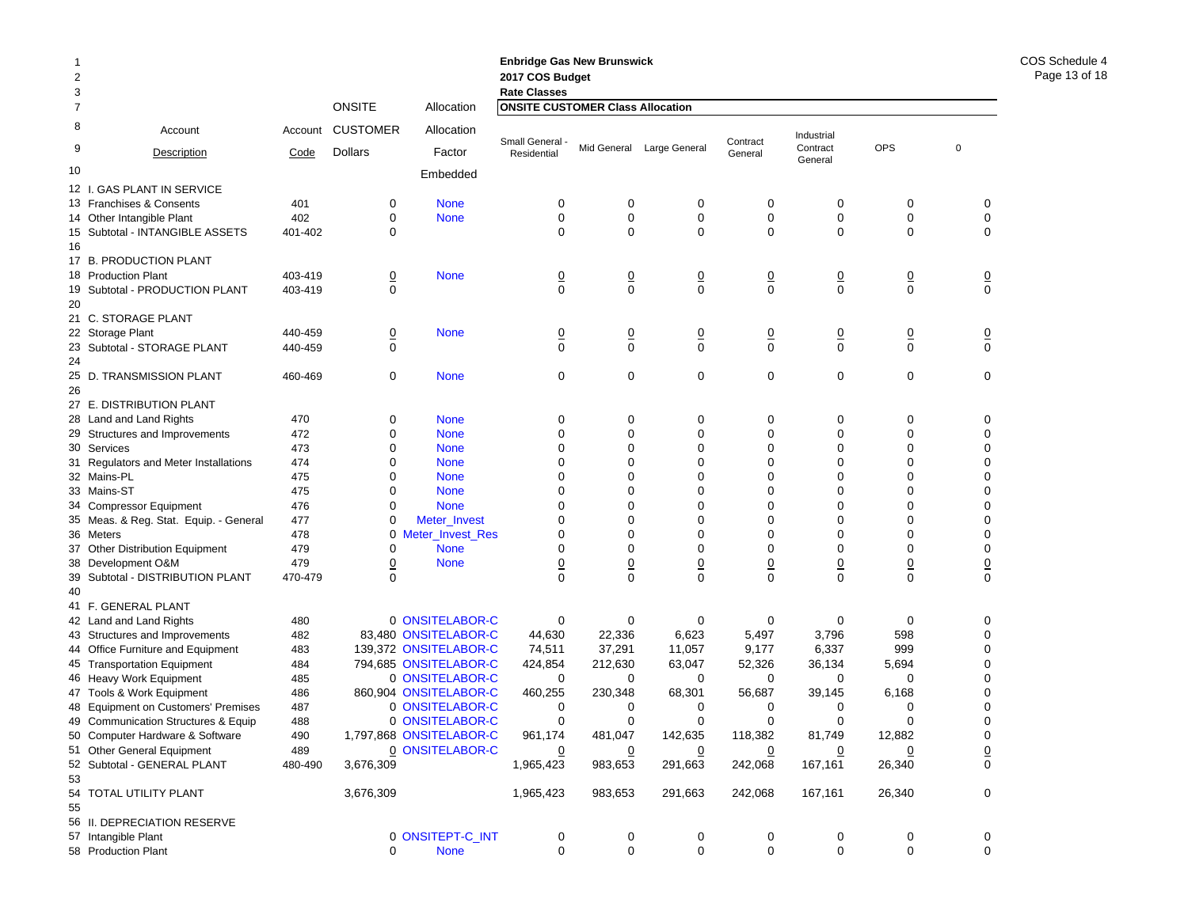**Enbridge Gas New Brunswick**
**2017 COS Budget**
**Rate Classes**

COS Schedule 4

| | Account Description | Account Code | ONSITE CUSTOMER Dollars | Allocation Factor Embedded | Small General - Residential | Mid General | Large General | Contract General | Industrial Contract General | OPS | 0 |
|---|---|---|---|---|---|---|---|---|---|---|---|
| 12 | I. GAS PLANT IN SERVICE | | | | | | | | | | |
| 13 | Franchises & Consents | 401 | 0 | None | 0 | 0 | 0 | 0 | 0 | 0 | 0 |
| 14 | Other Intangible Plant | 402 | 0 | None | 0 | 0 | 0 | 0 | 0 | 0 | 0 |
| 15 | Subtotal - INTANGIBLE ASSETS | 401-402 | 0 | | 0 | 0 | 0 | 0 | 0 | 0 | 0 |
| 16 | | | | | | | | | | | |
| 17 | B. PRODUCTION PLANT | | | | | | | | | | |
| 18 | Production Plant | 403-419 | 0 | None | 0 | 0 | 0 | 0 | 0 | 0 | 0 |
| 19 | Subtotal - PRODUCTION PLANT | 403-419 | 0 | | 0 | 0 | 0 | 0 | 0 | 0 | 0 |
| 20 | | | | | | | | | | | |
| 21 | C. STORAGE PLANT | | | | | | | | | | |
| 22 | Storage Plant | 440-459 | 0 | None | 0 | 0 | 0 | 0 | 0 | 0 | 0 |
| 23 | Subtotal - STORAGE PLANT | 440-459 | 0 | | 0 | 0 | 0 | 0 | 0 | 0 | 0 |
| 24 | | | | | | | | | | | |
| 25 | D. TRANSMISSION PLANT | 460-469 | 0 | None | 0 | 0 | 0 | 0 | 0 | 0 | 0 |
| 26 | | | | | | | | | | | |
| 27 | E. DISTRIBUTION PLANT | | | | | | | | | | |
| 28 | Land and Land Rights | 470 | 0 | None | 0 | 0 | 0 | 0 | 0 | 0 | 0 |
| 29 | Structures and Improvements | 472 | 0 | None | 0 | 0 | 0 | 0 | 0 | 0 | 0 |
| 30 | Services | 473 | 0 | None | 0 | 0 | 0 | 0 | 0 | 0 | 0 |
| 31 | Regulators and Meter Installations | 474 | 0 | None | 0 | 0 | 0 | 0 | 0 | 0 | 0 |
| 32 | Mains-PL | 475 | 0 | None | 0 | 0 | 0 | 0 | 0 | 0 | 0 |
| 33 | Mains-ST | 475 | 0 | None | 0 | 0 | 0 | 0 | 0 | 0 | 0 |
| 34 | Compressor Equipment | 476 | 0 | None | 0 | 0 | 0 | 0 | 0 | 0 | 0 |
| 35 | Meas. & Reg. Stat. Equip. - General | 477 | 0 | Meter_Invest | 0 | 0 | 0 | 0 | 0 | 0 | 0 |
| 36 | Meters | 478 | 0 | Meter_Invest_Res | 0 | 0 | 0 | 0 | 0 | 0 | 0 |
| 37 | Other Distribution Equipment | 479 | 0 | None | 0 | 0 | 0 | 0 | 0 | 0 | 0 |
| 38 | Development O&M | 479 | 0 | None | 0 | 0 | 0 | 0 | 0 | 0 | 0 |
| 39 | Subtotal - DISTRIBUTION PLANT | 470-479 | 0 | | 0 | 0 | 0 | 0 | 0 | 0 | 0 |
| 40 | | | | | | | | | | | |
| 41 | F. GENERAL PLANT | | | | | | | | | | |
| 42 | Land and Land Rights | 480 | 0 | ONSITELABOR-C | 0 | 0 | 0 | 0 | 0 | 0 | 0 |
| 43 | Structures and Improvements | 482 | 83,480 | ONSITELABOR-C | 44,630 | 22,336 | 6,623 | 5,497 | 3,796 | 598 | 0 |
| 44 | Office Furniture and Equipment | 483 | 139,372 | ONSITELABOR-C | 74,511 | 37,291 | 11,057 | 9,177 | 6,337 | 999 | 0 |
| 45 | Transportation Equipment | 484 | 794,685 | ONSITELABOR-C | 424,854 | 212,630 | 63,047 | 52,326 | 36,134 | 5,694 | 0 |
| 46 | Heavy Work Equipment | 485 | 0 | ONSITELABOR-C | 0 | 0 | 0 | 0 | 0 | 0 | 0 |
| 47 | Tools & Work Equipment | 486 | 860,904 | ONSITELABOR-C | 460,255 | 230,348 | 68,301 | 56,687 | 39,145 | 6,168 | 0 |
| 48 | Equipment on Customers' Premises | 487 | 0 | ONSITELABOR-C | 0 | 0 | 0 | 0 | 0 | 0 | 0 |
| 49 | Communication Structures & Equip | 488 | 0 | ONSITELABOR-C | 0 | 0 | 0 | 0 | 0 | 0 | 0 |
| 50 | Computer Hardware & Software | 490 | 1,797,868 | ONSITELABOR-C | 961,174 | 481,047 | 142,635 | 118,382 | 81,749 | 12,882 | 0 |
| 51 | Other General Equipment | 489 | 0 | ONSITELABOR-C | 0 | 0 | 0 | 0 | 0 | 0 | 0 |
| 52 | Subtotal - GENERAL PLANT | 480-490 | 3,676,309 | | 1,965,423 | 983,653 | 291,663 | 242,068 | 167,161 | 26,340 | 0 |
| 53 | | | | | | | | | | | |
| 54 | TOTAL UTILITY PLANT | | 3,676,309 | | 1,965,423 | 983,653 | 291,663 | 242,068 | 167,161 | 26,340 | 0 |
| 55 | | | | | | | | | | | |
| 56 | II. DEPRECIATION RESERVE | | | | | | | | | | |
| 57 | Intangible Plant | | 0 | ONSITEPT-C_INT | 0 | 0 | 0 | 0 | 0 | 0 | 0 |
| 58 | Production Plant | | 0 | None | 0 | 0 | 0 | 0 | 0 | 0 | 0 |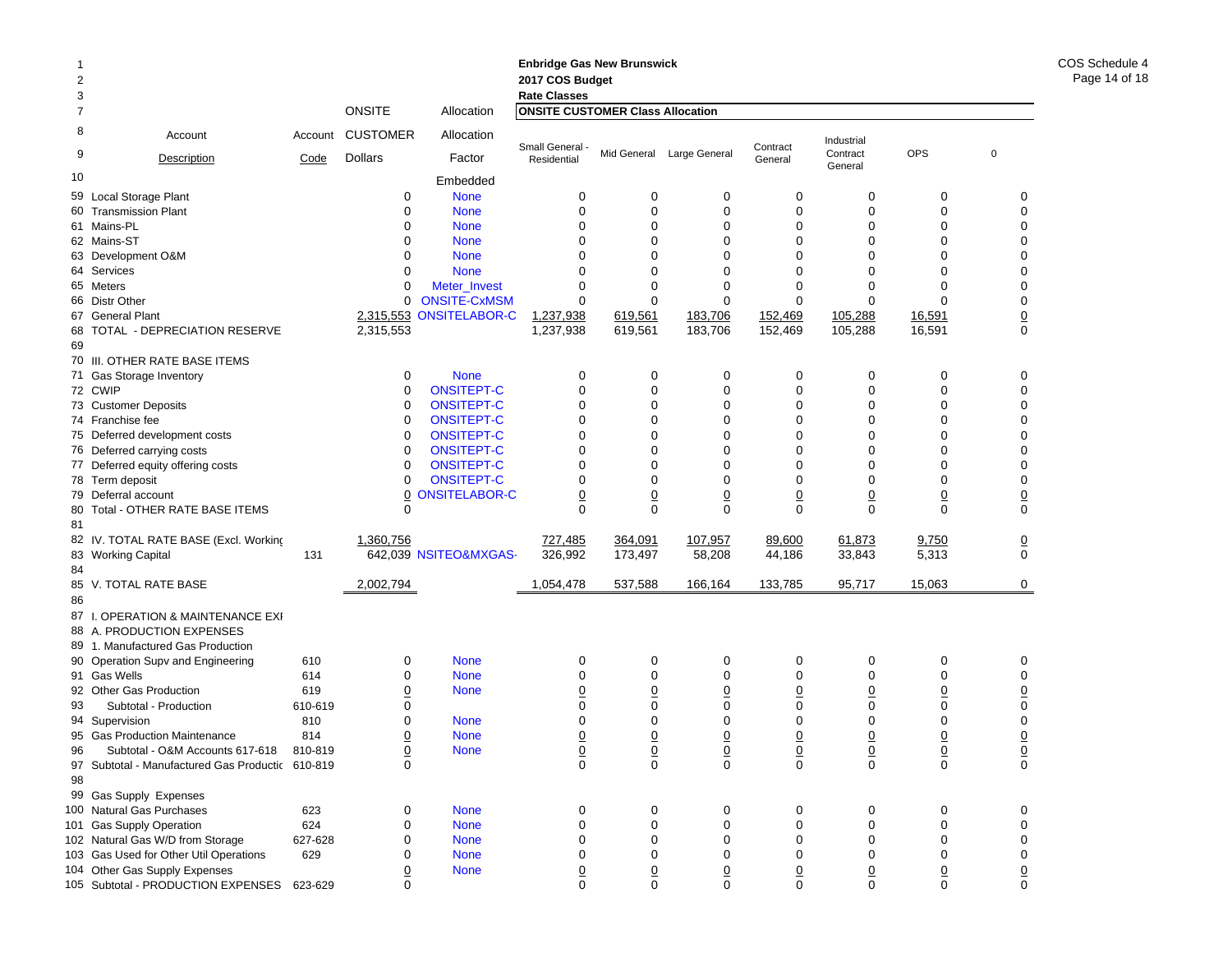Enbridge Gas New Brunswick
2017 COS Budget
Rate Classes

COS Schedule 4
Page 14 of 18

| Line | Account Description | Account Code | ONSITE CUSTOMER Dollars | Allocation Factor | Small General - Residential | Mid General | Large General | Contract General | Industrial Contract General | OPS | 0 |
|---|---|---|---|---|---|---|---|---|---|---|---|
| 7 | | | | | ONSITE CUSTOMER Class Allocation | | | | | | |
| 10 | | | | Embedded | | | | | | | |
| 59 | Local Storage Plant | | 0 | None | 0 | 0 | 0 | 0 | 0 | 0 | 0 |
| 60 | Transmission Plant | | 0 | None | 0 | 0 | 0 | 0 | 0 | 0 | 0 |
| 61 | Mains-PL | | 0 | None | 0 | 0 | 0 | 0 | 0 | 0 | 0 |
| 62 | Mains-ST | | 0 | None | 0 | 0 | 0 | 0 | 0 | 0 | 0 |
| 63 | Development O&M | | 0 | None | 0 | 0 | 0 | 0 | 0 | 0 | 0 |
| 64 | Services | | 0 | None | 0 | 0 | 0 | 0 | 0 | 0 | 0 |
| 65 | Meters | | 0 | Meter_Invest | 0 | 0 | 0 | 0 | 0 | 0 | 0 |
| 66 | Distr Other | | 0 | ONSITE-CxMSM | 0 | 0 | 0 | 0 | 0 | 0 | 0 |
| 67 | General Plant | | 2,315,553 | ONSITELABOR-C | 1,237,938 | 619,561 | 183,706 | 152,469 | 105,288 | 16,591 | 0 |
| 68 | TOTAL - DEPRECIATION RESERVE | | 2,315,553 | | 1,237,938 | 619,561 | 183,706 | 152,469 | 105,288 | 16,591 | 0 |
| 69 | | | | | | | | | | | |
| 70 | III. OTHER RATE BASE ITEMS | | | | | | | | | | |
| 71 | Gas Storage Inventory | | 0 | None | 0 | 0 | 0 | 0 | 0 | 0 | 0 |
| 72 | CWIP | | 0 | ONSITEPT-C | 0 | 0 | 0 | 0 | 0 | 0 | 0 |
| 73 | Customer Deposits | | 0 | ONSITEPT-C | 0 | 0 | 0 | 0 | 0 | 0 | 0 |
| 74 | Franchise fee | | 0 | ONSITEPT-C | 0 | 0 | 0 | 0 | 0 | 0 | 0 |
| 75 | Deferred development costs | | 0 | ONSITEPT-C | 0 | 0 | 0 | 0 | 0 | 0 | 0 |
| 76 | Deferred carrying costs | | 0 | ONSITEPT-C | 0 | 0 | 0 | 0 | 0 | 0 | 0 |
| 77 | Deferred equity offering costs | | 0 | ONSITEPT-C | 0 | 0 | 0 | 0 | 0 | 0 | 0 |
| 78 | Term deposit | | 0 | ONSITEPT-C | 0 | 0 | 0 | 0 | 0 | 0 | 0 |
| 79 | Deferral account | | 0 | ONSITELABOR-C | 0 | 0 | 0 | 0 | 0 | 0 | 0 |
| 80 | Total - OTHER RATE BASE ITEMS | | 0 | | 0 | 0 | 0 | 0 | 0 | 0 | 0 |
| 81 | | | | | | | | | | | |
| 82 | IV. TOTAL RATE BASE (Excl. Working | | 1,360,756 | | 727,485 | 364,091 | 107,957 | 89,600 | 61,873 | 9,750 | 0 |
| 83 | Working Capital | 131 | 642,039 | NSITEO&MXGAS- | 326,992 | 173,497 | 58,208 | 44,186 | 33,843 | 5,313 | 0 |
| 84 | | | | | | | | | | | |
| 85 | V. TOTAL RATE BASE | | 2,002,794 | | 1,054,478 | 537,588 | 166,164 | 133,785 | 95,717 | 15,063 | 0 |
| 86 | | | | | | | | | | | |
| 87 | I. OPERATION & MAINTENANCE EXI | | | | | | | | | | |
| 88 | A. PRODUCTION EXPENSES | | | | | | | | | | |
| 89 | 1. Manufactured Gas Production | | | | | | | | | | |
| 90 | Operation Supv and Engineering | 610 | 0 | None | 0 | 0 | 0 | 0 | 0 | 0 | 0 |
| 91 | Gas Wells | 614 | 0 | None | 0 | 0 | 0 | 0 | 0 | 0 | 0 |
| 92 | Other Gas Production | 619 | 0 | None | 0 | 0 | 0 | 0 | 0 | 0 | 0 |
| 93 | Subtotal - Production | 610-619 | 0 | | 0 | 0 | 0 | 0 | 0 | 0 | 0 |
| 94 | Supervision | 810 | 0 | None | 0 | 0 | 0 | 0 | 0 | 0 | 0 |
| 95 | Gas Production Maintenance | 814 | 0 | None | 0 | 0 | 0 | 0 | 0 | 0 | 0 |
| 96 | Subtotal - O&M Accounts 617-618 | 810-819 | 0 | None | 0 | 0 | 0 | 0 | 0 | 0 | 0 |
| 97 | Subtotal - Manufactured Gas Productic | 610-819 | 0 | | 0 | 0 | 0 | 0 | 0 | 0 | 0 |
| 98 | | | | | | | | | | | |
| 99 | Gas Supply Expenses | | | | | | | | | | |
| 100 | Natural Gas Purchases | 623 | 0 | None | 0 | 0 | 0 | 0 | 0 | 0 | 0 |
| 101 | Gas Supply Operation | 624 | 0 | None | 0 | 0 | 0 | 0 | 0 | 0 | 0 |
| 102 | Natural Gas W/D from Storage | 627-628 | 0 | None | 0 | 0 | 0 | 0 | 0 | 0 | 0 |
| 103 | Gas Used for Other Util Operations | 629 | 0 | None | 0 | 0 | 0 | 0 | 0 | 0 | 0 |
| 104 | Other Gas Supply Expenses | | 0 | None | 0 | 0 | 0 | 0 | 0 | 0 | 0 |
| 105 | Subtotal - PRODUCTION EXPENSES | 623-629 | 0 | | 0 | 0 | 0 | 0 | 0 | 0 | 0 |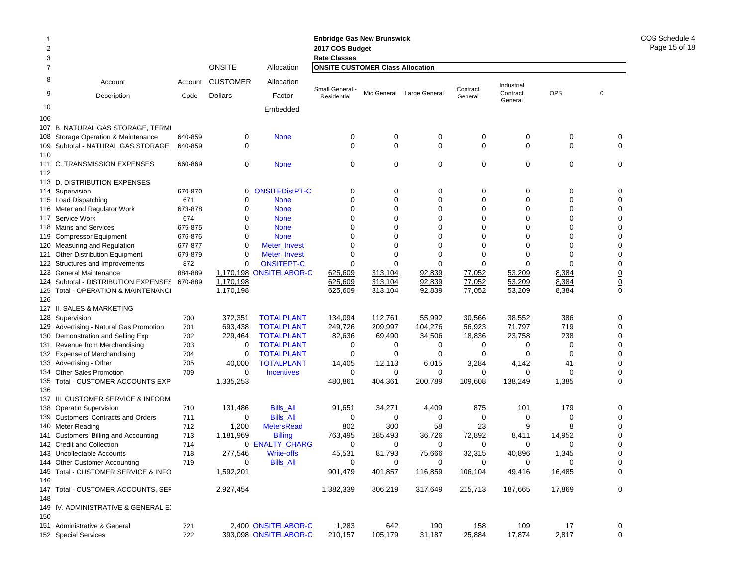**Enbridge Gas New Brunswick**
**2017 COS Budget**
**Rate Classes**

| | Account Description | Account Code | ONSITE CUSTOMER Dollars | Allocation Factor Embedded | Small General - Residential | Mid General | Large General | Contract General | Industrial Contract General | OPS | 0 |
|---|---|---|---|---|---|---|---|---|---|---|---|
| 106 | | | | | | | | | | | |
| 107 | B. NATURAL GAS STORAGE, TERMI | | | | | | | | | | |
| 108 | Storage Operation & Maintenance | 640-859 | 0 | None | 0 | 0 | 0 | 0 | 0 | 0 | 0 |
| 109 | Subtotal - NATURAL GAS STORAGE | 640-859 | 0 | | 0 | 0 | 0 | 0 | 0 | 0 | 0 |
| 110 | | | | | | | | | | | |
| 111 | C. TRANSMISSION EXPENSES | 660-869 | 0 | None | 0 | 0 | 0 | 0 | 0 | 0 | 0 |
| 112 | | | | | | | | | | | |
| 113 | D. DISTRIBUTION EXPENSES | | | | | | | | | | |
| 114 | Supervision | 670-870 | 0 | ONSITEDistPT-C | 0 | 0 | 0 | 0 | 0 | 0 | 0 |
| 115 | Load Dispatching | 671 | 0 | None | 0 | 0 | 0 | 0 | 0 | 0 | 0 |
| 116 | Meter and Regulator Work | 673-878 | 0 | None | 0 | 0 | 0 | 0 | 0 | 0 | 0 |
| 117 | Service Work | 674 | 0 | None | 0 | 0 | 0 | 0 | 0 | 0 | 0 |
| 118 | Mains and Services | 675-875 | 0 | None | 0 | 0 | 0 | 0 | 0 | 0 | 0 |
| 119 | Compressor Equipment | 676-876 | 0 | None | 0 | 0 | 0 | 0 | 0 | 0 | 0 |
| 120 | Measuring and Regulation | 677-877 | 0 | Meter_Invest | 0 | 0 | 0 | 0 | 0 | 0 | 0 |
| 121 | Other Distribution Equipment | 679-879 | 0 | Meter_Invest | 0 | 0 | 0 | 0 | 0 | 0 | 0 |
| 122 | Structures and Improvements | 872 | 0 | ONSITEPT-C | 0 | 0 | 0 | 0 | 0 | 0 | 0 |
| 123 | General Maintenance | 884-889 | 1,170,198 | ONSITELABOR-C | 625,609 | 313,104 | 92,839 | 77,052 | 53,209 | 8,384 | 0 |
| 124 | Subtotal - DISTRIBUTION EXPENSES | 670-889 | 1,170,198 | | 625,609 | 313,104 | 92,839 | 77,052 | 53,209 | 8,384 | 0 |
| 125 | Total - OPERATION & MAINTENANCI | | 1,170,198 | | 625,609 | 313,104 | 92,839 | 77,052 | 53,209 | 8,384 | 0 |
| 126 | | | | | | | | | | | |
| 127 | II. SALES & MARKETING | | | | | | | | | | |
| 128 | Supervision | 700 | 372,351 | TOTALPLANT | 134,094 | 112,761 | 55,992 | 30,566 | 38,552 | 386 | 0 |
| 129 | Advertising - Natural Gas Promotion | 701 | 693,438 | TOTALPLANT | 249,726 | 209,997 | 104,276 | 56,923 | 71,797 | 719 | 0 |
| 130 | Demonstration and Selling Exp | 702 | 229,464 | TOTALPLANT | 82,636 | 69,490 | 34,506 | 18,836 | 23,758 | 238 | 0 |
| 131 | Revenue from Merchandising | 703 | 0 | TOTALPLANT | 0 | 0 | 0 | 0 | 0 | 0 | 0 |
| 132 | Expense of Merchandising | 704 | 0 | TOTALPLANT | 0 | 0 | 0 | 0 | 0 | 0 | 0 |
| 133 | Advertising - Other | 705 | 40,000 | TOTALPLANT | 14,405 | 12,113 | 6,015 | 3,284 | 4,142 | 41 | 0 |
| 134 | Other Sales Promotion | 709 | 0 | Incentives | 0 | 0 | 0 | 0 | 0 | 0 | 0 |
| 135 | Total - CUSTOMER ACCOUNTS EXP | | 1,335,253 | | 480,861 | 404,361 | 200,789 | 109,608 | 138,249 | 1,385 | 0 |
| 136 | | | | | | | | | | | |
| 137 | III. CUSTOMER SERVICE & INFORM. | | | | | | | | | | |
| 138 | Operatin Supervision | 710 | 131,486 | Bills_All | 91,651 | 34,271 | 4,409 | 875 | 101 | 179 | 0 |
| 139 | Customers' Contracts and Orders | 711 | 0 | Bills_All | 0 | 0 | 0 | 0 | 0 | 0 | 0 |
| 140 | Meter Reading | 712 | 1,200 | MetersRead | 802 | 300 | 58 | 23 | 9 | 8 | 0 |
| 141 | Customers' Billing and Accounting | 713 | 1,181,969 | Billing | 763,495 | 285,493 | 36,726 | 72,892 | 8,411 | 14,952 | 0 |
| 142 | Credit and Collection | 714 | 0 | 'ENALTY_CHARG | 0 | 0 | 0 | 0 | 0 | 0 | 0 |
| 143 | Uncollectable Accounts | 718 | 277,546 | Write-offs | 45,531 | 81,793 | 75,666 | 32,315 | 40,896 | 1,345 | 0 |
| 144 | Other Customer Accounting | 719 | 0 | Bills_All | 0 | 0 | 0 | 0 | 0 | 0 | 0 |
| 145 | Total - CUSTOMER SERVICE & INFO | | 1,592,201 | | 901,479 | 401,857 | 116,859 | 106,104 | 49,416 | 16,485 | 0 |
| 146 | | | | | | | | | | | |
| 147 | Total - CUSTOMER ACCOUNTS, SEF | | 2,927,454 | | 1,382,339 | 806,219 | 317,649 | 215,713 | 187,665 | 17,869 | 0 |
| 148 | | | | | | | | | | | |
| 149 | IV. ADMINISTRATIVE & GENERAL E) | | | | | | | | | | |
| 150 | | | | | | | | | | | |
| 151 | Administrative & General | 721 | 2,400 | ONSITELABOR-C | 1,283 | 642 | 190 | 158 | 109 | 17 | 0 |
| 152 | Special Services | 722 | 393,098 | ONSITELABOR-C | 210,157 | 105,179 | 31,187 | 25,884 | 17,874 | 2,817 | 0 |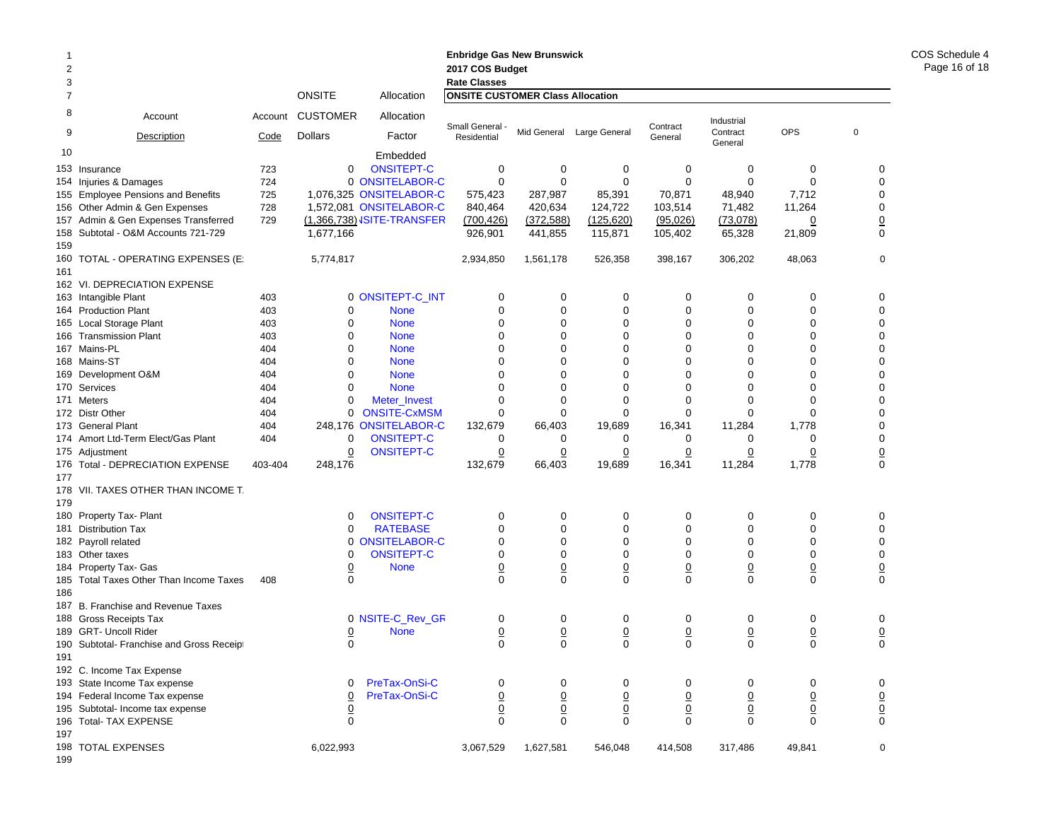**Enbridge Gas New Brunswick**
**2017 COS Budget**
**Rate Classes**

COS Schedule 4

| Line | Account Description | Account Code | ONSITE CUSTOMER Dollars | Allocation Factor | Small General - Residential | Mid General | Large General | Contract General | Industrial Contract General | OPS | 0 |
|---|---|---|---|---|---|---|---|---|---|---|---|
| | | | | | **ONSITE CUSTOMER Class Allocation** | | | | | | |
| 10 | | | | Embedded | | | | | | | |
| 153 | Insurance | 723 | 0 | ONSITEPT-C | 0 | 0 | 0 | 0 | 0 | 0 | 0 |
| 154 | Injuries & Damages | 724 | 0 | ONSITELABOR-C | 0 | 0 | 0 | 0 | 0 | 0 | 0 |
| 155 | Employee Pensions and Benefits | 725 | 1,076,325 | ONSITELABOR-C | 575,423 | 287,987 | 85,391 | 70,871 | 48,940 | 7,712 | 0 |
| 156 | Other Admin & Gen Expenses | 728 | 1,572,081 | ONSITELABOR-C | 840,464 | 420,634 | 124,722 | 103,514 | 71,482 | 11,264 | 0 |
| 157 | Admin & Gen Expenses Transferred | 729 | (1,366,738) | NSITE-TRANSFER | (700,426) | (372,588) | (125,620) | (95,026) | (73,078) | 0 | 0 |
| 158 | Subtotal - O&M Accounts 721-729 | | 1,677,166 | | 926,901 | 441,855 | 115,871 | 105,402 | 65,328 | 21,809 | 0 |
| 159 | | | | | | | | | | | |
| 160 | TOTAL - OPERATING EXPENSES (E | | 5,774,817 | | 2,934,850 | 1,561,178 | 526,358 | 398,167 | 306,202 | 48,063 | 0 |
| 161 | | | | | | | | | | | |
| 162 | VI. DEPRECIATION EXPENSE | | | | | | | | | | |
| 163 | Intangible Plant | 403 | 0 | ONSITEPT-C_INT | 0 | 0 | 0 | 0 | 0 | 0 | 0 |
| 164 | Production Plant | 403 | 0 | None | 0 | 0 | 0 | 0 | 0 | 0 | 0 |
| 165 | Local Storage Plant | 403 | 0 | None | 0 | 0 | 0 | 0 | 0 | 0 | 0 |
| 166 | Transmission Plant | 403 | 0 | None | 0 | 0 | 0 | 0 | 0 | 0 | 0 |
| 167 | Mains-PL | 404 | 0 | None | 0 | 0 | 0 | 0 | 0 | 0 | 0 |
| 168 | Mains-ST | 404 | 0 | None | 0 | 0 | 0 | 0 | 0 | 0 | 0 |
| 169 | Development O&M | 404 | 0 | None | 0 | 0 | 0 | 0 | 0 | 0 | 0 |
| 170 | Services | 404 | 0 | None | 0 | 0 | 0 | 0 | 0 | 0 | 0 |
| 171 | Meters | 404 | 0 | Meter_Invest | 0 | 0 | 0 | 0 | 0 | 0 | 0 |
| 172 | Distr Other | 404 | 0 | ONSITE-CxMSM | 0 | 0 | 0 | 0 | 0 | 0 | 0 |
| 173 | General Plant | 404 | 248,176 | ONSITELABOR-C | 132,679 | 66,403 | 19,689 | 16,341 | 11,284 | 1,778 | 0 |
| 174 | Amort Ltd-Term Elect/Gas Plant | 404 | 0 | ONSITEPT-C | 0 | 0 | 0 | 0 | 0 | 0 | 0 |
| 175 | Adjustment | | 0 | ONSITEPT-C | 0 | 0 | 0 | 0 | 0 | 0 | 0 |
| 176 | Total - DEPRECIATION EXPENSE | 403-404 | 248,176 | | 132,679 | 66,403 | 19,689 | 16,341 | 11,284 | 1,778 | 0 |
| 177 | | | | | | | | | | | |
| 178 | VII. TAXES OTHER THAN INCOME T | | | | | | | | | | |
| 179 | | | | | | | | | | | |
| 180 | Property Tax- Plant | | 0 | ONSITEPT-C | 0 | 0 | 0 | 0 | 0 | 0 | 0 |
| 181 | Distribution Tax | | 0 | RATEBASE | 0 | 0 | 0 | 0 | 0 | 0 | 0 |
| 182 | Payroll related | | 0 | ONSITELABOR-C | 0 | 0 | 0 | 0 | 0 | 0 | 0 |
| 183 | Other taxes | | 0 | ONSITEPT-C | 0 | 0 | 0 | 0 | 0 | 0 | 0 |
| 184 | Property Tax- Gas | | 0 | None | 0 | 0 | 0 | 0 | 0 | 0 | 0 |
| 185 | Total Taxes Other Than Income Taxes | 408 | 0 | | 0 | 0 | 0 | 0 | 0 | 0 | 0 |
| 186 | | | | | | | | | | | |
| 187 | B. Franchise and Revenue Taxes | | | | | | | | | | |
| 188 | Gross Receipts Tax | | 0 | NSITE-C_Rev_GR | 0 | 0 | 0 | 0 | 0 | 0 | 0 |
| 189 | GRT- Uncoll Rider | | 0 | None | 0 | 0 | 0 | 0 | 0 | 0 | 0 |
| 190 | Subtotal- Franchise and Gross Receipt | | 0 | | 0 | 0 | 0 | 0 | 0 | 0 | 0 |
| 191 | | | | | | | | | | | |
| 192 | C. Income Tax Expense | | | | | | | | | | |
| 193 | State Income Tax expense | | 0 | PreTax-OnSi-C | 0 | 0 | 0 | 0 | 0 | 0 | 0 |
| 194 | Federal Income Tax expense | | 0 | PreTax-OnSi-C | 0 | 0 | 0 | 0 | 0 | 0 | 0 |
| 195 | Subtotal- Income tax expense | | 0 | | 0 | 0 | 0 | 0 | 0 | 0 | 0 |
| 196 | Total- TAX EXPENSE | | 0 | | 0 | 0 | 0 | 0 | 0 | 0 | 0 |
| 197 | | | | | | | | | | | |
| 198 | TOTAL EXPENSES | | 6,022,993 | | 3,067,529 | 1,627,581 | 546,048 | 414,508 | 317,486 | 49,841 | 0 |
| 199 | | | | | | | | | | | |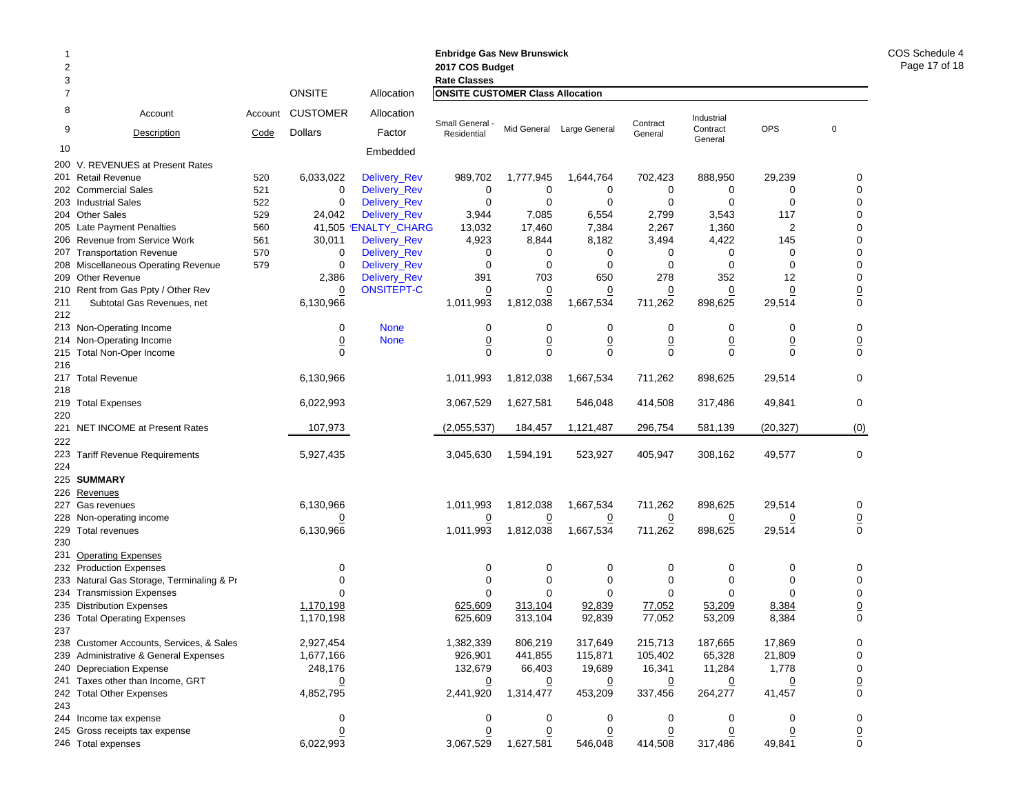**Enbridge Gas New Brunswick**
**2017 COS Budget**
**Rate Classes**

COS Schedule 4
Page 17 of 18

| Line | Account Description | Account Code | ONSITE CUSTOMER Dollars | Allocation Factor Embedded | Small General - Residential | Mid General | Large General | Contract General | Industrial Contract General | OPS | 0 |
|---|---|---|---|---|---|---|---|---|---|---|---|
| 200 | V. REVENUES at Present Rates | | | | | | | | | | |
| 201 | Retail Revenue | 520 | 6,033,022 | Delivery_Rev | 989,702 | 1,777,945 | 1,644,764 | 702,423 | 888,950 | 29,239 | 0 |
| 202 | Commercial Sales | 521 | 0 | Delivery_Rev | 0 | 0 | 0 | 0 | 0 | 0 | 0 |
| 203 | Industrial Sales | 522 | 0 | Delivery_Rev | 0 | 0 | 0 | 0 | 0 | 0 | 0 |
| 204 | Other Sales | 529 | 24,042 | Delivery_Rev | 3,944 | 7,085 | 6,554 | 2,799 | 3,543 | 117 | 0 |
| 205 | Late Payment Penalties | 560 | 41,505 | PENALTY_CHARG | 13,032 | 17,460 | 7,384 | 2,267 | 1,360 | 2 | 0 |
| 206 | Revenue from Service Work | 561 | 30,011 | Delivery_Rev | 4,923 | 8,844 | 8,182 | 3,494 | 4,422 | 145 | 0 |
| 207 | Transportation Revenue | 570 | 0 | Delivery_Rev | 0 | 0 | 0 | 0 | 0 | 0 | 0 |
| 208 | Miscellaneous Operating Revenue | 579 | 0 | Delivery_Rev | 0 | 0 | 0 | 0 | 0 | 0 | 0 |
| 209 | Other Revenue | | 2,386 | Delivery_Rev | 391 | 703 | 650 | 278 | 352 | 12 | 0 |
| 210 | Rent from Gas Ppty / Other Rev | | 0 | ONSITEPT-C | 0 | 0 | 0 | 0 | 0 | 0 | 0 |
| 211 | Subtotal Gas Revenues, net | | 6,130,966 | | 1,011,993 | 1,812,038 | 1,667,534 | 711,262 | 898,625 | 29,514 | 0 |
| 212 | | | | | | | | | | | |
| 213 | Non-Operating Income | | 0 | None | 0 | 0 | 0 | 0 | 0 | 0 | 0 |
| 214 | Non-Operating Income | | 0 | None | 0 | 0 | 0 | 0 | 0 | 0 | 0 |
| 215 | Total Non-Oper Income | | 0 | | 0 | 0 | 0 | 0 | 0 | 0 | 0 |
| 216 | | | | | | | | | | | |
| 217 | Total Revenue | | 6,130,966 | | 1,011,993 | 1,812,038 | 1,667,534 | 711,262 | 898,625 | 29,514 | 0 |
| 218 | | | | | | | | | | | |
| 219 | Total Expenses | | 6,022,993 | | 3,067,529 | 1,627,581 | 546,048 | 414,508 | 317,486 | 49,841 | 0 |
| 220 | | | | | | | | | | | |
| 221 | NET INCOME at Present Rates | | 107,973 | | (2,055,537) | 184,457 | 1,121,487 | 296,754 | 581,139 | (20,327) | (0) |
| 222 | | | | | | | | | | | |
| 223 | Tariff Revenue Requirements | | 5,927,435 | | 3,045,630 | 1,594,191 | 523,927 | 405,947 | 308,162 | 49,577 | 0 |
| 224 | | | | | | | | | | | |
| 225 | **SUMMARY** | | | | | | | | | | |
| 226 | Revenues | | | | | | | | | | |
| 227 | Gas revenues | | 6,130,966 | | 1,011,993 | 1,812,038 | 1,667,534 | 711,262 | 898,625 | 29,514 | 0 |
| 228 | Non-operating income | | 0 | | 0 | 0 | 0 | 0 | 0 | 0 | 0 |
| 229 | Total revenues | | 6,130,966 | | 1,011,993 | 1,812,038 | 1,667,534 | 711,262 | 898,625 | 29,514 | 0 |
| 230 | | | | | | | | | | | |
| 231 | Operating Expenses | | | | | | | | | | |
| 232 | Production Expenses | | 0 | | 0 | 0 | 0 | 0 | 0 | 0 | 0 |
| 233 | Natural Gas Storage, Terminaling & Pr | | 0 | | 0 | 0 | 0 | 0 | 0 | 0 | 0 |
| 234 | Transmission Expenses | | 0 | | 0 | 0 | 0 | 0 | 0 | 0 | 0 |
| 235 | Distribution Expenses | | 1,170,198 | | 625,609 | 313,104 | 92,839 | 77,052 | 53,209 | 8,384 | 0 |
| 236 | Total Operating Expenses | | 1,170,198 | | 625,609 | 313,104 | 92,839 | 77,052 | 53,209 | 8,384 | 0 |
| 237 | | | | | | | | | | | |
| 238 | Customer Accounts, Services, & Sales | | 2,927,454 | | 1,382,339 | 806,219 | 317,649 | 215,713 | 187,665 | 17,869 | 0 |
| 239 | Administrative & General Expenses | | 1,677,166 | | 926,901 | 441,855 | 115,871 | 105,402 | 65,328 | 21,809 | 0 |
| 240 | Depreciation Expense | | 248,176 | | 132,679 | 66,403 | 19,689 | 16,341 | 11,284 | 1,778 | 0 |
| 241 | Taxes other than Income, GRT | | 0 | | 0 | 0 | 0 | 0 | 0 | 0 | 0 |
| 242 | Total Other Expenses | | 4,852,795 | | 2,441,920 | 1,314,477 | 453,209 | 337,456 | 264,277 | 41,457 | 0 |
| 243 | | | | | | | | | | | |
| 244 | Income tax expense | | 0 | | 0 | 0 | 0 | 0 | 0 | 0 | 0 |
| 245 | Gross receipts tax expense | | 0 | | 0 | 0 | 0 | 0 | 0 | 0 | 0 |
| 246 | Total expenses | | 6,022,993 | | 3,067,529 | 1,627,581 | 546,048 | 414,508 | 317,486 | 49,841 | 0 |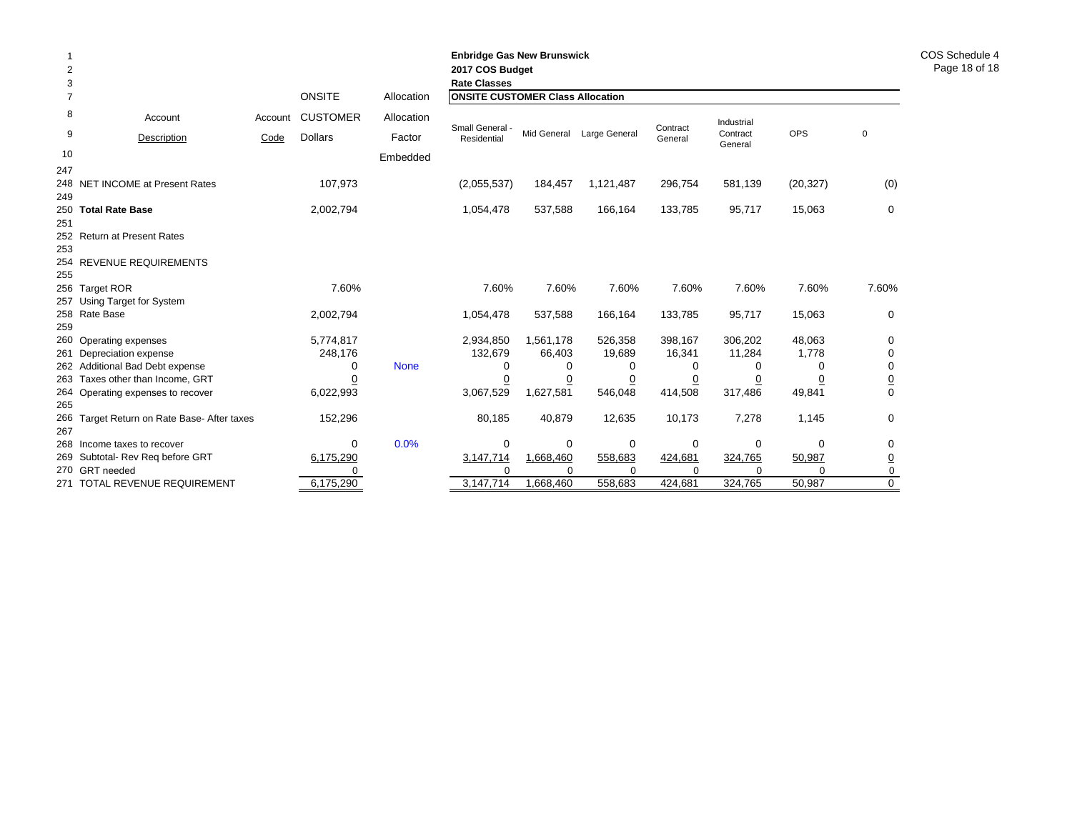**Enbridge Gas New Brunswick**
**2017 COS Budget**
**Rate Classes**

| | Account Description | Account Code | ONSITE CUSTOMER Dollars | Allocation Factor Embedded | Small General - Residential | Mid General | Large General | Contract General | Industrial Contract General | OPS | 0 |
|---|---|---|---|---|---|---|---|---|---|---|---|
| | | | | | **ONSITE CUSTOMER Class Allocation** | | | | | | |
| 248 | NET INCOME at Present Rates | | 107,973 | | (2,055,537) | 184,457 | 1,121,487 | 296,754 | 581,139 | (20,327) | (0) |
| 250 | **Total Rate Base** | | 2,002,794 | | 1,054,478 | 537,588 | 166,164 | 133,785 | 95,717 | 15,063 | 0 |
| 252 | Return at Present Rates | | | | | | | | | | |
| 254 | REVENUE REQUIREMENTS | | | | | | | | | | |
| 256 | Target ROR | | 7.60% | | 7.60% | 7.60% | 7.60% | 7.60% | 7.60% | 7.60% | 7.60% |
| 257 | Using Target for System | | | | | | | | | | |
| 258 | Rate Base | | 2,002,794 | | 1,054,478 | 537,588 | 166,164 | 133,785 | 95,717 | 15,063 | 0 |
| 260 | Operating expenses | | 5,774,817 | | 2,934,850 | 1,561,178 | 526,358 | 398,167 | 306,202 | 48,063 | 0 |
| 261 | Depreciation expense | | 248,176 | | 132,679 | 66,403 | 19,689 | 16,341 | 11,284 | 1,778 | 0 |
| 262 | Additional Bad Debt expense | | 0 | None | 0 | 0 | 0 | 0 | 0 | 0 | 0 |
| 263 | Taxes other than Income, GRT | | 0 | | 0 | 0 | 0 | 0 | 0 | 0 | 0 |
| 264 | Operating expenses to recover | | 6,022,993 | | 3,067,529 | 1,627,581 | 546,048 | 414,508 | 317,486 | 49,841 | 0 |
| 266 | Target Return on Rate Base- After taxes | | 152,296 | | 80,185 | 40,879 | 12,635 | 10,173 | 7,278 | 1,145 | 0 |
| 268 | Income taxes to recover | | 0 | 0.0% | 0 | 0 | 0 | 0 | 0 | 0 | 0 |
| 269 | Subtotal- Rev Req before GRT | | 6,175,290 | | 3,147,714 | 1,668,460 | 558,683 | 424,681 | 324,765 | 50,987 | 0 |
| 270 | GRT needed | | 0 | | 0 | 0 | 0 | 0 | 0 | 0 | 0 |
| 271 | TOTAL REVENUE REQUIREMENT | | 6,175,290 | | 3,147,714 | 1,668,460 | 558,683 | 424,681 | 324,765 | 50,987 | 0 |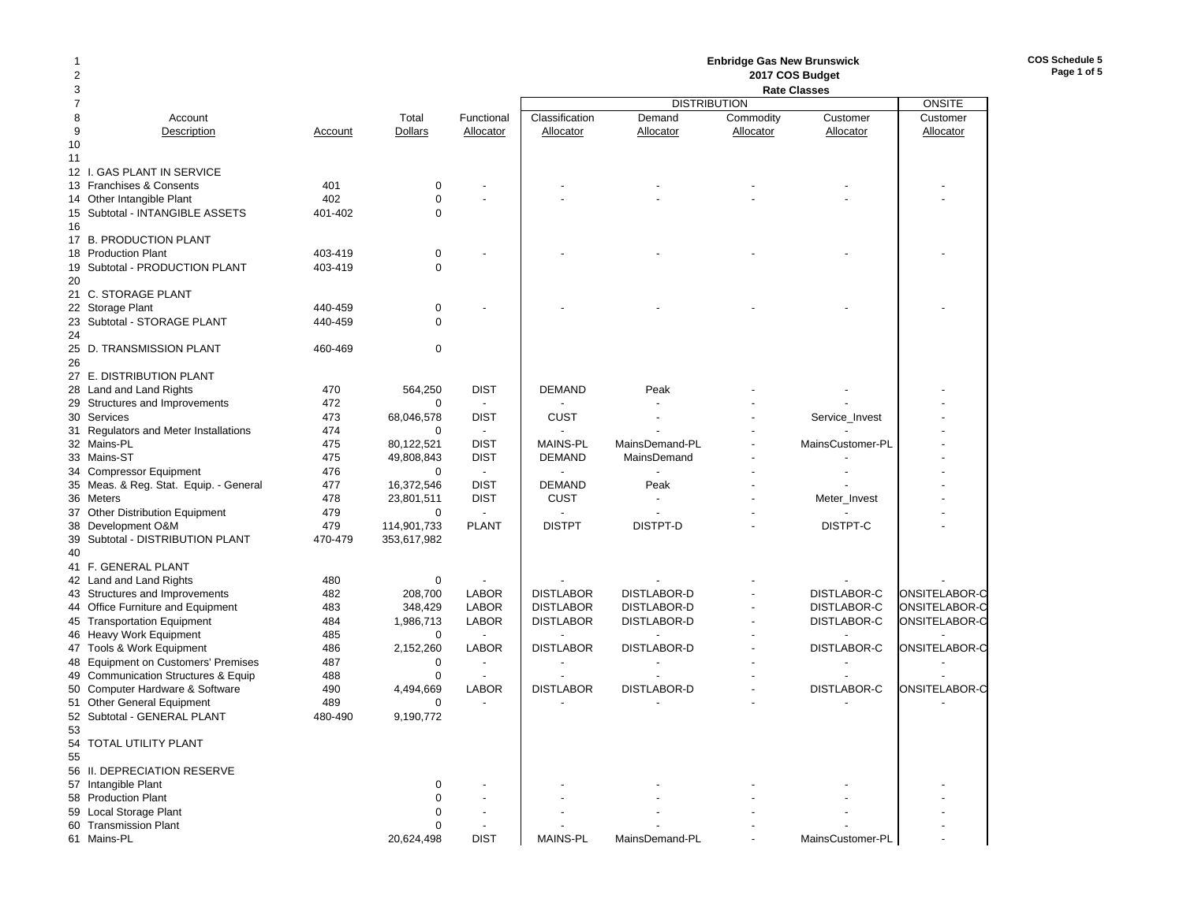**Enbridge Gas New Brunswick**
**2017 COS Budget**
**Rate Classes**

COS Schedule 5

| Line | Account Description | Account | Total Dollars | Functional Allocator | DISTRIBUTION Classification Allocator | DISTRIBUTION Demand Allocator | DISTRIBUTION Commodity Allocator | DISTRIBUTION Customer Allocator | ONSITE Customer Allocator |
|---|---|---|---|---|---|---|---|---|---|
| 10 | | | | | | | | | |
| 11 | | | | | | | | | |
| 12 | I. GAS PLANT IN SERVICE | | | | | | | | |
| 13 | Franchises & Consents | 401 | 0 | - | - | - | - | - | - |
| 14 | Other Intangible Plant | 402 | 0 | - | - | - | - | - | - |
| 15 | Subtotal - INTANGIBLE ASSETS | 401-402 | 0 | | | | | | |
| 16 | | | | | | | | | |
| 17 | B. PRODUCTION PLANT | | | | | | | | |
| 18 | Production Plant | 403-419 | 0 | - | - | - | - | - | - |
| 19 | Subtotal - PRODUCTION PLANT | 403-419 | 0 | | | | | | |
| 20 | | | | | | | | | |
| 21 | C. STORAGE PLANT | | | | | | | | |
| 22 | Storage Plant | 440-459 | 0 | - | - | - | - | - | - |
| 23 | Subtotal - STORAGE PLANT | 440-459 | 0 | | | | | | |
| 24 | | | | | | | | | |
| 25 | D. TRANSMISSION PLANT | 460-469 | 0 | | | | | | |
| 26 | | | | | | | | | |
| 27 | E. DISTRIBUTION PLANT | | | | | | | | |
| 28 | Land and Land Rights | 470 | 564,250 | DIST | DEMAND | Peak | - | - | - |
| 29 | Structures and Improvements | 472 | 0 | - | - | - | - | - | - |
| 30 | Services | 473 | 68,046,578 | DIST | CUST | - | - | Service_Invest | - |
| 31 | Regulators and Meter Installations | 474 | 0 | - | - | - | - | - | - |
| 32 | Mains-PL | 475 | 80,122,521 | DIST | MAINS-PL | MainsDemand-PL | - | MainsCustomer-PL | - |
| 33 | Mains-ST | 475 | 49,808,843 | DIST | DEMAND | MainsDemand | - | - | - |
| 34 | Compressor Equipment | 476 | 0 | - | - | - | - | - | - |
| 35 | Meas. & Reg. Stat. Equip. - General | 477 | 16,372,546 | DIST | DEMAND | Peak | - | - | - |
| 36 | Meters | 478 | 23,801,511 | DIST | CUST | - | - | Meter_Invest | - |
| 37 | Other Distribution Equipment | 479 | 0 | - | - | - | - | - | - |
| 38 | Development O&M | 479 | 114,901,733 | PLANT | DISTPT | DISTPT-D | - | DISTPT-C | - |
| 39 | Subtotal - DISTRIBUTION PLANT | 470-479 | 353,617,982 | | | | | | |
| 40 | | | | | | | | | |
| 41 | F. GENERAL PLANT | | | | | | | | |
| 42 | Land and Land Rights | 480 | 0 | - | - | - | - | - | - |
| 43 | Structures and Improvements | 482 | 208,700 | LABOR | DISTLABOR | DISTLABOR-D | - | DISTLABOR-C | ONSITELABOR-C |
| 44 | Office Furniture and Equipment | 483 | 348,429 | LABOR | DISTLABOR | DISTLABOR-D | - | DISTLABOR-C | ONSITELABOR-C |
| 45 | Transportation Equipment | 484 | 1,986,713 | LABOR | DISTLABOR | DISTLABOR-D | - | DISTLABOR-C | ONSITELABOR-C |
| 46 | Heavy Work Equipment | 485 | 0 | - | - | - | - | - | - |
| 47 | Tools & Work Equipment | 486 | 2,152,260 | LABOR | DISTLABOR | DISTLABOR-D | - | DISTLABOR-C | ONSITELABOR-C |
| 48 | Equipment on Customers' Premises | 487 | 0 | - | - | - | - | - | - |
| 49 | Communication Structures & Equip | 488 | 0 | - | - | - | - | - | - |
| 50 | Computer Hardware & Software | 490 | 4,494,669 | LABOR | DISTLABOR | DISTLABOR-D | - | DISTLABOR-C | ONSITELABOR-C |
| 51 | Other General Equipment | 489 | 0 | - | - | - | - | - | - |
| 52 | Subtotal - GENERAL PLANT | 480-490 | 9,190,772 | | | | | | |
| 53 | | | | | | | | | |
| 54 | TOTAL UTILITY PLANT | | | | | | | | |
| 55 | | | | | | | | | |
| 56 | II. DEPRECIATION RESERVE | | | | | | | | |
| 57 | Intangible Plant | | 0 | - | - | - | - | - | - |
| 58 | Production Plant | | 0 | - | - | - | - | - | - |
| 59 | Local Storage Plant | | 0 | - | - | - | - | - | - |
| 60 | Transmission Plant | | 0 | - | - | - | - | - | - |
| 61 | Mains-PL | | 20,624,498 | DIST | MAINS-PL | MainsDemand-PL | - | MainsCustomer-PL | - |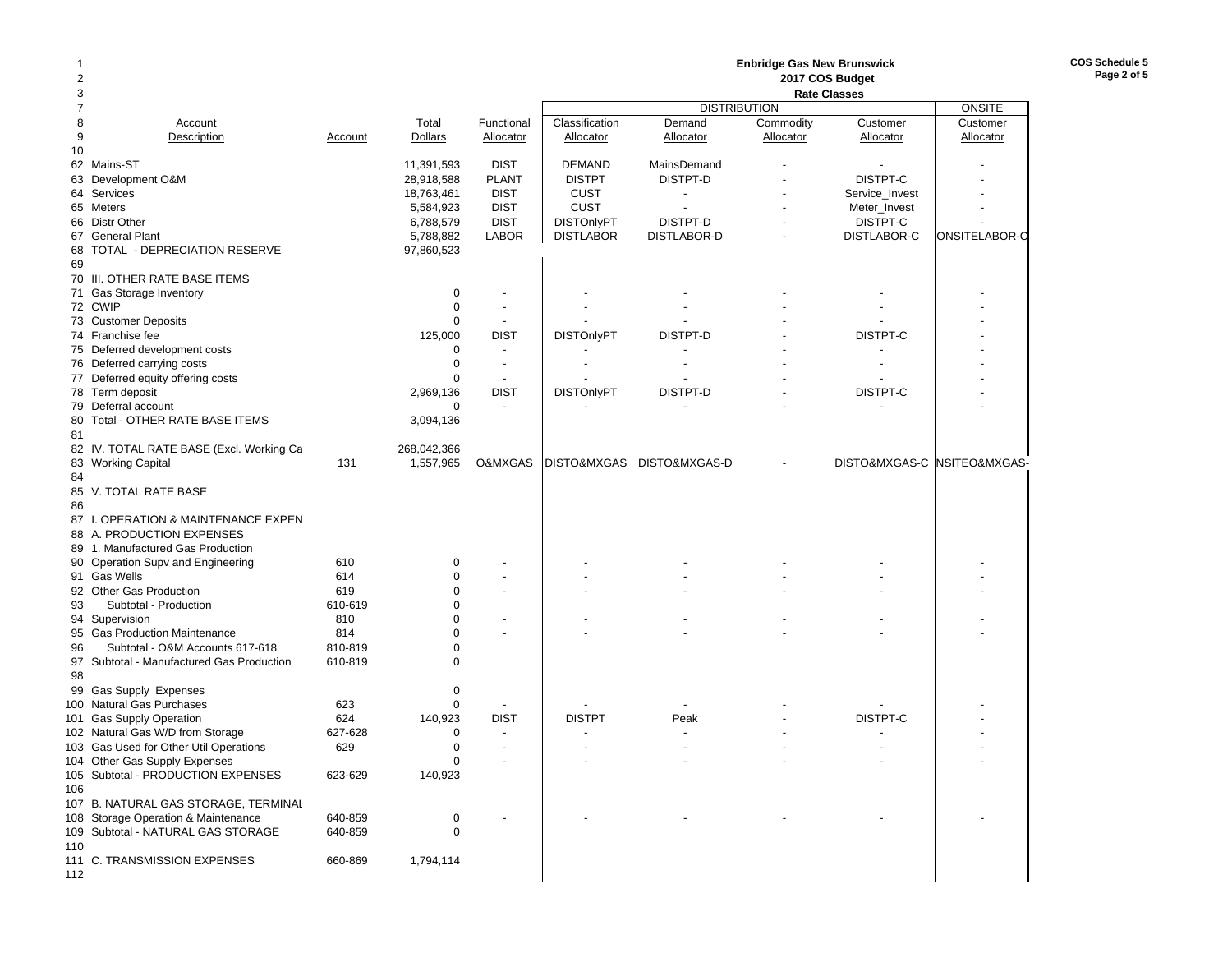**Enbridge Gas New Brunswick**
**2017 COS Budget**
**Rate Classes**

COS Schedule 5
Page 2 of 5

| | Account Description | Account | Total Dollars | Functional Allocator | Classification Allocator | DISTRIBUTION Demand Allocator | Commodity Allocator | Customer Allocator | ONSITE Customer Allocator |
|---|---|---|---|---|---|---|---|---|---|
| 62 | Mains-ST | | 11,391,593 | DIST | DEMAND | MainsDemand | - | - | - |
| 63 | Development O&M | | 28,918,588 | PLANT | DISTPT | DISTPT-D | - | DISTPT-C | - |
| 64 | Services | | 18,763,461 | DIST | CUST | - | - | Service_Invest | - |
| 65 | Meters | | 5,584,923 | DIST | CUST | - | - | Meter_Invest | - |
| 66 | Distr Other | | 6,788,579 | DIST | DISTOnlyPT | DISTPT-D | - | DISTPT-C | - |
| 67 | General Plant | | 5,788,882 | LABOR | DISTLABOR | DISTLABOR-D | - | DISTLABOR-C | ONSITELABOR-C |
| 68 | TOTAL - DEPRECIATION RESERVE | | 97,860,523 | | | | | | |
| 69 | | | | | | | | | |
| 70 | III. OTHER RATE BASE ITEMS | | | | | | | | |
| 71 | Gas Storage Inventory | | 0 | - | - | - | - | - | - |
| 72 | CWIP | | 0 | - | - | - | - | - | - |
| 73 | Customer Deposits | | 0 | - | - | - | - | - | - |
| 74 | Franchise fee | | 125,000 | DIST | DISTOnlyPT | DISTPT-D | - | DISTPT-C | - |
| 75 | Deferred development costs | | 0 | - | - | - | - | - | - |
| 76 | Deferred carrying costs | | 0 | - | - | - | - | - | - |
| 77 | Deferred equity offering costs | | 0 | - | - | - | - | - | - |
| 78 | Term deposit | | 2,969,136 | DIST | DISTOnlyPT | DISTPT-D | - | DISTPT-C | - |
| 79 | Deferral account | | 0 | - | - | - | - | - | - |
| 80 | Total - OTHER RATE BASE ITEMS | | 3,094,136 | | | | | | |
| 81 | | | | | | | | | |
| 82 | IV. TOTAL RATE BASE (Excl. Working Ca | | 268,042,366 | | | | | | |
| 83 | Working Capital | 131 | 1,557,965 | O&MXGAS | DISTO&MXGAS | DISTO&MXGAS-D | - | DISTO&MXGAS-C | NSITEO&MXGAS- |
| 84 | | | | | | | | | |
| 85 | V. TOTAL RATE BASE | | | | | | | | |
| 86 | | | | | | | | | |
| 87 | I. OPERATION & MAINTENANCE EXPEN | | | | | | | | |
| 88 | A. PRODUCTION EXPENSES | | | | | | | | |
| 89 | 1. Manufactured Gas Production | | | | | | | | |
| 90 | Operation Supv and Engineering | 610 | 0 | - | - | - | - | - | - |
| 91 | Gas Wells | 614 | 0 | - | - | - | - | - | - |
| 92 | Other Gas Production | 619 | 0 | - | - | - | - | - | - |
| 93 | Subtotal - Production | 610-619 | 0 | | | | | | |
| 94 | Supervision | 810 | 0 | - | - | - | - | - | - |
| 95 | Gas Production Maintenance | 814 | 0 | - | - | - | - | - | - |
| 96 | Subtotal - O&M Accounts 617-618 | 810-819 | 0 | | | | | | |
| 97 | Subtotal - Manufactured Gas Production | 610-819 | 0 | | | | | | |
| 98 | | | | | | | | | |
| 99 | Gas Supply Expenses | | 0 | | | | | | |
| 100 | Natural Gas Purchases | 623 | 0 | - | - | - | - | - | - |
| 101 | Gas Supply Operation | 624 | 140,923 | DIST | DISTPT | Peak | - | DISTPT-C | - |
| 102 | Natural Gas W/D from Storage | 627-628 | 0 | - | - | - | - | - | - |
| 103 | Gas Used for Other Util Operations | 629 | 0 | - | - | - | - | - | - |
| 104 | Other Gas Supply Expenses | | 0 | - | - | - | - | - | - |
| 105 | Subtotal - PRODUCTION EXPENSES | 623-629 | 140,923 | | | | | | |
| 106 | | | | | | | | | |
| 107 | B. NATURAL GAS STORAGE, TERMINAL | | | | | | | | |
| 108 | Storage Operation & Maintenance | 640-859 | 0 | - | - | - | - | - | - |
| 109 | Subtotal - NATURAL GAS STORAGE | 640-859 | 0 | | | | | | |
| 110 | | | | | | | | | |
| 111 | C. TRANSMISSION EXPENSES | 660-869 | 1,794,114 | | | | | | |
| 112 | | | | | | | | | |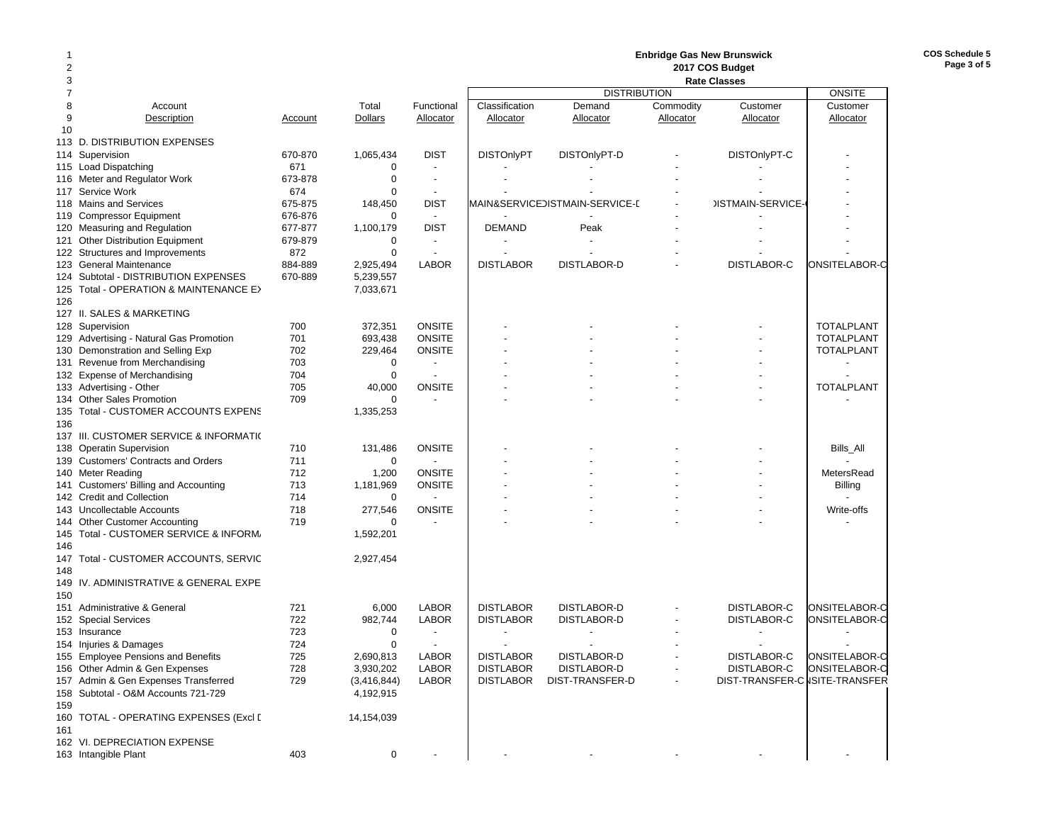**Enbridge Gas New Brunswick**
**2017 COS Budget**
**Rate Classes**

| | Account Description | Account | Total Dollars | Functional Allocator | DISTRIBUTION Classification Allocator | Demand Allocator | Commodity Allocator | Customer Allocator | ONSITE Customer Allocator |
|---|---|---|---|---|---|---|---|---|---|
| 113 | D. DISTRIBUTION EXPENSES | | | | | | | | |
| 114 | Supervision | 670-870 | 1,065,434 | DIST | DISTOnlyPT | DISTOnlyPT-D | - | DISTOnlyPT-C | - |
| 115 | Load Dispatching | 671 | 0 | - | - | - | - | - | - |
| 116 | Meter and Regulator Work | 673-878 | 0 | - | - | - | - | - | - |
| 117 | Service Work | 674 | 0 | - | - | - | - | - | - |
| 118 | Mains and Services | 675-875 | 148,450 | DIST | MAIN&SERVICE | DISTMAIN-SERVICE-D | - | DISTMAIN-SERVICE-C | - |
| 119 | Compressor Equipment | 676-876 | 0 | - | - | - | - | - | - |
| 120 | Measuring and Regulation | 677-877 | 1,100,179 | DIST | DEMAND | Peak | - | - | - |
| 121 | Other Distribution Equipment | 679-879 | 0 | - | - | - | - | - | - |
| 122 | Structures and Improvements | 872 | 0 | - | - | - | - | - | - |
| 123 | General Maintenance | 884-889 | 2,925,494 | LABOR | DISTLABOR | DISTLABOR-D | - | DISTLABOR-C | ONSITELABOR-C |
| 124 | Subtotal - DISTRIBUTION EXPENSES | 670-889 | 5,239,557 | | | | | | |
| 125 | Total - OPERATION & MAINTENANCE EX | | 7,033,671 | | | | | | |
| 126 | | | | | | | | | |
| 127 | II. SALES & MARKETING | | | | | | | | |
| 128 | Supervision | 700 | 372,351 | ONSITE | - | - | - | - | TOTALPLANT |
| 129 | Advertising - Natural Gas Promotion | 701 | 693,438 | ONSITE | - | - | - | - | TOTALPLANT |
| 130 | Demonstration and Selling Exp | 702 | 229,464 | ONSITE | - | - | - | - | TOTALPLANT |
| 131 | Revenue from Merchandising | 703 | 0 | - | - | - | - | - | - |
| 132 | Expense of Merchandising | 704 | 0 | - | - | - | - | - | - |
| 133 | Advertising - Other | 705 | 40,000 | ONSITE | - | - | - | - | TOTALPLANT |
| 134 | Other Sales Promotion | 709 | 0 | - | - | - | - | - | - |
| 135 | Total - CUSTOMER ACCOUNTS EXPENS | | 1,335,253 | | | | | | |
| 136 | | | | | | | | | |
| 137 | III. CUSTOMER SERVICE & INFORMATIO | | | | | | | | |
| 138 | Operatin Supervision | 710 | 131,486 | ONSITE | - | - | - | - | Bills_All |
| 139 | Customers' Contracts and Orders | 711 | 0 | - | - | - | - | - | - |
| 140 | Meter Reading | 712 | 1,200 | ONSITE | - | - | - | - | MetersRead |
| 141 | Customers' Billing and Accounting | 713 | 1,181,969 | ONSITE | - | - | - | - | Billing |
| 142 | Credit and Collection | 714 | 0 | - | - | - | - | - | - |
| 143 | Uncollectable Accounts | 718 | 277,546 | ONSITE | - | - | - | - | Write-offs |
| 144 | Other Customer Accounting | 719 | 0 | - | - | - | - | - | - |
| 145 | Total - CUSTOMER SERVICE & INFORM | | 1,592,201 | | | | | | |
| 146 | | | | | | | | | |
| 147 | Total - CUSTOMER ACCOUNTS, SERVIC | | 2,927,454 | | | | | | |
| 148 | | | | | | | | | |
| 149 | IV. ADMINISTRATIVE & GENERAL EXPE | | | | | | | | |
| 150 | | | | | | | | | |
| 151 | Administrative & General | 721 | 6,000 | LABOR | DISTLABOR | DISTLABOR-D | - | DISTLABOR-C | ONSITELABOR-C |
| 152 | Special Services | 722 | 982,744 | LABOR | DISTLABOR | DISTLABOR-D | - | DISTLABOR-C | ONSITELABOR-C |
| 153 | Insurance | 723 | 0 | - | - | - | - | - | - |
| 154 | Injuries & Damages | 724 | 0 | - | - | - | - | - | - |
| 155 | Employee Pensions and Benefits | 725 | 2,690,813 | LABOR | DISTLABOR | DISTLABOR-D | - | DISTLABOR-C | ONSITELABOR-C |
| 156 | Other Admin & Gen Expenses | 728 | 3,930,202 | LABOR | DISTLABOR | DISTLABOR-D | - | DISTLABOR-C | ONSITELABOR-C |
| 157 | Admin & Gen Expenses Transferred | 729 | (3,416,844) | LABOR | DISTLABOR | DIST-TRANSFER-D | - | DIST-TRANSFER-C | ONSITE-TRANSFER |
| 158 | Subtotal - O&M Accounts 721-729 | | 4,192,915 | | | | | | |
| 159 | | | | | | | | | |
| 160 | TOTAL - OPERATING EXPENSES (Excl D | | 14,154,039 | | | | | | |
| 161 | | | | | | | | | |
| 162 | VI. DEPRECIATION EXPENSE | | | | | | | | |
| 163 | Intangible Plant | 403 | 0 | - | - | - | - | - | - |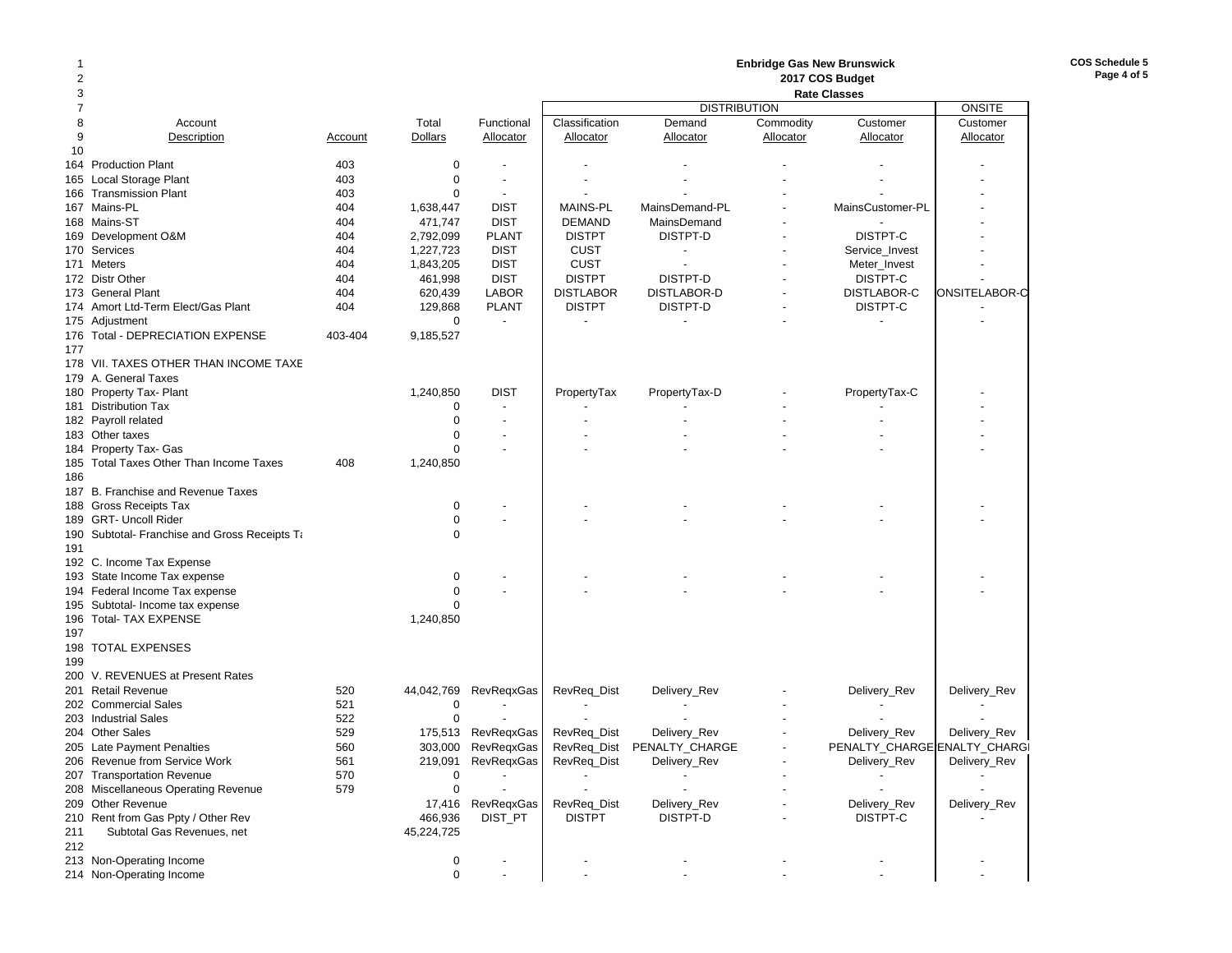**Enbridge Gas New Brunswick**
**2017 COS Budget**
**Rate Classes**

| | Account Description | Account | Total Dollars | Functional Allocator | DISTRIBUTION Classification Allocator | Demand Allocator | Commodity Allocator | Customer Allocator | ONSITE Customer Allocator |
|---|---|---|---|---|---|---|---|---|---|
| 164 | Production Plant | 403 | 0 | - | - | - | - | - | - |
| 165 | Local Storage Plant | 403 | 0 | - | - | - | - | - | - |
| 166 | Transmission Plant | 403 | 0 | - | - | - | - | - | - |
| 167 | Mains-PL | 404 | 1,638,447 | DIST | MAINS-PL | MainsDemand-PL | - | MainsCustomer-PL | - |
| 168 | Mains-ST | 404 | 471,747 | DIST | DEMAND | MainsDemand | - | - | - |
| 169 | Development O&M | 404 | 2,792,099 | PLANT | DISTPT | DISTPT-D | - | DISTPT-C | - |
| 170 | Services | 404 | 1,227,723 | DIST | CUST | - | - | Service_Invest | - |
| 171 | Meters | 404 | 1,843,205 | DIST | CUST | - | - | Meter_Invest | - |
| 172 | Distr Other | 404 | 461,998 | DIST | DISTPT | DISTPT-D | - | DISTPT-C | - |
| 173 | General Plant | 404 | 620,439 | LABOR | DISTLABOR | DISTLABOR-D | - | DISTLABOR-C | ONSITELABOR-C |
| 174 | Amort Ltd-Term Elect/Gas Plant | 404 | 129,868 | PLANT | DISTPT | DISTPT-D | - | DISTPT-C | - |
| 175 | Adjustment | | 0 | - | - | - | - | - | - |
| 176 | Total - DEPRECIATION EXPENSE | 403-404 | 9,185,527 | | | | | | |
| 177 | | | | | | | | | |
| 178 | VII. TAXES OTHER THAN INCOME TAXE | | | | | | | | |
| 179 | A. General Taxes | | | | | | | | |
| 180 | Property Tax- Plant | | 1,240,850 | DIST | PropertyTax | PropertyTax-D | - | PropertyTax-C | - |
| 181 | Distribution Tax | | 0 | - | - | - | - | - | - |
| 182 | Payroll related | | 0 | - | - | - | - | - | - |
| 183 | Other taxes | | 0 | - | - | - | - | - | - |
| 184 | Property Tax- Gas | | 0 | - | - | - | - | - | - |
| 185 | Total Taxes Other Than Income Taxes | 408 | 1,240,850 | | | | | | |
| 186 | | | | | | | | | |
| 187 | B. Franchise and Revenue Taxes | | | | | | | | |
| 188 | Gross Receipts Tax | | 0 | - | - | - | - | - | - |
| 189 | GRT- Uncoll Rider | | 0 | - | - | - | - | - | - |
| 190 | Subtotal- Franchise and Gross Receipts Ta | | 0 | | | | | | |
| 191 | | | | | | | | | |
| 192 | C. Income Tax Expense | | | | | | | | |
| 193 | State Income Tax expense | | 0 | - | - | - | - | - | - |
| 194 | Federal Income Tax expense | | 0 | - | - | - | - | - | - |
| 195 | Subtotal- Income tax expense | | 0 | | | | | | |
| 196 | Total- TAX EXPENSE | | 1,240,850 | | | | | | |
| 197 | | | | | | | | | |
| 198 | TOTAL EXPENSES | | | | | | | | |
| 199 | | | | | | | | | |
| 200 | V. REVENUES at Present Rates | | | | | | | | |
| 201 | Retail Revenue | 520 | 44,042,769 | RevReqxGas | RevReq_Dist | Delivery_Rev | - | Delivery_Rev | Delivery_Rev |
| 202 | Commercial Sales | 521 | 0 | - | - | - | - | - | - |
| 203 | Industrial Sales | 522 | 0 | - | - | - | - | - | - |
| 204 | Other Sales | 529 | 175,513 | RevReqxGas | RevReq_Dist | Delivery_Rev | - | Delivery_Rev | Delivery_Rev |
| 205 | Late Payment Penalties | 560 | 303,000 | RevReqxGas | RevReq_Dist | PENALTY_CHARGE | - | PENALTY_CHARGE | PENALTY_CHARGE |
| 206 | Revenue from Service Work | 561 | 219,091 | RevReqxGas | RevReq_Dist | Delivery_Rev | - | Delivery_Rev | Delivery_Rev |
| 207 | Transportation Revenue | 570 | 0 | - | - | - | - | - | - |
| 208 | Miscellaneous Operating Revenue | 579 | 0 | - | - | - | - | - | - |
| 209 | Other Revenue | | 17,416 | RevReqxGas | RevReq_Dist | Delivery_Rev | - | Delivery_Rev | Delivery_Rev |
| 210 | Rent from Gas Ppty / Other Rev | | 466,936 | DIST_PT | DISTPT | DISTPT-D | - | DISTPT-C | - |
| 211 | Subtotal Gas Revenues, net | | 45,224,725 | | | | | | |
| 212 | | | | | | | | | |
| 213 | Non-Operating Income | | 0 | - | - | - | - | - | - |
| 214 | Non-Operating Income | | 0 | - | - | - | - | - | - |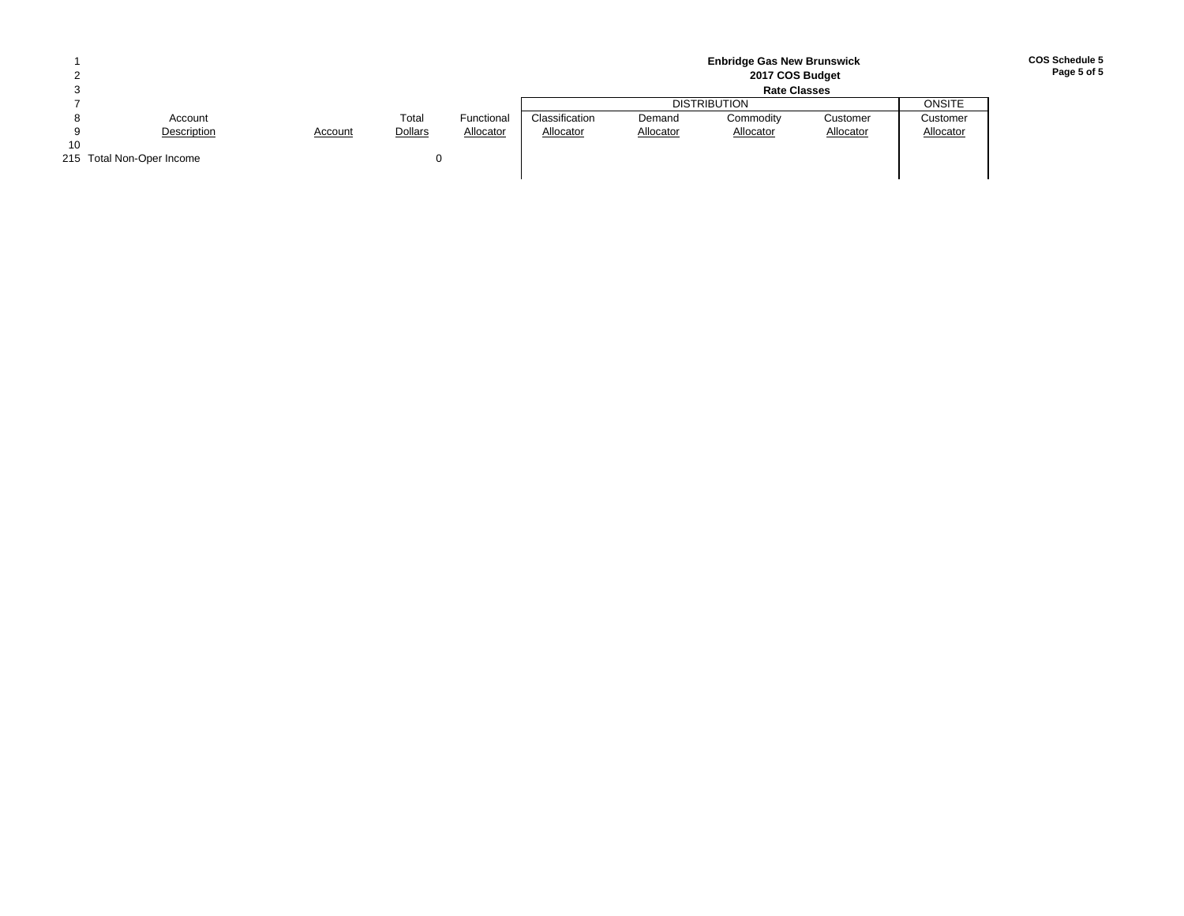**Enbridge Gas New Brunswick**
**2017 COS Budget**
**Rate Classes**

**COS Schedule 5**

| Line | Account Description | Account | Total Dollars | Functional Allocator | DISTRIBUTION Classification Allocator | DISTRIBUTION Demand Allocator | DISTRIBUTION Commodity Allocator | DISTRIBUTION Customer Allocator | ONSITE Customer Allocator |
|---|---|---|---|---|---|---|---|---|---|
| 215 | Total Non-Oper Income | | 0 | | | | | | |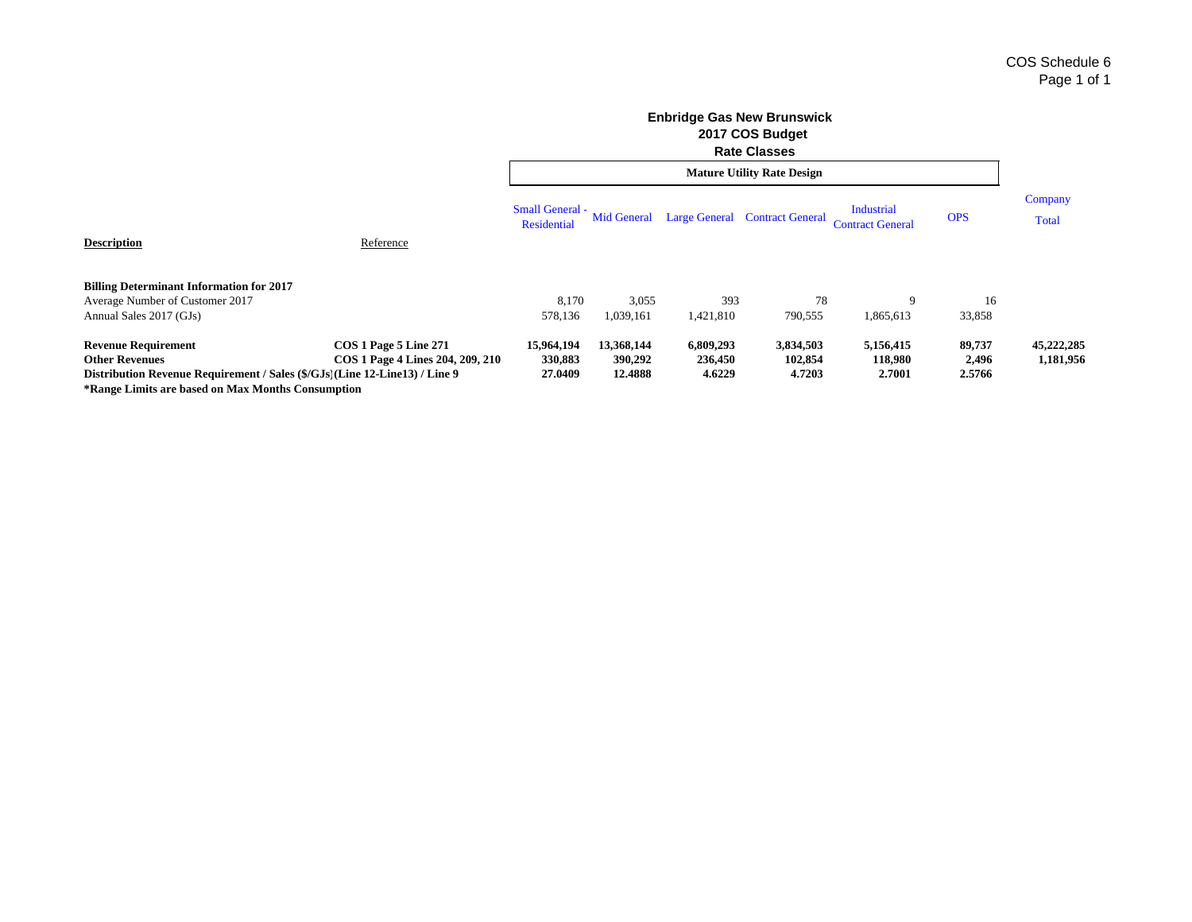COS Schedule 6

# Enbridge Gas New Brunswick
## 2017 COS Budget
### Rate Classes

| Description | Reference | Small General - Residential | Mid General | Large General | Contract General | Industrial Contract General | OPS | Company Total |
|---|---|---|---|---|---|---|---|---|
| | | Mature Utility Rate Design | | | | | | |
| **Billing Determinant Information for 2017** | | | | | | | | |
| Average Number of Customer 2017 | | 8,170 | 3,055 | 393 | 78 | 9 | 16 | |
| Annual Sales 2017 (GJs) | | 578,136 | 1,039,161 | 1,421,810 | 790,555 | 1,865,613 | 33,858 | |
| **Revenue Requirement** | **COS 1 Page 5 Line 271** | **15,964,194** | **13,368,144** | **6,809,293** | **3,834,503** | **5,156,415** | **89,737** | **45,222,285** |
| **Other Revenues** | **COS 1 Page 4 Lines 204, 209, 210** | **330,883** | **390,292** | **236,450** | **102,854** | **118,980** | **2,496** | **1,181,956** |
| **Distribution Revenue Requirement / Sales ($/GJs)** | **(Line 12-Line13) / Line 9** | **27.0409** | **12.4888** | **4.6229** | **4.7203** | **2.7001** | **2.5766** | |

**\*Range Limits are based on Max Months Consumption**